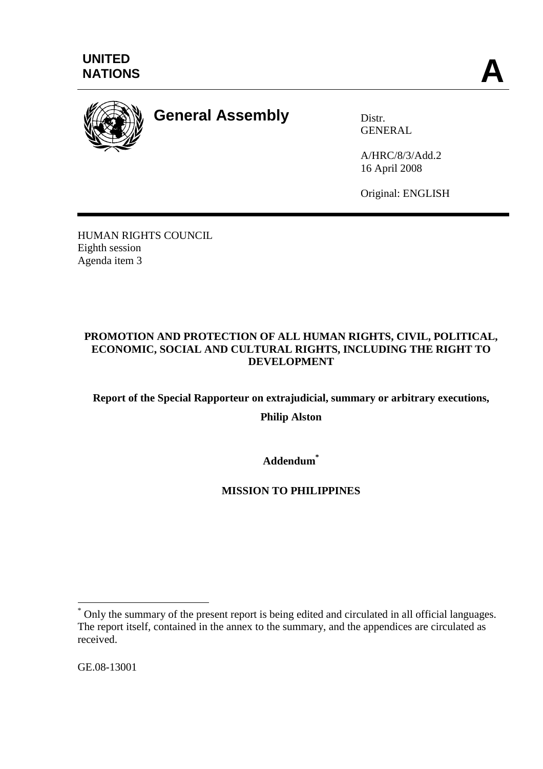UNITED NATIONS

A

# General Assembly

Distr.
GENERAL

A/HRC/8/3/Add.2
16 April 2008

Original: ENGLISH

HUMAN RIGHTS COUNCIL
Eighth session
Agenda item 3

**PROMOTION AND PROTECTION OF ALL HUMAN RIGHTS, CIVIL, POLITICAL, ECONOMIC, SOCIAL AND CULTURAL RIGHTS, INCLUDING THE RIGHT TO DEVELOPMENT**

**Report of the Special Rapporteur on extrajudicial, summary or arbitrary executions,**

**Philip Alston**

**Addendum***

**MISSION TO PHILIPPINES**

\* Only the summary of the present report is being edited and circulated in all official languages. The report itself, contained in the annex to the summary, and the appendices are circulated as received.

GE.08-13001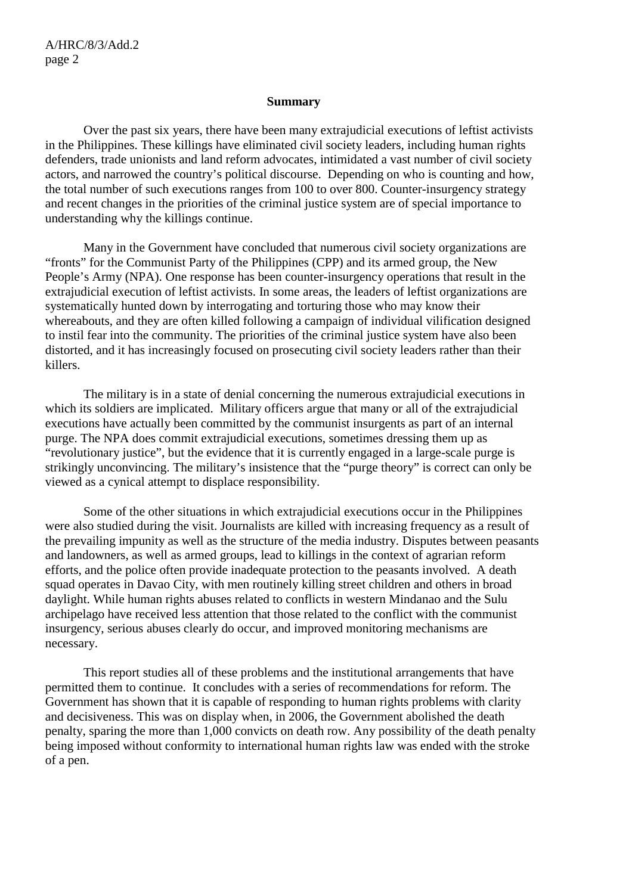**Summary**

Over the past six years, there have been many extrajudicial executions of leftist activists in the Philippines. These killings have eliminated civil society leaders, including human rights defenders, trade unionists and land reform advocates, intimidated a vast number of civil society actors, and narrowed the country's political discourse. Depending on who is counting and how, the total number of such executions ranges from 100 to over 800. Counter-insurgency strategy and recent changes in the priorities of the criminal justice system are of special importance to understanding why the killings continue.

Many in the Government have concluded that numerous civil society organizations are "fronts" for the Communist Party of the Philippines (CPP) and its armed group, the New People's Army (NPA). One response has been counter-insurgency operations that result in the extrajudicial execution of leftist activists. In some areas, the leaders of leftist organizations are systematically hunted down by interrogating and torturing those who may know their whereabouts, and they are often killed following a campaign of individual vilification designed to instil fear into the community. The priorities of the criminal justice system have also been distorted, and it has increasingly focused on prosecuting civil society leaders rather than their killers.

The military is in a state of denial concerning the numerous extrajudicial executions in which its soldiers are implicated. Military officers argue that many or all of the extrajudicial executions have actually been committed by the communist insurgents as part of an internal purge. The NPA does commit extrajudicial executions, sometimes dressing them up as "revolutionary justice", but the evidence that it is currently engaged in a large-scale purge is strikingly unconvincing. The military's insistence that the "purge theory" is correct can only be viewed as a cynical attempt to displace responsibility.

Some of the other situations in which extrajudicial executions occur in the Philippines were also studied during the visit. Journalists are killed with increasing frequency as a result of the prevailing impunity as well as the structure of the media industry. Disputes between peasants and landowners, as well as armed groups, lead to killings in the context of agrarian reform efforts, and the police often provide inadequate protection to the peasants involved. A death squad operates in Davao City, with men routinely killing street children and others in broad daylight. While human rights abuses related to conflicts in western Mindanao and the Sulu archipelago have received less attention that those related to the conflict with the communist insurgency, serious abuses clearly do occur, and improved monitoring mechanisms are necessary.

This report studies all of these problems and the institutional arrangements that have permitted them to continue. It concludes with a series of recommendations for reform. The Government has shown that it is capable of responding to human rights problems with clarity and decisiveness. This was on display when, in 2006, the Government abolished the death penalty, sparing the more than 1,000 convicts on death row. Any possibility of the death penalty being imposed without conformity to international human rights law was ended with the stroke of a pen.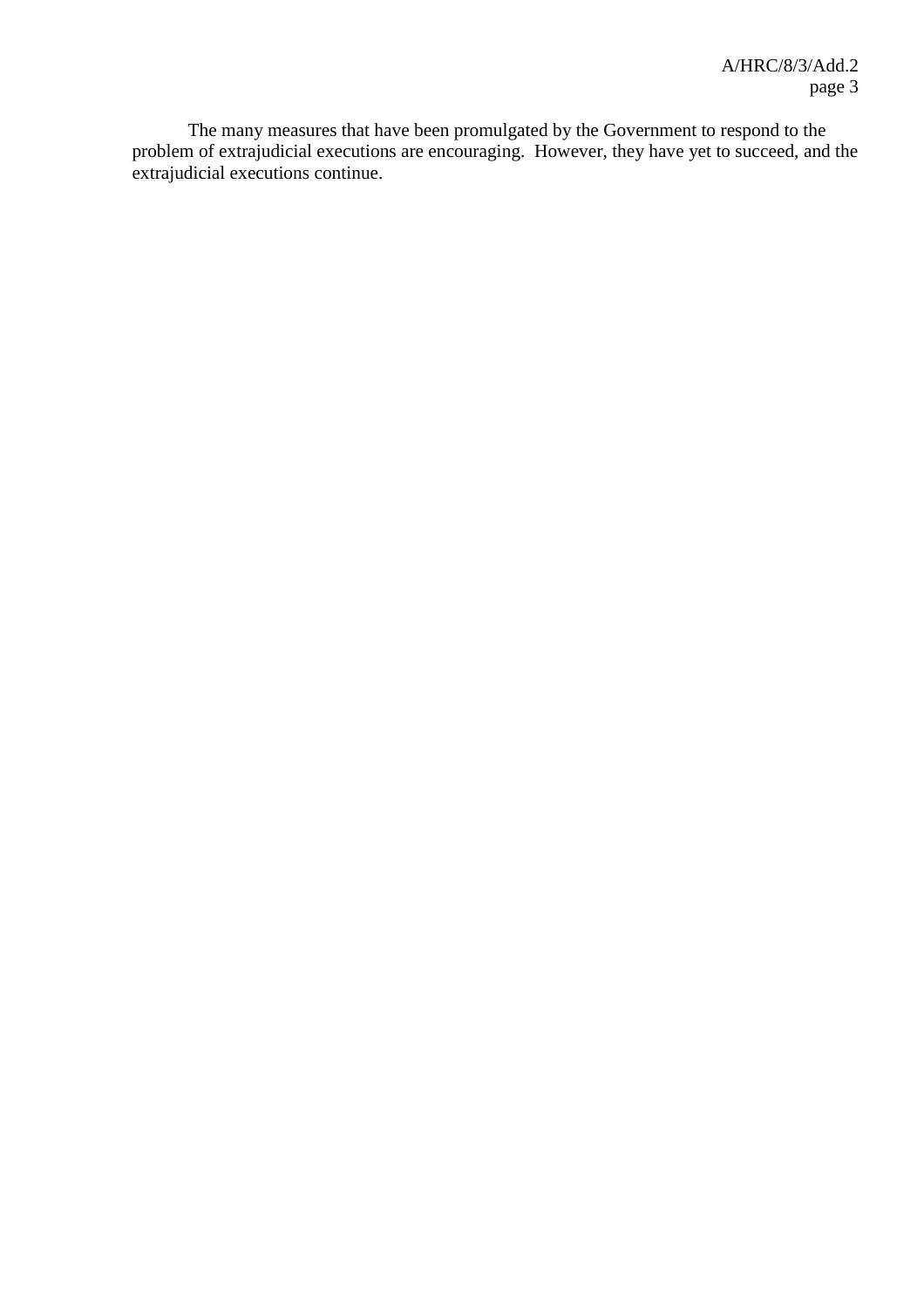The many measures that have been promulgated by the Government to respond to the problem of extrajudicial executions are encouraging. However, they have yet to succeed, and the extrajudicial executions continue.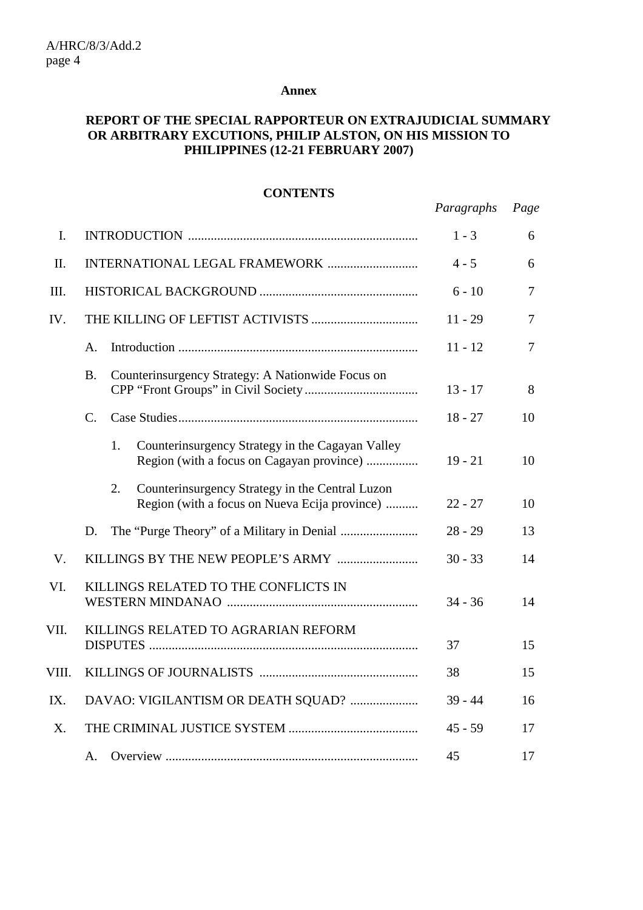**Annex**

**REPORT OF THE SPECIAL RAPPORTEUR ON EXTRAJUDICIAL SUMMARY OR ARBITRARY EXCUTIONS, PHILIP ALSTON, ON HIS MISSION TO PHILIPPINES (12-21 FEBRUARY 2007)**

**CONTENTS**

| | | *Paragraphs* | *Page* |
|---|---|---|---|
| I. | INTRODUCTION | 1 - 3 | 6 |
| II. | INTERNATIONAL LEGAL FRAMEWORK | 4 - 5 | 6 |
| III. | HISTORICAL BACKGROUND | 6 - 10 | 7 |
| IV. | THE KILLING OF LEFTIST ACTIVISTS | 11 - 29 | 7 |
| | A. Introduction | 11 - 12 | 7 |
| | B. Counterinsurgency Strategy: A Nationwide Focus on CPP “Front Groups” in Civil Society | 13 - 17 | 8 |
| | C. Case Studies | 18 - 27 | 10 |
| | 1. Counterinsurgency Strategy in the Cagayan Valley Region (with a focus on Cagayan province) | 19 - 21 | 10 |
| | 2. Counterinsurgency Strategy in the Central Luzon Region (with a focus on Nueva Ecija province) | 22 - 27 | 10 |
| | D. The “Purge Theory” of a Military in Denial | 28 - 29 | 13 |
| V. | KILLINGS BY THE NEW PEOPLE’S ARMY | 30 - 33 | 14 |
| VI. | KILLINGS RELATED TO THE CONFLICTS IN WESTERN MINDANAO | 34 - 36 | 14 |
| VII. | KILLINGS RELATED TO AGRARIAN REFORM DISPUTES | 37 | 15 |
| VIII. | KILLINGS OF JOURNALISTS | 38 | 15 |
| IX. | DAVAO: VIGILANTISM OR DEATH SQUAD? | 39 - 44 | 16 |
| X. | THE CRIMINAL JUSTICE SYSTEM | 45 - 59 | 17 |
| | A. Overview | 45 | 17 |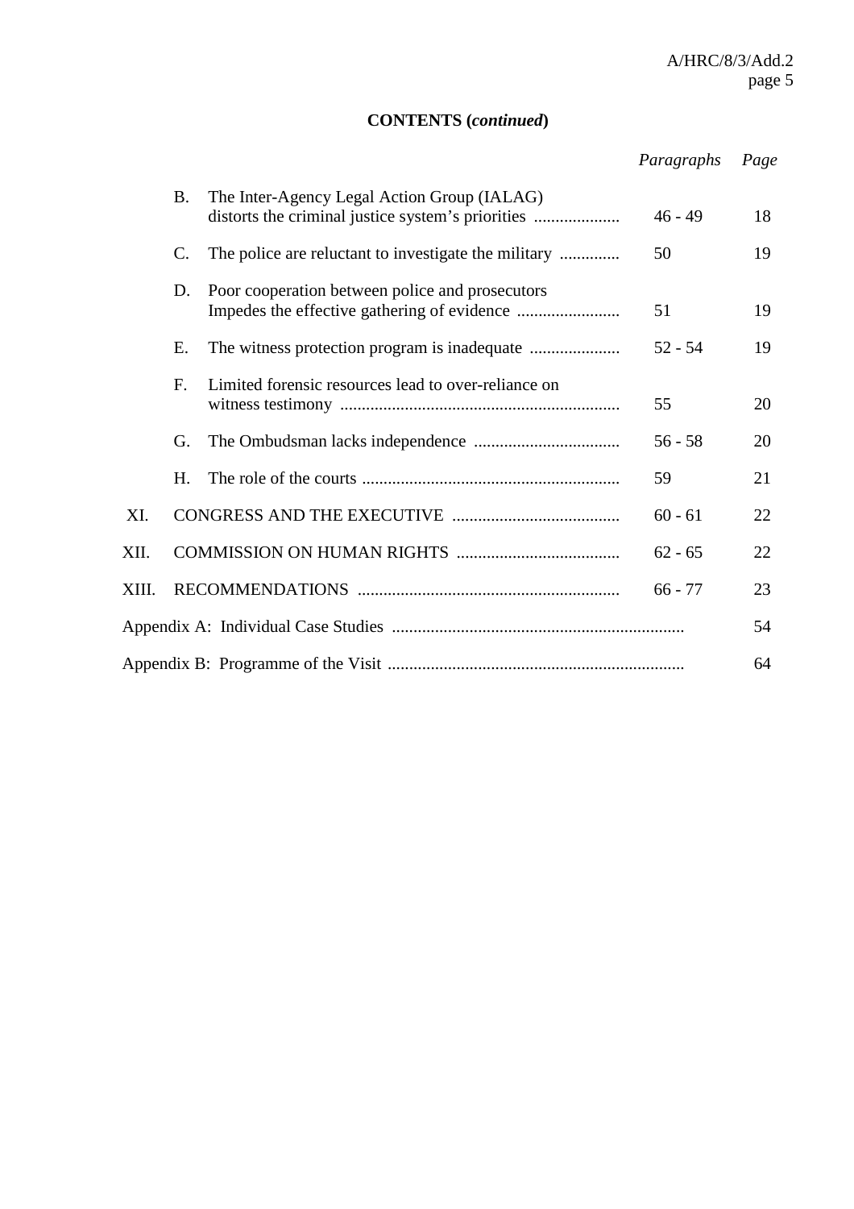**CONTENTS (*continued*)**

| | | *Paragraphs* | *Page* |
|---|---|---|---|
| | B. The Inter-Agency Legal Action Group (IALAG) distorts the criminal justice system's priorities | 46 - 49 | 18 |
| | C. The police are reluctant to investigate the military | 50 | 19 |
| | D. Poor cooperation between police and prosecutors Impedes the effective gathering of evidence | 51 | 19 |
| | E. The witness protection program is inadequate | 52 - 54 | 19 |
| | F. Limited forensic resources lead to over-reliance on witness testimony | 55 | 20 |
| | G. The Ombudsman lacks independence | 56 - 58 | 20 |
| | H. The role of the courts | 59 | 21 |
| XI. | CONGRESS AND THE EXECUTIVE | 60 - 61 | 22 |
| XII. | COMMISSION ON HUMAN RIGHTS | 62 - 65 | 22 |
| XIII. | RECOMMENDATIONS | 66 - 77 | 23 |
| Appendix A: | Individual Case Studies | | 54 |
| Appendix B: | Programme of the Visit | | 64 |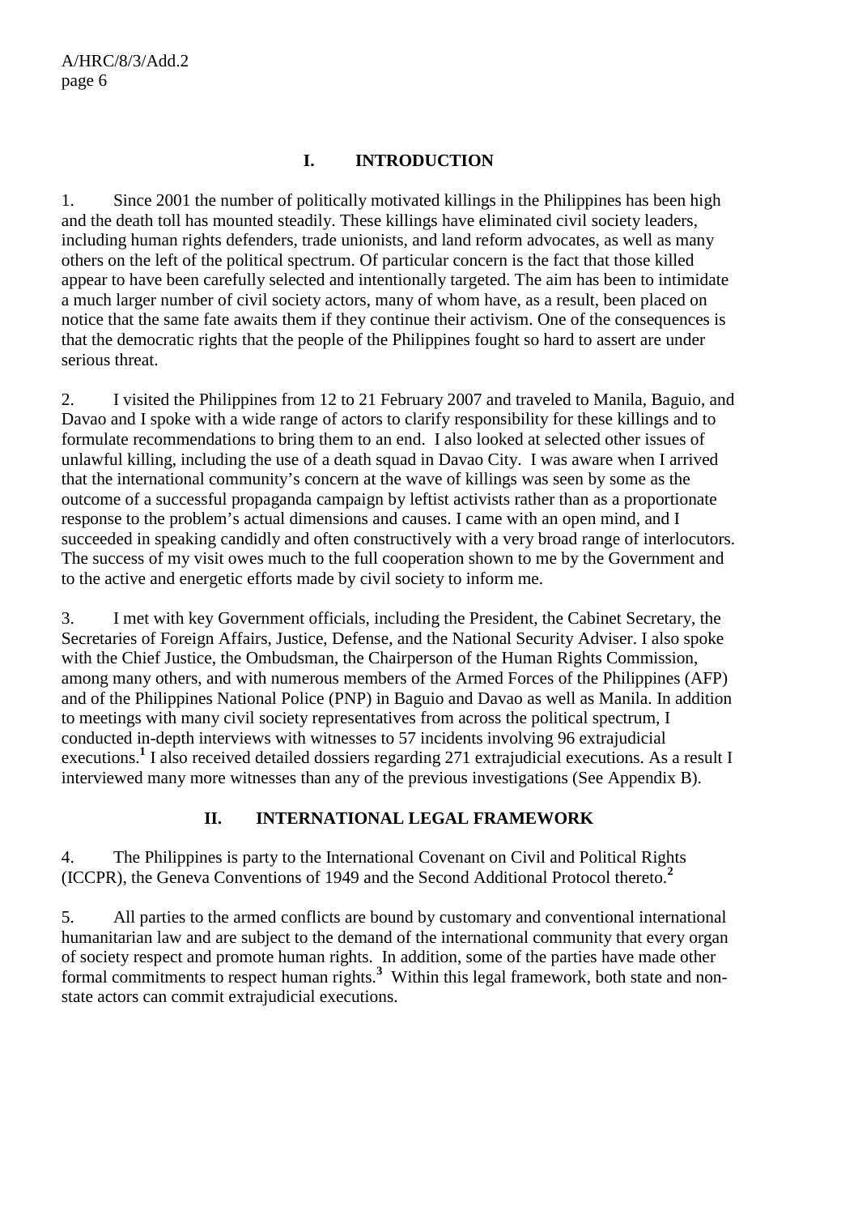## I. INTRODUCTION

1. Since 2001 the number of politically motivated killings in the Philippines has been high and the death toll has mounted steadily. These killings have eliminated civil society leaders, including human rights defenders, trade unionists, and land reform advocates, as well as many others on the left of the political spectrum. Of particular concern is the fact that those killed appear to have been carefully selected and intentionally targeted. The aim has been to intimidate a much larger number of civil society actors, many of whom have, as a result, been placed on notice that the same fate awaits them if they continue their activism. One of the consequences is that the democratic rights that the people of the Philippines fought so hard to assert are under serious threat.

2. I visited the Philippines from 12 to 21 February 2007 and traveled to Manila, Baguio, and Davao and I spoke with a wide range of actors to clarify responsibility for these killings and to formulate recommendations to bring them to an end. I also looked at selected other issues of unlawful killing, including the use of a death squad in Davao City. I was aware when I arrived that the international community's concern at the wave of killings was seen by some as the outcome of a successful propaganda campaign by leftist activists rather than as a proportionate response to the problem's actual dimensions and causes. I came with an open mind, and I succeeded in speaking candidly and often constructively with a very broad range of interlocutors. The success of my visit owes much to the full cooperation shown to me by the Government and to the active and energetic efforts made by civil society to inform me.

3. I met with key Government officials, including the President, the Cabinet Secretary, the Secretaries of Foreign Affairs, Justice, Defense, and the National Security Adviser. I also spoke with the Chief Justice, the Ombudsman, the Chairperson of the Human Rights Commission, among many others, and with numerous members of the Armed Forces of the Philippines (AFP) and of the Philippines National Police (PNP) in Baguio and Davao as well as Manila. In addition to meetings with many civil society representatives from across the political spectrum, I conducted in-depth interviews with witnesses to 57 incidents involving 96 extrajudicial executions.[1] I also received detailed dossiers regarding 271 extrajudicial executions. As a result I interviewed many more witnesses than any of the previous investigations (See Appendix B).

## II. INTERNATIONAL LEGAL FRAMEWORK

4. The Philippines is party to the International Covenant on Civil and Political Rights (ICCPR), the Geneva Conventions of 1949 and the Second Additional Protocol thereto.[2]

5. All parties to the armed conflicts are bound by customary and conventional international humanitarian law and are subject to the demand of the international community that every organ of society respect and promote human rights. In addition, some of the parties have made other formal commitments to respect human rights.[3] Within this legal framework, both state and non-state actors can commit extrajudicial executions.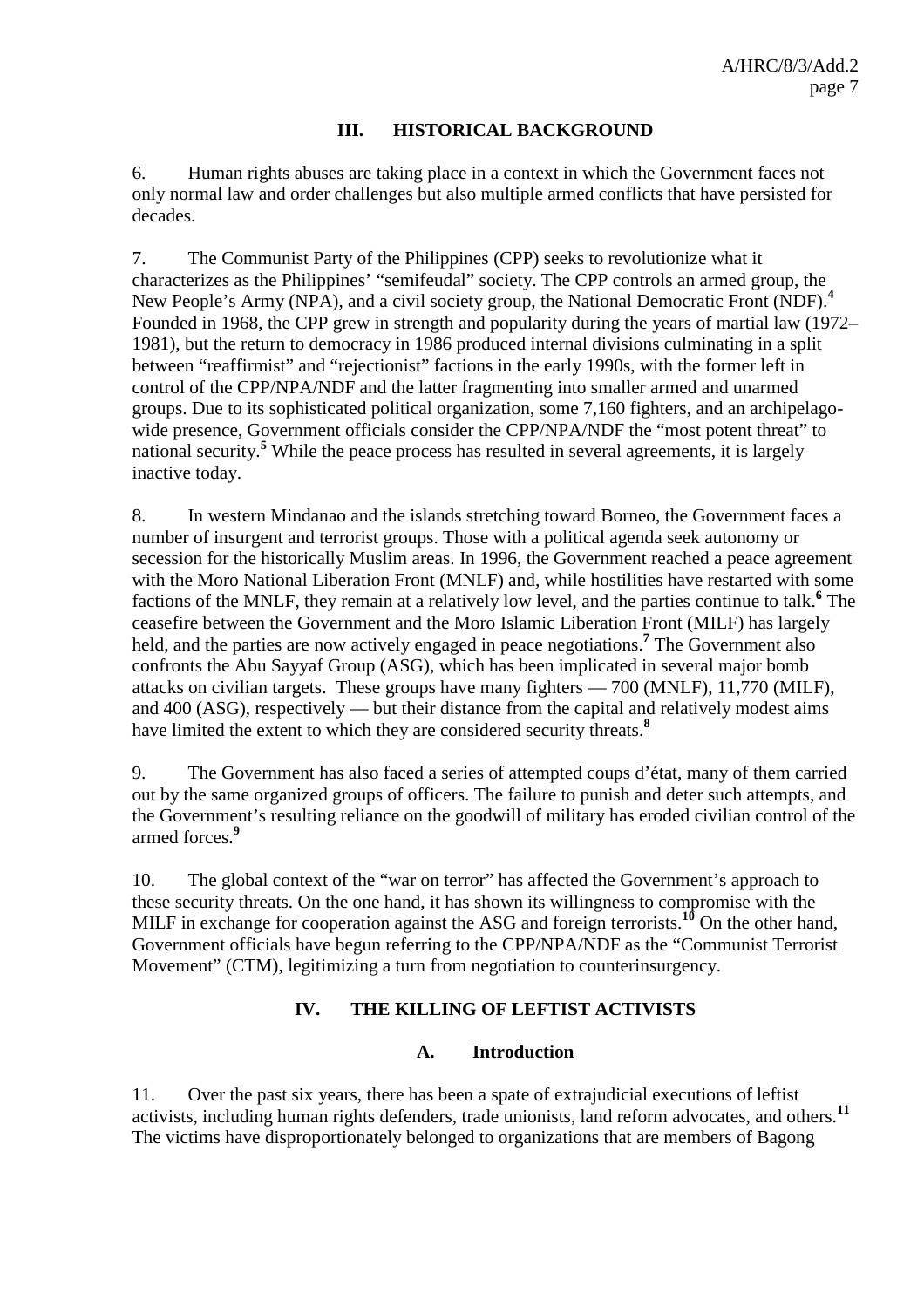## III. HISTORICAL BACKGROUND

6. Human rights abuses are taking place in a context in which the Government faces not only normal law and order challenges but also multiple armed conflicts that have persisted for decades.

7. The Communist Party of the Philippines (CPP) seeks to revolutionize what it characterizes as the Philippines' "semifeudal" society. The CPP controls an armed group, the New People's Army (NPA), and a civil society group, the National Democratic Front (NDF).[4] Founded in 1968, the CPP grew in strength and popularity during the years of martial law (1972–1981), but the return to democracy in 1986 produced internal divisions culminating in a split between "reaffirmist" and "rejectionist" factions in the early 1990s, with the former left in control of the CPP/NPA/NDF and the latter fragmenting into smaller armed and unarmed groups. Due to its sophisticated political organization, some 7,160 fighters, and an archipelago-wide presence, Government officials consider the CPP/NPA/NDF the "most potent threat" to national security.[5] While the peace process has resulted in several agreements, it is largely inactive today.

8. In western Mindanao and the islands stretching toward Borneo, the Government faces a number of insurgent and terrorist groups. Those with a political agenda seek autonomy or secession for the historically Muslim areas. In 1996, the Government reached a peace agreement with the Moro National Liberation Front (MNLF) and, while hostilities have restarted with some factions of the MNLF, they remain at a relatively low level, and the parties continue to talk.[6] The ceasefire between the Government and the Moro Islamic Liberation Front (MILF) has largely held, and the parties are now actively engaged in peace negotiations.[7] The Government also confronts the Abu Sayyaf Group (ASG), which has been implicated in several major bomb attacks on civilian targets. These groups have many fighters — 700 (MNLF), 11,770 (MILF), and 400 (ASG), respectively — but their distance from the capital and relatively modest aims have limited the extent to which they are considered security threats.[8]

9. The Government has also faced a series of attempted coups d'état, many of them carried out by the same organized groups of officers. The failure to punish and deter such attempts, and the Government's resulting reliance on the goodwill of military has eroded civilian control of the armed forces.[9]

10. The global context of the "war on terror" has affected the Government's approach to these security threats. On the one hand, it has shown its willingness to compromise with the MILF in exchange for cooperation against the ASG and foreign terrorists.[10] On the other hand, Government officials have begun referring to the CPP/NPA/NDF as the "Communist Terrorist Movement" (CTM), legitimizing a turn from negotiation to counterinsurgency.

## IV. THE KILLING OF LEFTIST ACTIVISTS

### A. Introduction

11. Over the past six years, there has been a spate of extrajudicial executions of leftist activists, including human rights defenders, trade unionists, land reform advocates, and others.[11] The victims have disproportionately belonged to organizations that are members of Bagong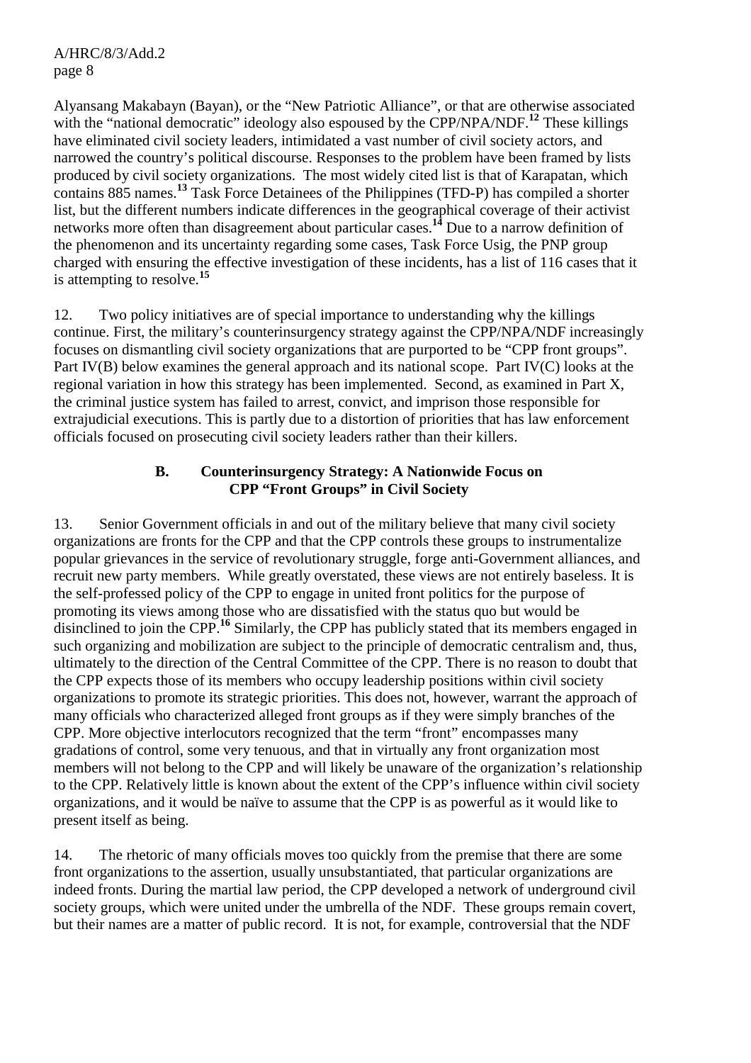Alyansang Makabayn (Bayan), or the "New Patriotic Alliance", or that are otherwise associated with the "national democratic" ideology also espoused by the CPP/NPA/NDF.[12] These killings have eliminated civil society leaders, intimidated a vast number of civil society actors, and narrowed the country's political discourse. Responses to the problem have been framed by lists produced by civil society organizations. The most widely cited list is that of Karapatan, which contains 885 names.[13] Task Force Detainees of the Philippines (TFD-P) has compiled a shorter list, but the different numbers indicate differences in the geographical coverage of their activist networks more often than disagreement about particular cases.[14] Due to a narrow definition of the phenomenon and its uncertainty regarding some cases, Task Force Usig, the PNP group charged with ensuring the effective investigation of these incidents, has a list of 116 cases that it is attempting to resolve.[15]

12. Two policy initiatives are of special importance to understanding why the killings continue. First, the military's counterinsurgency strategy against the CPP/NPA/NDF increasingly focuses on dismantling civil society organizations that are purported to be "CPP front groups". Part IV(B) below examines the general approach and its national scope. Part IV(C) looks at the regional variation in how this strategy has been implemented. Second, as examined in Part X, the criminal justice system has failed to arrest, convict, and imprison those responsible for extrajudicial executions. This is partly due to a distortion of priorities that has law enforcement officials focused on prosecuting civil society leaders rather than their killers.

### B. Counterinsurgency Strategy: A Nationwide Focus on CPP "Front Groups" in Civil Society

13. Senior Government officials in and out of the military believe that many civil society organizations are fronts for the CPP and that the CPP controls these groups to instrumentalize popular grievances in the service of revolutionary struggle, forge anti-Government alliances, and recruit new party members. While greatly overstated, these views are not entirely baseless. It is the self-professed policy of the CPP to engage in united front politics for the purpose of promoting its views among those who are dissatisfied with the status quo but would be disinclined to join the CPP.[16] Similarly, the CPP has publicly stated that its members engaged in such organizing and mobilization are subject to the principle of democratic centralism and, thus, ultimately to the direction of the Central Committee of the CPP. There is no reason to doubt that the CPP expects those of its members who occupy leadership positions within civil society organizations to promote its strategic priorities. This does not, however, warrant the approach of many officials who characterized alleged front groups as if they were simply branches of the CPP. More objective interlocutors recognized that the term "front" encompasses many gradations of control, some very tenuous, and that in virtually any front organization most members will not belong to the CPP and will likely be unaware of the organization's relationship to the CPP. Relatively little is known about the extent of the CPP's influence within civil society organizations, and it would be naïve to assume that the CPP is as powerful as it would like to present itself as being.

14. The rhetoric of many officials moves too quickly from the premise that there are some front organizations to the assertion, usually unsubstantiated, that particular organizations are indeed fronts. During the martial law period, the CPP developed a network of underground civil society groups, which were united under the umbrella of the NDF. These groups remain covert, but their names are a matter of public record. It is not, for example, controversial that the NDF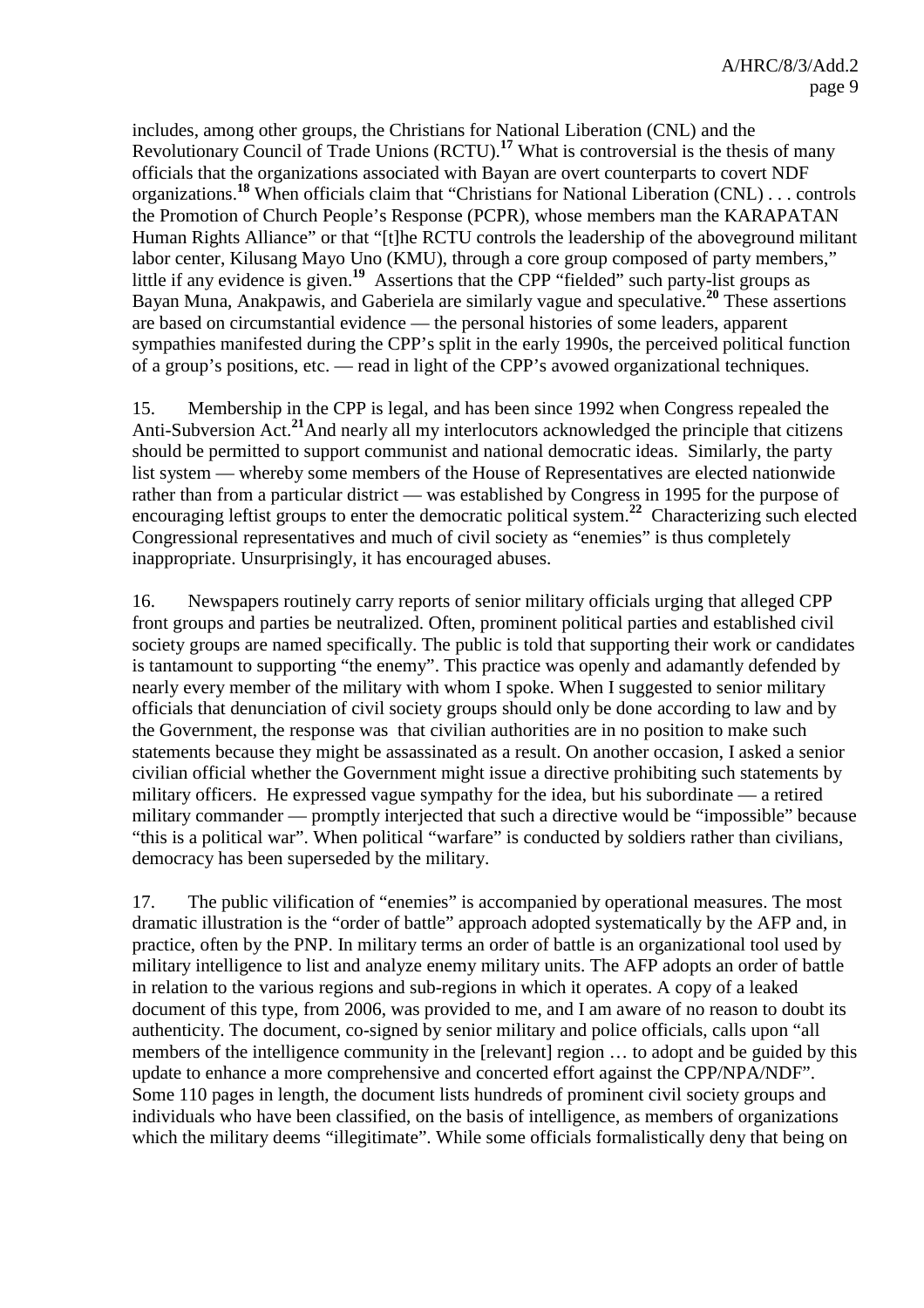includes, among other groups, the Christians for National Liberation (CNL) and the Revolutionary Council of Trade Unions (RCTU).[17] What is controversial is the thesis of many officials that the organizations associated with Bayan are overt counterparts to covert NDF organizations.[18] When officials claim that "Christians for National Liberation (CNL) . . . controls the Promotion of Church People's Response (PCPR), whose members man the KARAPATAN Human Rights Alliance" or that "[t]he RCTU controls the leadership of the aboveground militant labor center, Kilusang Mayo Uno (KMU), through a core group composed of party members," little if any evidence is given.[19] Assertions that the CPP "fielded" such party-list groups as Bayan Muna, Anakpawis, and Gaberiela are similarly vague and speculative.[20] These assertions are based on circumstantial evidence — the personal histories of some leaders, apparent sympathies manifested during the CPP's split in the early 1990s, the perceived political function of a group's positions, etc. — read in light of the CPP's avowed organizational techniques.

15. Membership in the CPP is legal, and has been since 1992 when Congress repealed the Anti-Subversion Act.[21] And nearly all my interlocutors acknowledged the principle that citizens should be permitted to support communist and national democratic ideas. Similarly, the party list system — whereby some members of the House of Representatives are elected nationwide rather than from a particular district — was established by Congress in 1995 for the purpose of encouraging leftist groups to enter the democratic political system.[22] Characterizing such elected Congressional representatives and much of civil society as "enemies" is thus completely inappropriate. Unsurprisingly, it has encouraged abuses.

16. Newspapers routinely carry reports of senior military officials urging that alleged CPP front groups and parties be neutralized. Often, prominent political parties and established civil society groups are named specifically. The public is told that supporting their work or candidates is tantamount to supporting "the enemy". This practice was openly and adamantly defended by nearly every member of the military with whom I spoke. When I suggested to senior military officials that denunciation of civil society groups should only be done according to law and by the Government, the response was that civilian authorities are in no position to make such statements because they might be assassinated as a result. On another occasion, I asked a senior civilian official whether the Government might issue a directive prohibiting such statements by military officers. He expressed vague sympathy for the idea, but his subordinate — a retired military commander — promptly interjected that such a directive would be "impossible" because "this is a political war". When political "warfare" is conducted by soldiers rather than civilians, democracy has been superseded by the military.

17. The public vilification of "enemies" is accompanied by operational measures. The most dramatic illustration is the "order of battle" approach adopted systematically by the AFP and, in practice, often by the PNP. In military terms an order of battle is an organizational tool used by military intelligence to list and analyze enemy military units. The AFP adopts an order of battle in relation to the various regions and sub-regions in which it operates. A copy of a leaked document of this type, from 2006, was provided to me, and I am aware of no reason to doubt its authenticity. The document, co-signed by senior military and police officials, calls upon "all members of the intelligence community in the [relevant] region … to adopt and be guided by this update to enhance a more comprehensive and concerted effort against the CPP/NPA/NDF". Some 110 pages in length, the document lists hundreds of prominent civil society groups and individuals who have been classified, on the basis of intelligence, as members of organizations which the military deems "illegitimate". While some officials formalistically deny that being on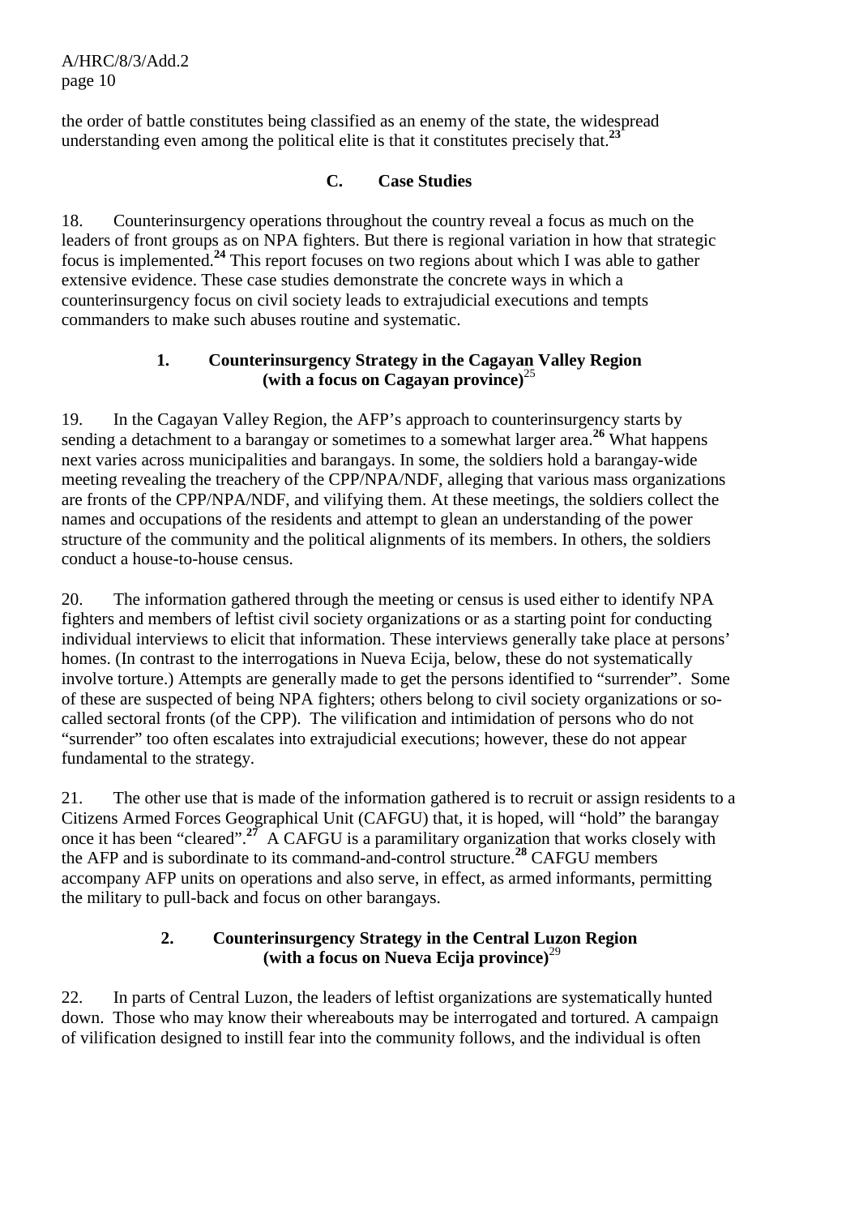the order of battle constitutes being classified as an enemy of the state, the widespread understanding even among the political elite is that it constitutes precisely that.[23]

## C. Case Studies

18. Counterinsurgency operations throughout the country reveal a focus as much on the leaders of front groups as on NPA fighters. But there is regional variation in how that strategic focus is implemented.[24] This report focuses on two regions about which I was able to gather extensive evidence. These case studies demonstrate the concrete ways in which a counterinsurgency focus on civil society leads to extrajudicial executions and tempts commanders to make such abuses routine and systematic.

### 1. Counterinsurgency Strategy in the Cagayan Valley Region (with a focus on Cagayan province)[25]

19. In the Cagayan Valley Region, the AFP's approach to counterinsurgency starts by sending a detachment to a barangay or sometimes to a somewhat larger area.[26] What happens next varies across municipalities and barangays. In some, the soldiers hold a barangay-wide meeting revealing the treachery of the CPP/NPA/NDF, alleging that various mass organizations are fronts of the CPP/NPA/NDF, and vilifying them. At these meetings, the soldiers collect the names and occupations of the residents and attempt to glean an understanding of the power structure of the community and the political alignments of its members. In others, the soldiers conduct a house-to-house census.

20. The information gathered through the meeting or census is used either to identify NPA fighters and members of leftist civil society organizations or as a starting point for conducting individual interviews to elicit that information. These interviews generally take place at persons' homes. (In contrast to the interrogations in Nueva Ecija, below, these do not systematically involve torture.) Attempts are generally made to get the persons identified to "surrender". Some of these are suspected of being NPA fighters; others belong to civil society organizations or so-called sectoral fronts (of the CPP). The vilification and intimidation of persons who do not "surrender" too often escalates into extrajudicial executions; however, these do not appear fundamental to the strategy.

21. The other use that is made of the information gathered is to recruit or assign residents to a Citizens Armed Forces Geographical Unit (CAFGU) that, it is hoped, will "hold" the barangay once it has been "cleared".[27] A CAFGU is a paramilitary organization that works closely with the AFP and is subordinate to its command-and-control structure.[28] CAFGU members accompany AFP units on operations and also serve, in effect, as armed informants, permitting the military to pull-back and focus on other barangays.

### 2. Counterinsurgency Strategy in the Central Luzon Region (with a focus on Nueva Ecija province)[29]

22. In parts of Central Luzon, the leaders of leftist organizations are systematically hunted down. Those who may know their whereabouts may be interrogated and tortured. A campaign of vilification designed to instill fear into the community follows, and the individual is often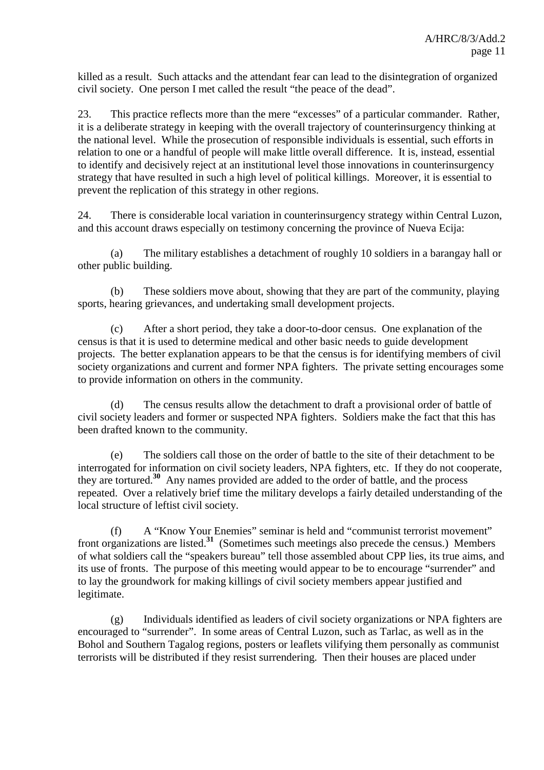killed as a result. Such attacks and the attendant fear can lead to the disintegration of organized civil society. One person I met called the result "the peace of the dead".

23. This practice reflects more than the mere "excesses" of a particular commander. Rather, it is a deliberate strategy in keeping with the overall trajectory of counterinsurgency thinking at the national level. While the prosecution of responsible individuals is essential, such efforts in relation to one or a handful of people will make little overall difference. It is, instead, essential to identify and decisively reject at an institutional level those innovations in counterinsurgency strategy that have resulted in such a high level of political killings. Moreover, it is essential to prevent the replication of this strategy in other regions.

24. There is considerable local variation in counterinsurgency strategy within Central Luzon, and this account draws especially on testimony concerning the province of Nueva Ecija:

(a) The military establishes a detachment of roughly 10 soldiers in a barangay hall or other public building.

(b) These soldiers move about, showing that they are part of the community, playing sports, hearing grievances, and undertaking small development projects.

(c) After a short period, they take a door-to-door census. One explanation of the census is that it is used to determine medical and other basic needs to guide development projects. The better explanation appears to be that the census is for identifying members of civil society organizations and current and former NPA fighters. The private setting encourages some to provide information on others in the community.

(d) The census results allow the detachment to draft a provisional order of battle of civil society leaders and former or suspected NPA fighters. Soldiers make the fact that this has been drafted known to the community.

(e) The soldiers call those on the order of battle to the site of their detachment to be interrogated for information on civil society leaders, NPA fighters, etc. If they do not cooperate, they are tortured.[30] Any names provided are added to the order of battle, and the process repeated. Over a relatively brief time the military develops a fairly detailed understanding of the local structure of leftist civil society.

(f) A "Know Your Enemies" seminar is held and "communist terrorist movement" front organizations are listed.[31] (Sometimes such meetings also precede the census.) Members of what soldiers call the "speakers bureau" tell those assembled about CPP lies, its true aims, and its use of fronts. The purpose of this meeting would appear to be to encourage "surrender" and to lay the groundwork for making killings of civil society members appear justified and legitimate.

(g) Individuals identified as leaders of civil society organizations or NPA fighters are encouraged to "surrender". In some areas of Central Luzon, such as Tarlac, as well as in the Bohol and Southern Tagalog regions, posters or leaflets vilifying them personally as communist terrorists will be distributed if they resist surrendering. Then their houses are placed under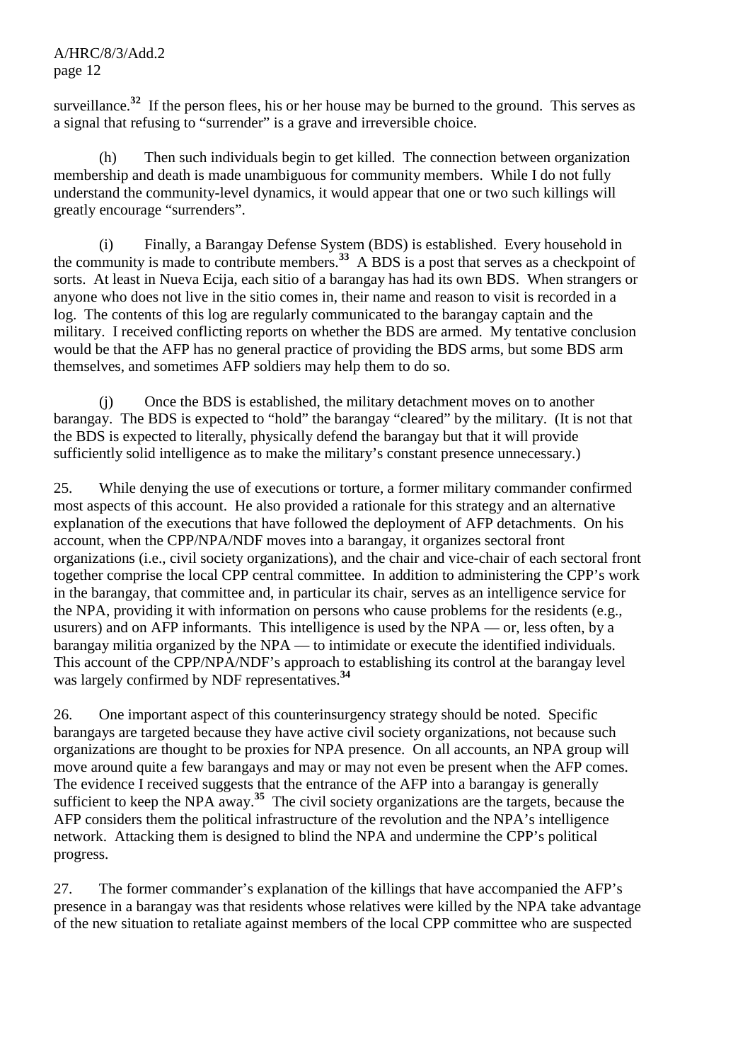surveillance.[32] If the person flees, his or her house may be burned to the ground. This serves as a signal that refusing to "surrender" is a grave and irreversible choice.

(h) Then such individuals begin to get killed. The connection between organization membership and death is made unambiguous for community members. While I do not fully understand the community-level dynamics, it would appear that one or two such killings will greatly encourage "surrenders".

(i) Finally, a Barangay Defense System (BDS) is established. Every household in the community is made to contribute members.[33] A BDS is a post that serves as a checkpoint of sorts. At least in Nueva Ecija, each sitio of a barangay has had its own BDS. When strangers or anyone who does not live in the sitio comes in, their name and reason to visit is recorded in a log. The contents of this log are regularly communicated to the barangay captain and the military. I received conflicting reports on whether the BDS are armed. My tentative conclusion would be that the AFP has no general practice of providing the BDS arms, but some BDS arm themselves, and sometimes AFP soldiers may help them to do so.

(j) Once the BDS is established, the military detachment moves on to another barangay. The BDS is expected to "hold" the barangay "cleared" by the military. (It is not that the BDS is expected to literally, physically defend the barangay but that it will provide sufficiently solid intelligence as to make the military's constant presence unnecessary.)

25. While denying the use of executions or torture, a former military commander confirmed most aspects of this account. He also provided a rationale for this strategy and an alternative explanation of the executions that have followed the deployment of AFP detachments. On his account, when the CPP/NPA/NDF moves into a barangay, it organizes sectoral front organizations (i.e., civil society organizations), and the chair and vice-chair of each sectoral front together comprise the local CPP central committee. In addition to administering the CPP's work in the barangay, that committee and, in particular its chair, serves as an intelligence service for the NPA, providing it with information on persons who cause problems for the residents (e.g., usurers) and on AFP informants. This intelligence is used by the NPA — or, less often, by a barangay militia organized by the NPA — to intimidate or execute the identified individuals. This account of the CPP/NPA/NDF's approach to establishing its control at the barangay level was largely confirmed by NDF representatives.[34]

26. One important aspect of this counterinsurgency strategy should be noted. Specific barangays are targeted because they have active civil society organizations, not because such organizations are thought to be proxies for NPA presence. On all accounts, an NPA group will move around quite a few barangays and may or may not even be present when the AFP comes. The evidence I received suggests that the entrance of the AFP into a barangay is generally sufficient to keep the NPA away.[35] The civil society organizations are the targets, because the AFP considers them the political infrastructure of the revolution and the NPA's intelligence network. Attacking them is designed to blind the NPA and undermine the CPP's political progress.

27. The former commander's explanation of the killings that have accompanied the AFP's presence in a barangay was that residents whose relatives were killed by the NPA take advantage of the new situation to retaliate against members of the local CPP committee who are suspected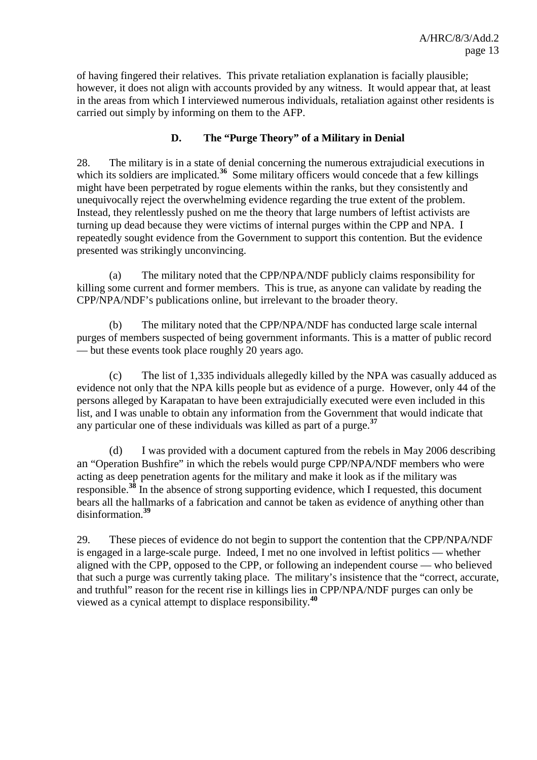of having fingered their relatives. This private retaliation explanation is facially plausible; however, it does not align with accounts provided by any witness. It would appear that, at least in the areas from which I interviewed numerous individuals, retaliation against other residents is carried out simply by informing on them to the AFP.

### D. The "Purge Theory" of a Military in Denial

28. The military is in a state of denial concerning the numerous extrajudicial executions in which its soldiers are implicated.[36] Some military officers would concede that a few killings might have been perpetrated by rogue elements within the ranks, but they consistently and unequivocally reject the overwhelming evidence regarding the true extent of the problem. Instead, they relentlessly pushed on me the theory that large numbers of leftist activists are turning up dead because they were victims of internal purges within the CPP and NPA. I repeatedly sought evidence from the Government to support this contention. But the evidence presented was strikingly unconvincing.

(a) The military noted that the CPP/NPA/NDF publicly claims responsibility for killing some current and former members. This is true, as anyone can validate by reading the CPP/NPA/NDF's publications online, but irrelevant to the broader theory.

(b) The military noted that the CPP/NPA/NDF has conducted large scale internal purges of members suspected of being government informants. This is a matter of public record — but these events took place roughly 20 years ago.

(c) The list of 1,335 individuals allegedly killed by the NPA was casually adduced as evidence not only that the NPA kills people but as evidence of a purge. However, only 44 of the persons alleged by Karapatan to have been extrajudicially executed were even included in this list, and I was unable to obtain any information from the Government that would indicate that any particular one of these individuals was killed as part of a purge.[37]

(d) I was provided with a document captured from the rebels in May 2006 describing an "Operation Bushfire" in which the rebels would purge CPP/NPA/NDF members who were acting as deep penetration agents for the military and make it look as if the military was responsible.[38] In the absence of strong supporting evidence, which I requested, this document bears all the hallmarks of a fabrication and cannot be taken as evidence of anything other than disinformation.[39]

29. These pieces of evidence do not begin to support the contention that the CPP/NPA/NDF is engaged in a large-scale purge. Indeed, I met no one involved in leftist politics — whether aligned with the CPP, opposed to the CPP, or following an independent course — who believed that such a purge was currently taking place. The military's insistence that the "correct, accurate, and truthful" reason for the recent rise in killings lies in CPP/NPA/NDF purges can only be viewed as a cynical attempt to displace responsibility.[40]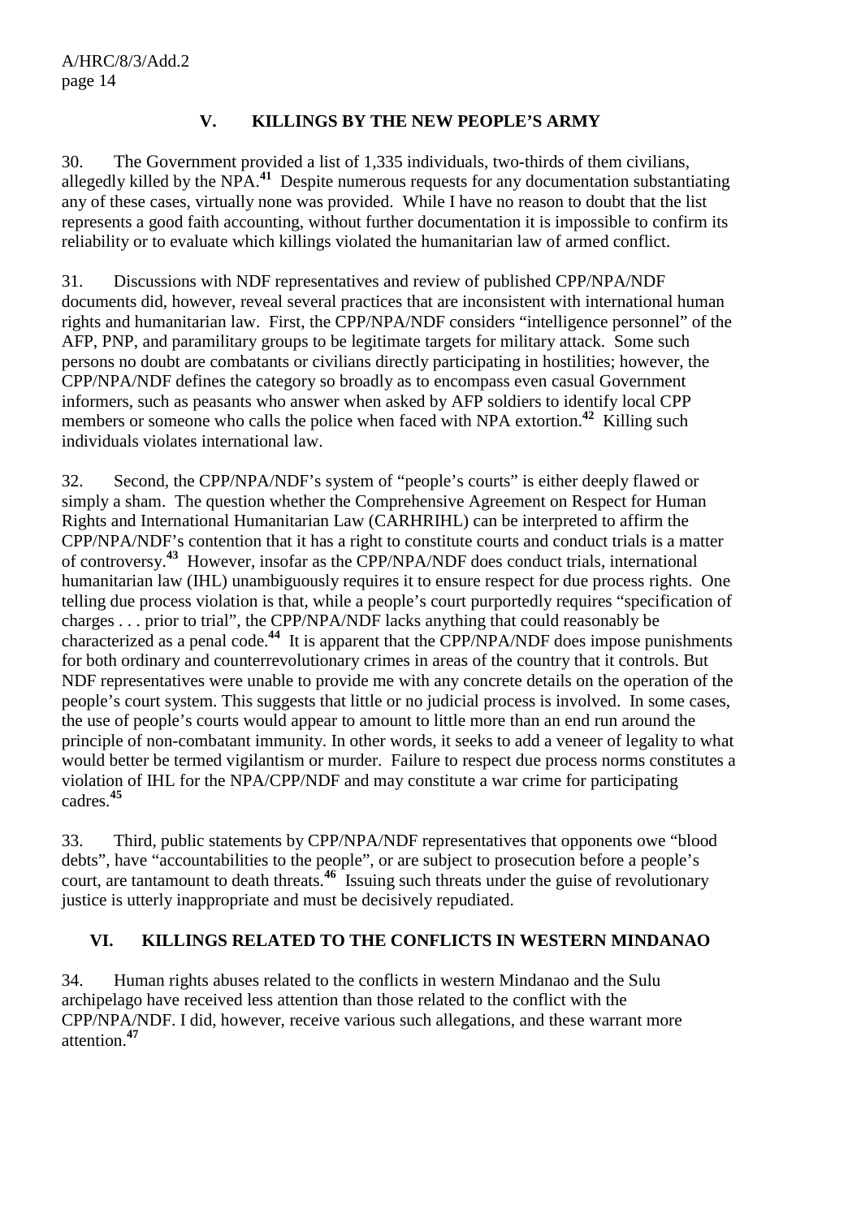## V. KILLINGS BY THE NEW PEOPLE'S ARMY

30. The Government provided a list of 1,335 individuals, two-thirds of them civilians, allegedly killed by the NPA.[41] Despite numerous requests for any documentation substantiating any of these cases, virtually none was provided. While I have no reason to doubt that the list represents a good faith accounting, without further documentation it is impossible to confirm its reliability or to evaluate which killings violated the humanitarian law of armed conflict.

31. Discussions with NDF representatives and review of published CPP/NPA/NDF documents did, however, reveal several practices that are inconsistent with international human rights and humanitarian law. First, the CPP/NPA/NDF considers "intelligence personnel" of the AFP, PNP, and paramilitary groups to be legitimate targets for military attack. Some such persons no doubt are combatants or civilians directly participating in hostilities; however, the CPP/NPA/NDF defines the category so broadly as to encompass even casual Government informers, such as peasants who answer when asked by AFP soldiers to identify local CPP members or someone who calls the police when faced with NPA extortion.[42] Killing such individuals violates international law.

32. Second, the CPP/NPA/NDF's system of "people's courts" is either deeply flawed or simply a sham. The question whether the Comprehensive Agreement on Respect for Human Rights and International Humanitarian Law (CARHRIHL) can be interpreted to affirm the CPP/NPA/NDF's contention that it has a right to constitute courts and conduct trials is a matter of controversy.[43] However, insofar as the CPP/NPA/NDF does conduct trials, international humanitarian law (IHL) unambiguously requires it to ensure respect for due process rights. One telling due process violation is that, while a people's court purportedly requires "specification of charges . . . prior to trial", the CPP/NPA/NDF lacks anything that could reasonably be characterized as a penal code.[44] It is apparent that the CPP/NPA/NDF does impose punishments for both ordinary and counterrevolutionary crimes in areas of the country that it controls. But NDF representatives were unable to provide me with any concrete details on the operation of the people's court system. This suggests that little or no judicial process is involved. In some cases, the use of people's courts would appear to amount to little more than an end run around the principle of non-combatant immunity. In other words, it seeks to add a veneer of legality to what would better be termed vigilantism or murder. Failure to respect due process norms constitutes a violation of IHL for the NPA/CPP/NDF and may constitute a war crime for participating cadres.[45]

33. Third, public statements by CPP/NPA/NDF representatives that opponents owe "blood debts", have "accountabilities to the people", or are subject to prosecution before a people's court, are tantamount to death threats.[46] Issuing such threats under the guise of revolutionary justice is utterly inappropriate and must be decisively repudiated.

## VI. KILLINGS RELATED TO THE CONFLICTS IN WESTERN MINDANAO

34. Human rights abuses related to the conflicts in western Mindanao and the Sulu archipelago have received less attention than those related to the conflict with the CPP/NPA/NDF. I did, however, receive various such allegations, and these warrant more attention.[47]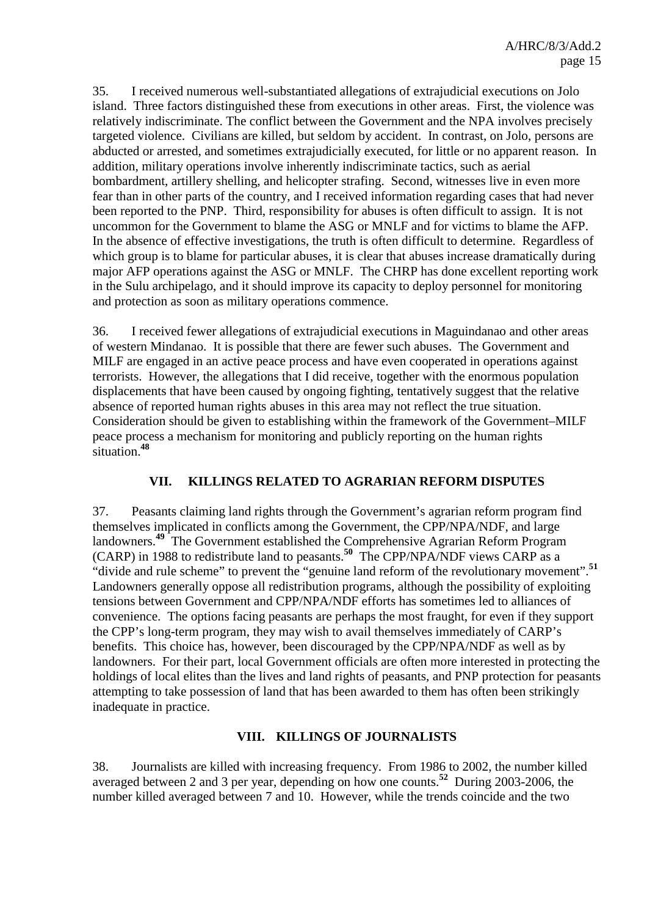35. I received numerous well-substantiated allegations of extrajudicial executions on Jolo island. Three factors distinguished these from executions in other areas. First, the violence was relatively indiscriminate. The conflict between the Government and the NPA involves precisely targeted violence. Civilians are killed, but seldom by accident. In contrast, on Jolo, persons are abducted or arrested, and sometimes extrajudicially executed, for little or no apparent reason. In addition, military operations involve inherently indiscriminate tactics, such as aerial bombardment, artillery shelling, and helicopter strafing. Second, witnesses live in even more fear than in other parts of the country, and I received information regarding cases that had never been reported to the PNP. Third, responsibility for abuses is often difficult to assign. It is not uncommon for the Government to blame the ASG or MNLF and for victims to blame the AFP. In the absence of effective investigations, the truth is often difficult to determine. Regardless of which group is to blame for particular abuses, it is clear that abuses increase dramatically during major AFP operations against the ASG or MNLF. The CHRP has done excellent reporting work in the Sulu archipelago, and it should improve its capacity to deploy personnel for monitoring and protection as soon as military operations commence.

36. I received fewer allegations of extrajudicial executions in Maguindanao and other areas of western Mindanao. It is possible that there are fewer such abuses. The Government and MILF are engaged in an active peace process and have even cooperated in operations against terrorists. However, the allegations that I did receive, together with the enormous population displacements that have been caused by ongoing fighting, tentatively suggest that the relative absence of reported human rights abuses in this area may not reflect the true situation. Consideration should be given to establishing within the framework of the Government–MILF peace process a mechanism for monitoring and publicly reporting on the human rights situation.[48]

## VII. KILLINGS RELATED TO AGRARIAN REFORM DISPUTES

37. Peasants claiming land rights through the Government's agrarian reform program find themselves implicated in conflicts among the Government, the CPP/NPA/NDF, and large landowners.[49] The Government established the Comprehensive Agrarian Reform Program (CARP) in 1988 to redistribute land to peasants.[50] The CPP/NPA/NDF views CARP as a "divide and rule scheme" to prevent the "genuine land reform of the revolutionary movement".[51] Landowners generally oppose all redistribution programs, although the possibility of exploiting tensions between Government and CPP/NPA/NDF efforts has sometimes led to alliances of convenience. The options facing peasants are perhaps the most fraught, for even if they support the CPP's long-term program, they may wish to avail themselves immediately of CARP's benefits. This choice has, however, been discouraged by the CPP/NPA/NDF as well as by landowners. For their part, local Government officials are often more interested in protecting the holdings of local elites than the lives and land rights of peasants, and PNP protection for peasants attempting to take possession of land that has been awarded to them has often been strikingly inadequate in practice.

## VIII. KILLINGS OF JOURNALISTS

38. Journalists are killed with increasing frequency. From 1986 to 2002, the number killed averaged between 2 and 3 per year, depending on how one counts.[52] During 2003-2006, the number killed averaged between 7 and 10. However, while the trends coincide and the two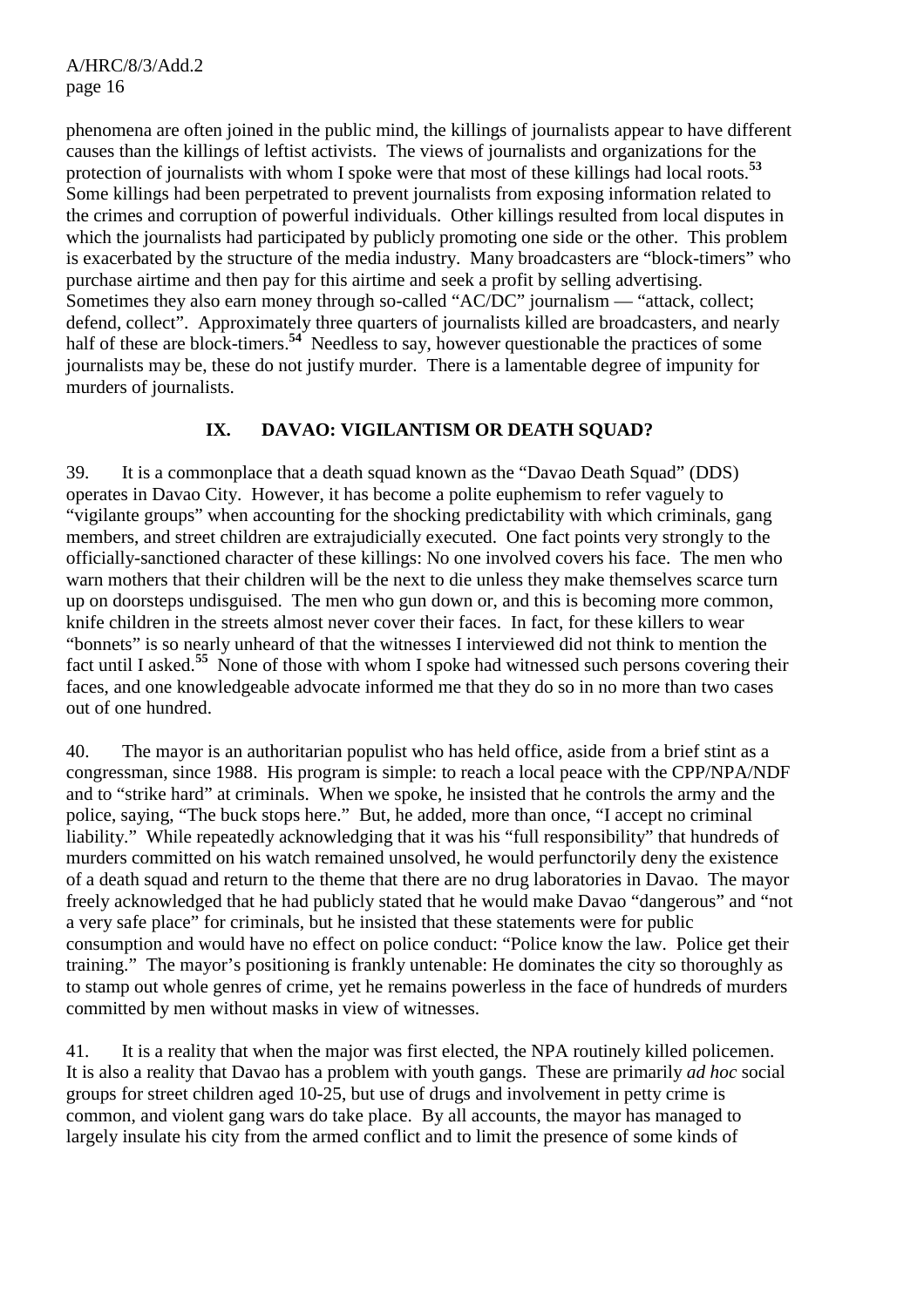phenomena are often joined in the public mind, the killings of journalists appear to have different causes than the killings of leftist activists. The views of journalists and organizations for the protection of journalists with whom I spoke were that most of these killings had local roots.[53] Some killings had been perpetrated to prevent journalists from exposing information related to the crimes and corruption of powerful individuals. Other killings resulted from local disputes in which the journalists had participated by publicly promoting one side or the other. This problem is exacerbated by the structure of the media industry. Many broadcasters are "block-timers" who purchase airtime and then pay for this airtime and seek a profit by selling advertising. Sometimes they also earn money through so-called "AC/DC" journalism — "attack, collect; defend, collect". Approximately three quarters of journalists killed are broadcasters, and nearly half of these are block-timers.[54] Needless to say, however questionable the practices of some journalists may be, these do not justify murder. There is a lamentable degree of impunity for murders of journalists.

## IX. DAVAO: VIGILANTISM OR DEATH SQUAD?

39. It is a commonplace that a death squad known as the "Davao Death Squad" (DDS) operates in Davao City. However, it has become a polite euphemism to refer vaguely to "vigilante groups" when accounting for the shocking predictability with which criminals, gang members, and street children are extrajudicially executed. One fact points very strongly to the officially-sanctioned character of these killings: No one involved covers his face. The men who warn mothers that their children will be the next to die unless they make themselves scarce turn up on doorsteps undisguised. The men who gun down or, and this is becoming more common, knife children in the streets almost never cover their faces. In fact, for these killers to wear "bonnets" is so nearly unheard of that the witnesses I interviewed did not think to mention the fact until I asked.[55] None of those with whom I spoke had witnessed such persons covering their faces, and one knowledgeable advocate informed me that they do so in no more than two cases out of one hundred.

40. The mayor is an authoritarian populist who has held office, aside from a brief stint as a congressman, since 1988. His program is simple: to reach a local peace with the CPP/NPA/NDF and to "strike hard" at criminals. When we spoke, he insisted that he controls the army and the police, saying, "The buck stops here." But, he added, more than once, "I accept no criminal liability." While repeatedly acknowledging that it was his "full responsibility" that hundreds of murders committed on his watch remained unsolved, he would perfunctorily deny the existence of a death squad and return to the theme that there are no drug laboratories in Davao. The mayor freely acknowledged that he had publicly stated that he would make Davao "dangerous" and "not a very safe place" for criminals, but he insisted that these statements were for public consumption and would have no effect on police conduct: "Police know the law. Police get their training." The mayor's positioning is frankly untenable: He dominates the city so thoroughly as to stamp out whole genres of crime, yet he remains powerless in the face of hundreds of murders committed by men without masks in view of witnesses.

41. It is a reality that when the major was first elected, the NPA routinely killed policemen. It is also a reality that Davao has a problem with youth gangs. These are primarily *ad hoc* social groups for street children aged 10-25, but use of drugs and involvement in petty crime is common, and violent gang wars do take place. By all accounts, the mayor has managed to largely insulate his city from the armed conflict and to limit the presence of some kinds of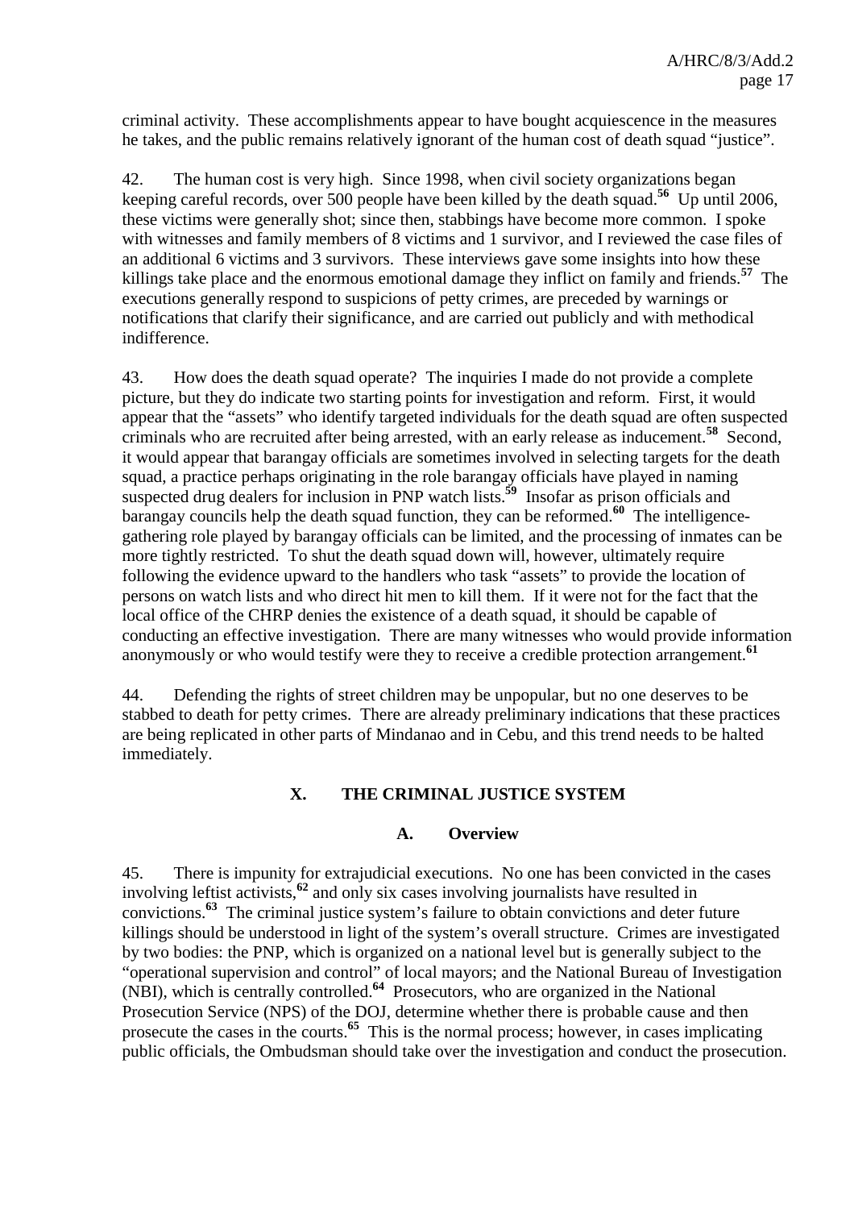criminal activity. These accomplishments appear to have bought acquiescence in the measures he takes, and the public remains relatively ignorant of the human cost of death squad "justice".

42. The human cost is very high. Since 1998, when civil society organizations began keeping careful records, over 500 people have been killed by the death squad.[56] Up until 2006, these victims were generally shot; since then, stabbings have become more common. I spoke with witnesses and family members of 8 victims and 1 survivor, and I reviewed the case files of an additional 6 victims and 3 survivors. These interviews gave some insights into how these killings take place and the enormous emotional damage they inflict on family and friends.[57] The executions generally respond to suspicions of petty crimes, are preceded by warnings or notifications that clarify their significance, and are carried out publicly and with methodical indifference.

43. How does the death squad operate? The inquiries I made do not provide a complete picture, but they do indicate two starting points for investigation and reform. First, it would appear that the "assets" who identify targeted individuals for the death squad are often suspected criminals who are recruited after being arrested, with an early release as inducement.[58] Second, it would appear that barangay officials are sometimes involved in selecting targets for the death squad, a practice perhaps originating in the role barangay officials have played in naming suspected drug dealers for inclusion in PNP watch lists.[59] Insofar as prison officials and barangay councils help the death squad function, they can be reformed.[60] The intelligence-gathering role played by barangay officials can be limited, and the processing of inmates can be more tightly restricted. To shut the death squad down will, however, ultimately require following the evidence upward to the handlers who task "assets" to provide the location of persons on watch lists and who direct hit men to kill them. If it were not for the fact that the local office of the CHRP denies the existence of a death squad, it should be capable of conducting an effective investigation. There are many witnesses who would provide information anonymously or who would testify were they to receive a credible protection arrangement.[61]

44. Defending the rights of street children may be unpopular, but no one deserves to be stabbed to death for petty crimes. There are already preliminary indications that these practices are being replicated in other parts of Mindanao and in Cebu, and this trend needs to be halted immediately.

## X. THE CRIMINAL JUSTICE SYSTEM

### A. Overview

45. There is impunity for extrajudicial executions. No one has been convicted in the cases involving leftist activists,[62] and only six cases involving journalists have resulted in convictions.[63] The criminal justice system's failure to obtain convictions and deter future killings should be understood in light of the system's overall structure. Crimes are investigated by two bodies: the PNP, which is organized on a national level but is generally subject to the "operational supervision and control" of local mayors; and the National Bureau of Investigation (NBI), which is centrally controlled.[64] Prosecutors, who are organized in the National Prosecution Service (NPS) of the DOJ, determine whether there is probable cause and then prosecute the cases in the courts.[65] This is the normal process; however, in cases implicating public officials, the Ombudsman should take over the investigation and conduct the prosecution.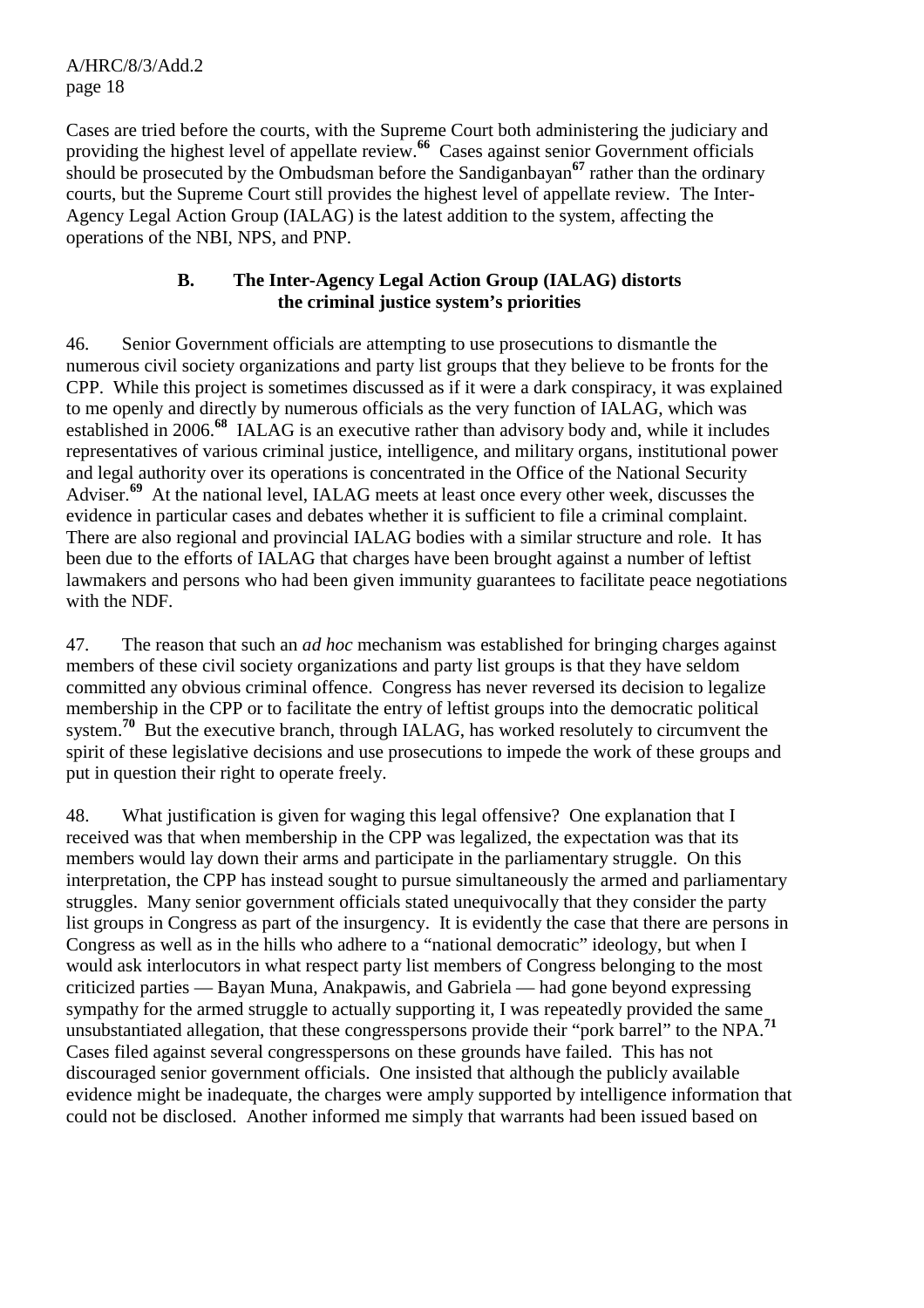Cases are tried before the courts, with the Supreme Court both administering the judiciary and providing the highest level of appellate review.[66] Cases against senior Government officials should be prosecuted by the Ombudsman before the Sandiganbayan[67] rather than the ordinary courts, but the Supreme Court still provides the highest level of appellate review. The Inter-Agency Legal Action Group (IALAG) is the latest addition to the system, affecting the operations of the NBI, NPS, and PNP.

### B. The Inter-Agency Legal Action Group (IALAG) distorts the criminal justice system's priorities

46. Senior Government officials are attempting to use prosecutions to dismantle the numerous civil society organizations and party list groups that they believe to be fronts for the CPP. While this project is sometimes discussed as if it were a dark conspiracy, it was explained to me openly and directly by numerous officials as the very function of IALAG, which was established in 2006.[68] IALAG is an executive rather than advisory body and, while it includes representatives of various criminal justice, intelligence, and military organs, institutional power and legal authority over its operations is concentrated in the Office of the National Security Adviser.[69] At the national level, IALAG meets at least once every other week, discusses the evidence in particular cases and debates whether it is sufficient to file a criminal complaint. There are also regional and provincial IALAG bodies with a similar structure and role. It has been due to the efforts of IALAG that charges have been brought against a number of leftist lawmakers and persons who had been given immunity guarantees to facilitate peace negotiations with the NDF.

47. The reason that such an *ad hoc* mechanism was established for bringing charges against members of these civil society organizations and party list groups is that they have seldom committed any obvious criminal offence. Congress has never reversed its decision to legalize membership in the CPP or to facilitate the entry of leftist groups into the democratic political system.[70] But the executive branch, through IALAG, has worked resolutely to circumvent the spirit of these legislative decisions and use prosecutions to impede the work of these groups and put in question their right to operate freely.

48. What justification is given for waging this legal offensive? One explanation that I received was that when membership in the CPP was legalized, the expectation was that its members would lay down their arms and participate in the parliamentary struggle. On this interpretation, the CPP has instead sought to pursue simultaneously the armed and parliamentary struggles. Many senior government officials stated unequivocally that they consider the party list groups in Congress as part of the insurgency. It is evidently the case that there are persons in Congress as well as in the hills who adhere to a "national democratic" ideology, but when I would ask interlocutors in what respect party list members of Congress belonging to the most criticized parties — Bayan Muna, Anakpawis, and Gabriela — had gone beyond expressing sympathy for the armed struggle to actually supporting it, I was repeatedly provided the same unsubstantiated allegation, that these congresspersons provide their "pork barrel" to the NPA.[71] Cases filed against several congresspersons on these grounds have failed. This has not discouraged senior government officials. One insisted that although the publicly available evidence might be inadequate, the charges were amply supported by intelligence information that could not be disclosed. Another informed me simply that warrants had been issued based on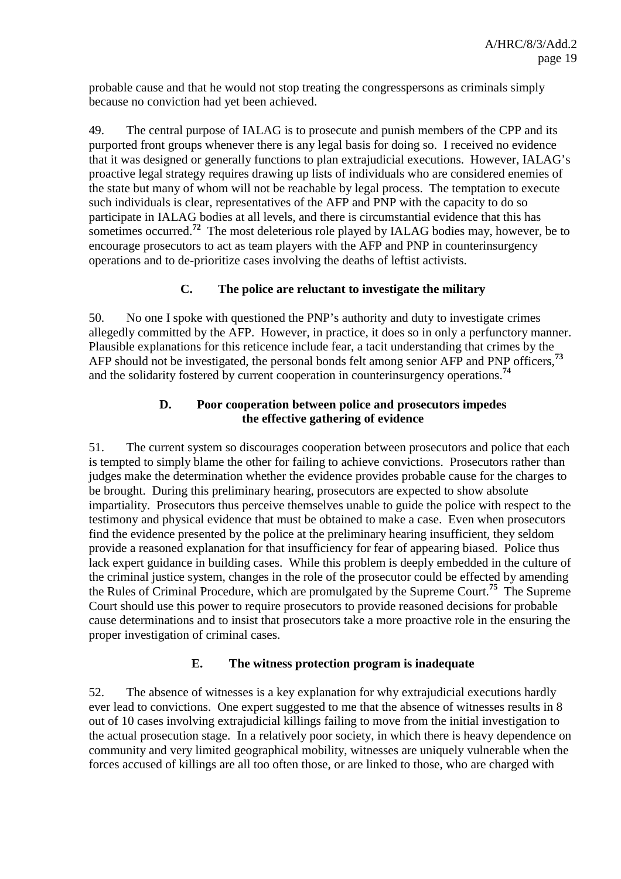probable cause and that he would not stop treating the congresspersons as criminals simply because no conviction had yet been achieved.

49. The central purpose of IALAG is to prosecute and punish members of the CPP and its purported front groups whenever there is any legal basis for doing so. I received no evidence that it was designed or generally functions to plan extrajudicial executions. However, IALAG's proactive legal strategy requires drawing up lists of individuals who are considered enemies of the state but many of whom will not be reachable by legal process. The temptation to execute such individuals is clear, representatives of the AFP and PNP with the capacity to do so participate in IALAG bodies at all levels, and there is circumstantial evidence that this has sometimes occurred.[72] The most deleterious role played by IALAG bodies may, however, be to encourage prosecutors to act as team players with the AFP and PNP in counterinsurgency operations and to de-prioritize cases involving the deaths of leftist activists.

### C. The police are reluctant to investigate the military

50. No one I spoke with questioned the PNP's authority and duty to investigate crimes allegedly committed by the AFP. However, in practice, it does so in only a perfunctory manner. Plausible explanations for this reticence include fear, a tacit understanding that crimes by the AFP should not be investigated, the personal bonds felt among senior AFP and PNP officers,[73] and the solidarity fostered by current cooperation in counterinsurgency operations.[74]

### D. Poor cooperation between police and prosecutors impedes the effective gathering of evidence

51. The current system so discourages cooperation between prosecutors and police that each is tempted to simply blame the other for failing to achieve convictions. Prosecutors rather than judges make the determination whether the evidence provides probable cause for the charges to be brought. During this preliminary hearing, prosecutors are expected to show absolute impartiality. Prosecutors thus perceive themselves unable to guide the police with respect to the testimony and physical evidence that must be obtained to make a case. Even when prosecutors find the evidence presented by the police at the preliminary hearing insufficient, they seldom provide a reasoned explanation for that insufficiency for fear of appearing biased. Police thus lack expert guidance in building cases. While this problem is deeply embedded in the culture of the criminal justice system, changes in the role of the prosecutor could be effected by amending the Rules of Criminal Procedure, which are promulgated by the Supreme Court.[75] The Supreme Court should use this power to require prosecutors to provide reasoned decisions for probable cause determinations and to insist that prosecutors take a more proactive role in the ensuring the proper investigation of criminal cases.

### E. The witness protection program is inadequate

52. The absence of witnesses is a key explanation for why extrajudicial executions hardly ever lead to convictions. One expert suggested to me that the absence of witnesses results in 8 out of 10 cases involving extrajudicial killings failing to move from the initial investigation to the actual prosecution stage. In a relatively poor society, in which there is heavy dependence on community and very limited geographical mobility, witnesses are uniquely vulnerable when the forces accused of killings are all too often those, or are linked to those, who are charged with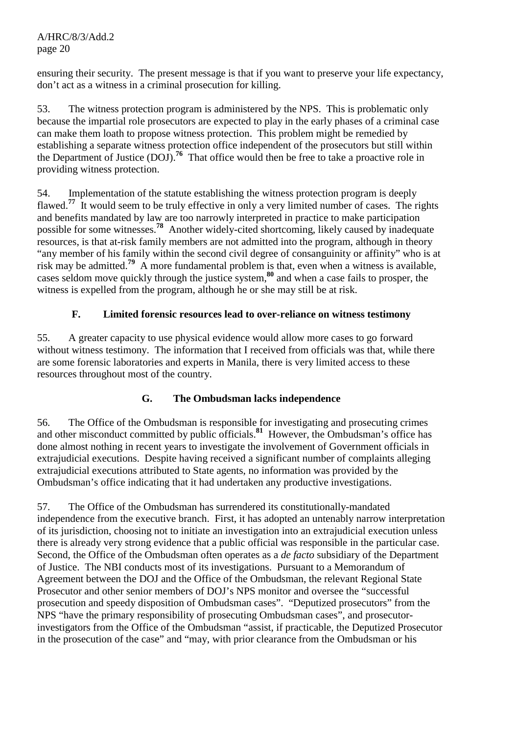ensuring their security. The present message is that if you want to preserve your life expectancy, don't act as a witness in a criminal prosecution for killing.

53. The witness protection program is administered by the NPS. This is problematic only because the impartial role prosecutors are expected to play in the early phases of a criminal case can make them loath to propose witness protection. This problem might be remedied by establishing a separate witness protection office independent of the prosecutors but still within the Department of Justice (DOJ).[76] That office would then be free to take a proactive role in providing witness protection.

54. Implementation of the statute establishing the witness protection program is deeply flawed.[77] It would seem to be truly effective in only a very limited number of cases. The rights and benefits mandated by law are too narrowly interpreted in practice to make participation possible for some witnesses.[78] Another widely-cited shortcoming, likely caused by inadequate resources, is that at-risk family members are not admitted into the program, although in theory "any member of his family within the second civil degree of consanguinity or affinity" who is at risk may be admitted.[79] A more fundamental problem is that, even when a witness is available, cases seldom move quickly through the justice system,[80] and when a case fails to prosper, the witness is expelled from the program, although he or she may still be at risk.

### F. Limited forensic resources lead to over-reliance on witness testimony

55. A greater capacity to use physical evidence would allow more cases to go forward without witness testimony. The information that I received from officials was that, while there are some forensic laboratories and experts in Manila, there is very limited access to these resources throughout most of the country.

### G. The Ombudsman lacks independence

56. The Office of the Ombudsman is responsible for investigating and prosecuting crimes and other misconduct committed by public officials.[81] However, the Ombudsman's office has done almost nothing in recent years to investigate the involvement of Government officials in extrajudicial executions. Despite having received a significant number of complaints alleging extrajudicial executions attributed to State agents, no information was provided by the Ombudsman's office indicating that it had undertaken any productive investigations.

57. The Office of the Ombudsman has surrendered its constitutionally-mandated independence from the executive branch. First, it has adopted an untenably narrow interpretation of its jurisdiction, choosing not to initiate an investigation into an extrajudicial execution unless there is already very strong evidence that a public official was responsible in the particular case. Second, the Office of the Ombudsman often operates as a *de facto* subsidiary of the Department of Justice. The NBI conducts most of its investigations. Pursuant to a Memorandum of Agreement between the DOJ and the Office of the Ombudsman, the relevant Regional State Prosecutor and other senior members of DOJ's NPS monitor and oversee the "successful prosecution and speedy disposition of Ombudsman cases". "Deputized prosecutors" from the NPS "have the primary responsibility of prosecuting Ombudsman cases", and prosecutor-investigators from the Office of the Ombudsman "assist, if practicable, the Deputized Prosecutor in the prosecution of the case" and "may, with prior clearance from the Ombudsman or his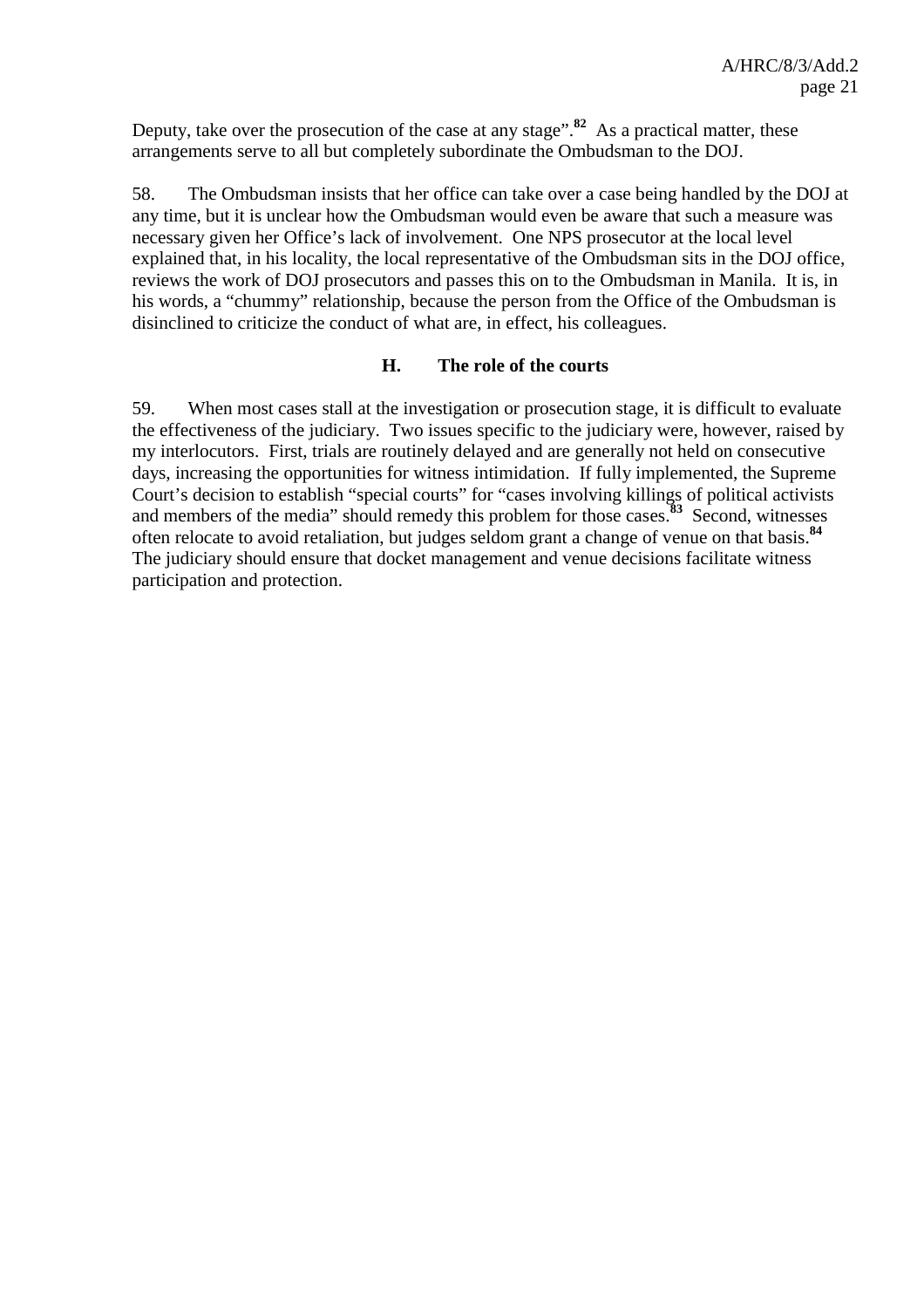Deputy, take over the prosecution of the case at any stage".[82] As a practical matter, these arrangements serve to all but completely subordinate the Ombudsman to the DOJ.

58. The Ombudsman insists that her office can take over a case being handled by the DOJ at any time, but it is unclear how the Ombudsman would even be aware that such a measure was necessary given her Office's lack of involvement. One NPS prosecutor at the local level explained that, in his locality, the local representative of the Ombudsman sits in the DOJ office, reviews the work of DOJ prosecutors and passes this on to the Ombudsman in Manila. It is, in his words, a "chummy" relationship, because the person from the Office of the Ombudsman is disinclined to criticize the conduct of what are, in effect, his colleagues.

### H. The role of the courts

59. When most cases stall at the investigation or prosecution stage, it is difficult to evaluate the effectiveness of the judiciary. Two issues specific to the judiciary were, however, raised by my interlocutors. First, trials are routinely delayed and are generally not held on consecutive days, increasing the opportunities for witness intimidation. If fully implemented, the Supreme Court's decision to establish "special courts" for "cases involving killings of political activists and members of the media" should remedy this problem for those cases.[83] Second, witnesses often relocate to avoid retaliation, but judges seldom grant a change of venue on that basis.[84] The judiciary should ensure that docket management and venue decisions facilitate witness participation and protection.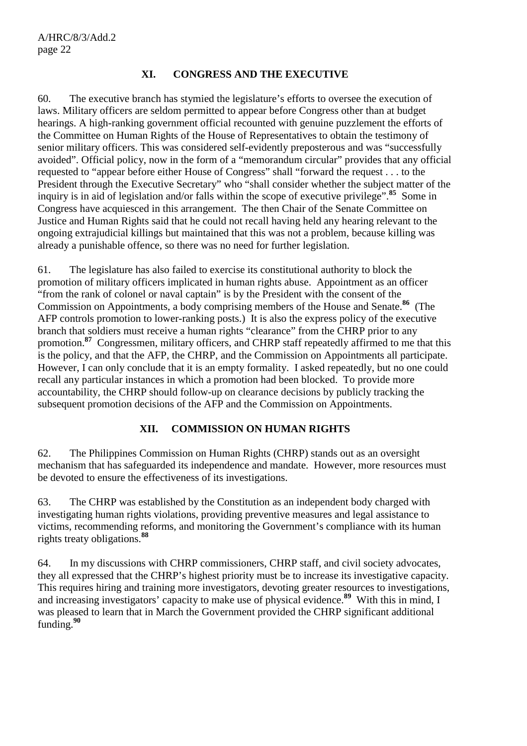## XI. CONGRESS AND THE EXECUTIVE

60. The executive branch has stymied the legislature's efforts to oversee the execution of laws. Military officers are seldom permitted to appear before Congress other than at budget hearings. A high-ranking government official recounted with genuine puzzlement the efforts of the Committee on Human Rights of the House of Representatives to obtain the testimony of senior military officers. This was considered self-evidently preposterous and was "successfully avoided". Official policy, now in the form of a "memorandum circular" provides that any official requested to "appear before either House of Congress" shall "forward the request . . . to the President through the Executive Secretary" who "shall consider whether the subject matter of the inquiry is in aid of legislation and/or falls within the scope of executive privilege".[85] Some in Congress have acquiesced in this arrangement. The then Chair of the Senate Committee on Justice and Human Rights said that he could not recall having held any hearing relevant to the ongoing extrajudicial killings but maintained that this was not a problem, because killing was already a punishable offence, so there was no need for further legislation.

61. The legislature has also failed to exercise its constitutional authority to block the promotion of military officers implicated in human rights abuse. Appointment as an officer "from the rank of colonel or naval captain" is by the President with the consent of the Commission on Appointments, a body comprising members of the House and Senate.[86] (The AFP controls promotion to lower-ranking posts.) It is also the express policy of the executive branch that soldiers must receive a human rights "clearance" from the CHRP prior to any promotion.[87] Congressmen, military officers, and CHRP staff repeatedly affirmed to me that this is the policy, and that the AFP, the CHRP, and the Commission on Appointments all participate. However, I can only conclude that it is an empty formality. I asked repeatedly, but no one could recall any particular instances in which a promotion had been blocked. To provide more accountability, the CHRP should follow-up on clearance decisions by publicly tracking the subsequent promotion decisions of the AFP and the Commission on Appointments.

## XII. COMMISSION ON HUMAN RIGHTS

62. The Philippines Commission on Human Rights (CHRP) stands out as an oversight mechanism that has safeguarded its independence and mandate. However, more resources must be devoted to ensure the effectiveness of its investigations.

63. The CHRP was established by the Constitution as an independent body charged with investigating human rights violations, providing preventive measures and legal assistance to victims, recommending reforms, and monitoring the Government's compliance with its human rights treaty obligations.[88]

64. In my discussions with CHRP commissioners, CHRP staff, and civil society advocates, they all expressed that the CHRP's highest priority must be to increase its investigative capacity. This requires hiring and training more investigators, devoting greater resources to investigations, and increasing investigators' capacity to make use of physical evidence.[89] With this in mind, I was pleased to learn that in March the Government provided the CHRP significant additional funding.[90]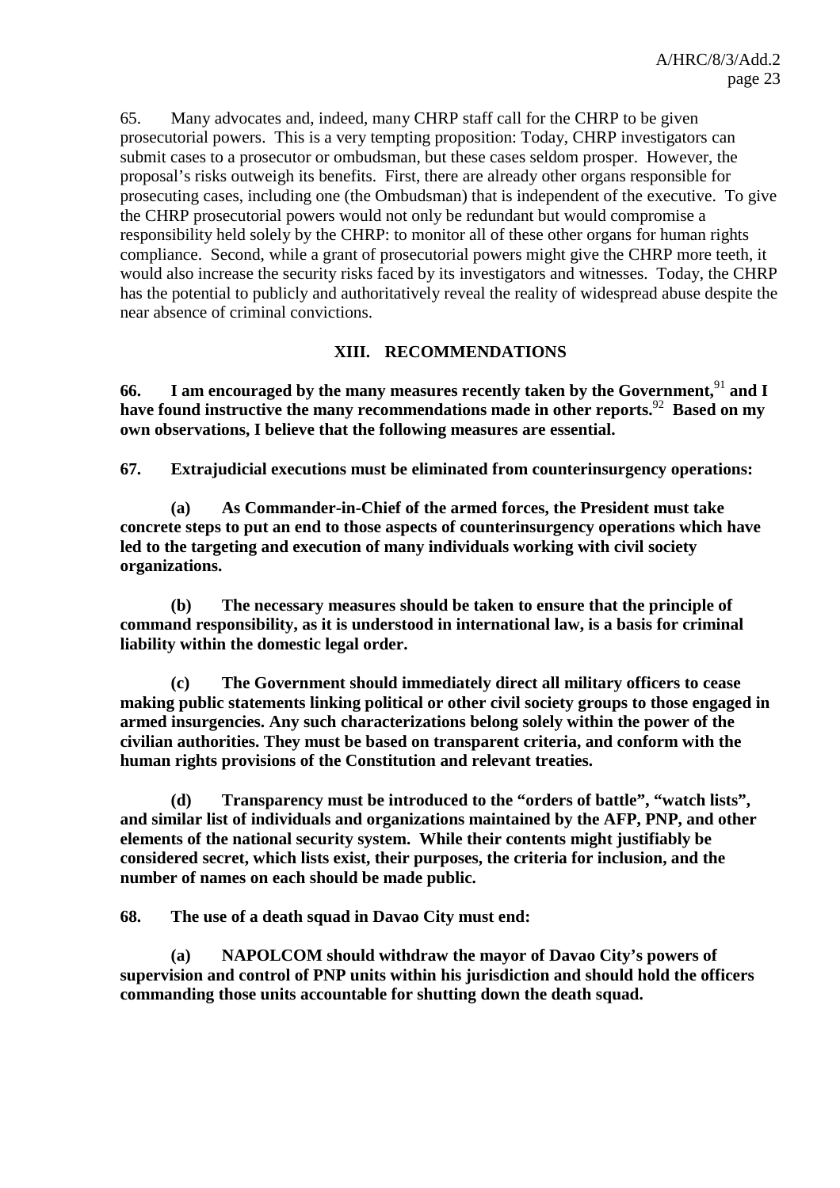65. Many advocates and, indeed, many CHRP staff call for the CHRP to be given prosecutorial powers. This is a very tempting proposition: Today, CHRP investigators can submit cases to a prosecutor or ombudsman, but these cases seldom prosper. However, the proposal's risks outweigh its benefits. First, there are already other organs responsible for prosecuting cases, including one (the Ombudsman) that is independent of the executive. To give the CHRP prosecutorial powers would not only be redundant but would compromise a responsibility held solely by the CHRP: to monitor all of these other organs for human rights compliance. Second, while a grant of prosecutorial powers might give the CHRP more teeth, it would also increase the security risks faced by its investigators and witnesses. Today, the CHRP has the potential to publicly and authoritatively reveal the reality of widespread abuse despite the near absence of criminal convictions.

## XIII. RECOMMENDATIONS

**66. I am encouraged by the many measures recently taken by the Government,**[91] **and I have found instructive the many recommendations made in other reports.**[92] **Based on my own observations, I believe that the following measures are essential.**

**67. Extrajudicial executions must be eliminated from counterinsurgency operations:**

**(a) As Commander-in-Chief of the armed forces, the President must take concrete steps to put an end to those aspects of counterinsurgency operations which have led to the targeting and execution of many individuals working with civil society organizations.**

**(b) The necessary measures should be taken to ensure that the principle of command responsibility, as it is understood in international law, is a basis for criminal liability within the domestic legal order.**

**(c) The Government should immediately direct all military officers to cease making public statements linking political or other civil society groups to those engaged in armed insurgencies. Any such characterizations belong solely within the power of the civilian authorities. They must be based on transparent criteria, and conform with the human rights provisions of the Constitution and relevant treaties.**

**(d) Transparency must be introduced to the "orders of battle", "watch lists", and similar list of individuals and organizations maintained by the AFP, PNP, and other elements of the national security system. While their contents might justifiably be considered secret, which lists exist, their purposes, the criteria for inclusion, and the number of names on each should be made public.**

**68. The use of a death squad in Davao City must end:**

**(a) NAPOLCOM should withdraw the mayor of Davao City's powers of supervision and control of PNP units within his jurisdiction and should hold the officers commanding those units accountable for shutting down the death squad.**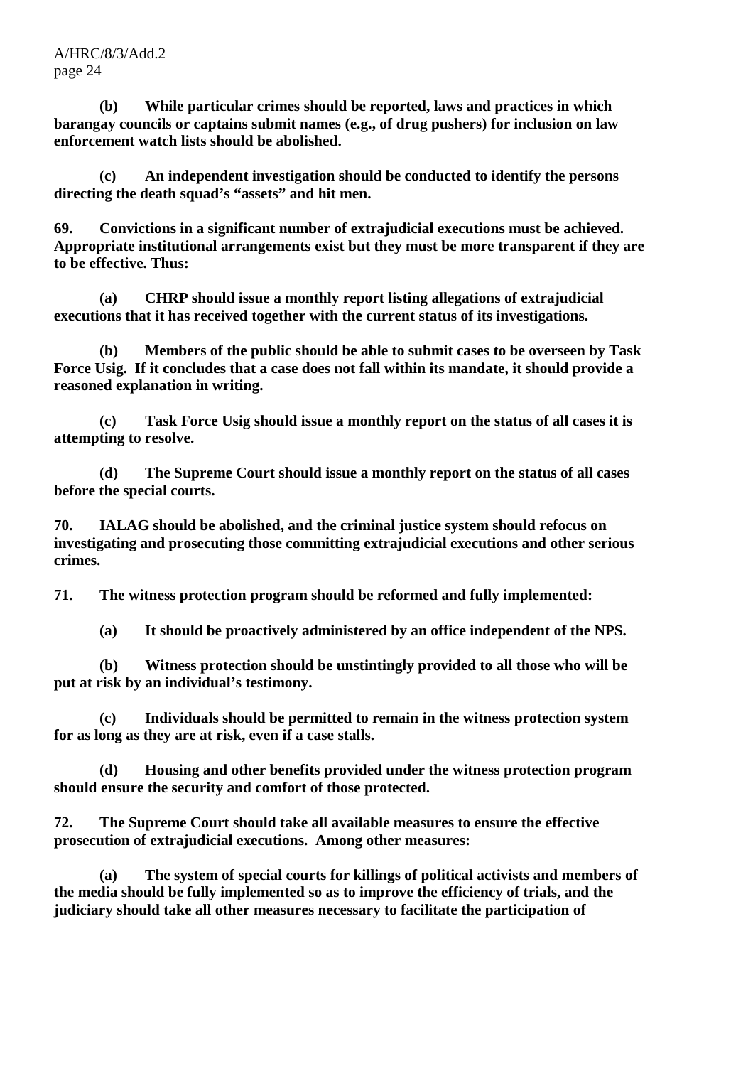**(b) While particular crimes should be reported, laws and practices in which barangay councils or captains submit names (e.g., of drug pushers) for inclusion on law enforcement watch lists should be abolished.**

**(c) An independent investigation should be conducted to identify the persons directing the death squad's "assets" and hit men.**

**69. Convictions in a significant number of extrajudicial executions must be achieved. Appropriate institutional arrangements exist but they must be more transparent if they are to be effective. Thus:**

**(a) CHRP should issue a monthly report listing allegations of extrajudicial executions that it has received together with the current status of its investigations.**

**(b) Members of the public should be able to submit cases to be overseen by Task Force Usig. If it concludes that a case does not fall within its mandate, it should provide a reasoned explanation in writing.**

**(c) Task Force Usig should issue a monthly report on the status of all cases it is attempting to resolve.**

**(d) The Supreme Court should issue a monthly report on the status of all cases before the special courts.**

**70. IALAG should be abolished, and the criminal justice system should refocus on investigating and prosecuting those committing extrajudicial executions and other serious crimes.**

**71. The witness protection program should be reformed and fully implemented:**

**(a) It should be proactively administered by an office independent of the NPS.**

**(b) Witness protection should be unstintingly provided to all those who will be put at risk by an individual's testimony.**

**(c) Individuals should be permitted to remain in the witness protection system for as long as they are at risk, even if a case stalls.**

**(d) Housing and other benefits provided under the witness protection program should ensure the security and comfort of those protected.**

**72. The Supreme Court should take all available measures to ensure the effective prosecution of extrajudicial executions. Among other measures:**

**(a) The system of special courts for killings of political activists and members of the media should be fully implemented so as to improve the efficiency of trials, and the judiciary should take all other measures necessary to facilitate the participation of**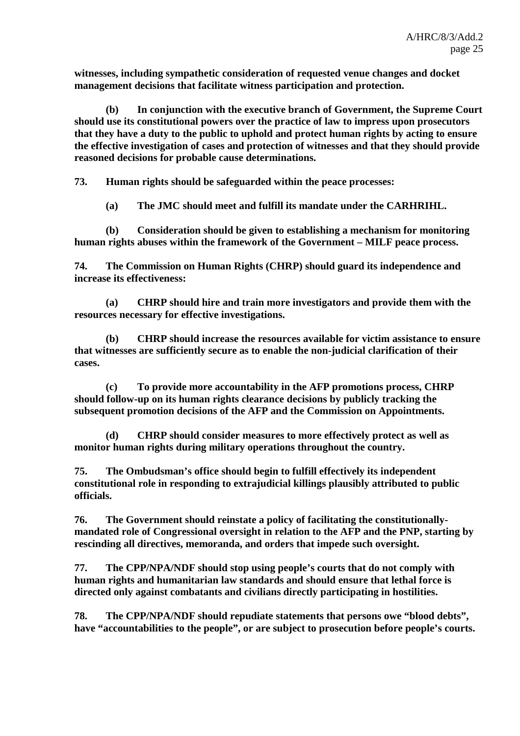**witnesses, including sympathetic consideration of requested venue changes and docket management decisions that facilitate witness participation and protection.**

**(b) In conjunction with the executive branch of Government, the Supreme Court should use its constitutional powers over the practice of law to impress upon prosecutors that they have a duty to the public to uphold and protect human rights by acting to ensure the effective investigation of cases and protection of witnesses and that they should provide reasoned decisions for probable cause determinations.**

**73. Human rights should be safeguarded within the peace processes:**

**(a) The JMC should meet and fulfill its mandate under the CARHRIHL.**

**(b) Consideration should be given to establishing a mechanism for monitoring human rights abuses within the framework of the Government – MILF peace process.**

**74. The Commission on Human Rights (CHRP) should guard its independence and increase its effectiveness:**

**(a) CHRP should hire and train more investigators and provide them with the resources necessary for effective investigations.**

**(b) CHRP should increase the resources available for victim assistance to ensure that witnesses are sufficiently secure as to enable the non-judicial clarification of their cases.**

**(c) To provide more accountability in the AFP promotions process, CHRP should follow-up on its human rights clearance decisions by publicly tracking the subsequent promotion decisions of the AFP and the Commission on Appointments.**

**(d) CHRP should consider measures to more effectively protect as well as monitor human rights during military operations throughout the country.**

**75. The Ombudsman's office should begin to fulfill effectively its independent constitutional role in responding to extrajudicial killings plausibly attributed to public officials.**

**76. The Government should reinstate a policy of facilitating the constitutionally-mandated role of Congressional oversight in relation to the AFP and the PNP, starting by rescinding all directives, memoranda, and orders that impede such oversight.**

**77. The CPP/NPA/NDF should stop using people's courts that do not comply with human rights and humanitarian law standards and should ensure that lethal force is directed only against combatants and civilians directly participating in hostilities.**

**78. The CPP/NPA/NDF should repudiate statements that persons owe "blood debts", have "accountabilities to the people", or are subject to prosecution before people's courts.**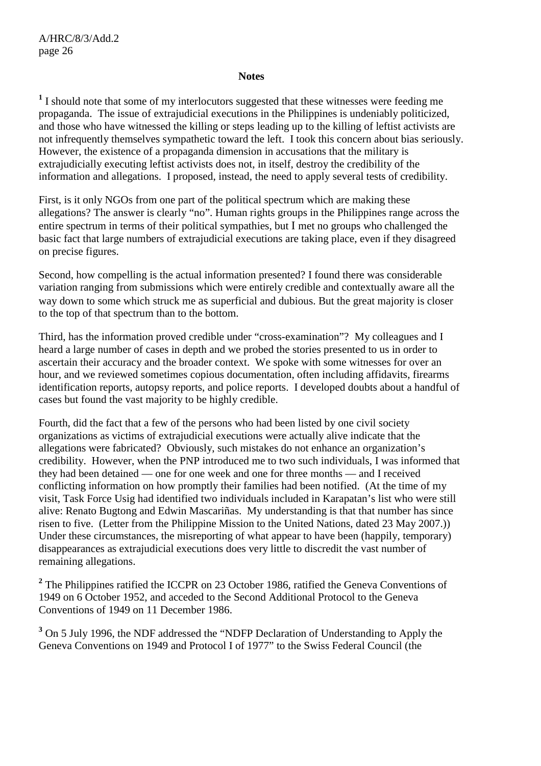**Notes**

[1] I should note that some of my interlocutors suggested that these witnesses were feeding me propaganda. The issue of extrajudicial executions in the Philippines is undeniably politicized, and those who have witnessed the killing or steps leading up to the killing of leftist activists are not infrequently themselves sympathetic toward the left. I took this concern about bias seriously. However, the existence of a propaganda dimension in accusations that the military is extrajudicially executing leftist activists does not, in itself, destroy the credibility of the information and allegations. I proposed, instead, the need to apply several tests of credibility.

First, is it only NGOs from one part of the political spectrum which are making these allegations? The answer is clearly "no". Human rights groups in the Philippines range across the entire spectrum in terms of their political sympathies, but I met no groups who challenged the basic fact that large numbers of extrajudicial executions are taking place, even if they disagreed on precise figures.

Second, how compelling is the actual information presented? I found there was considerable variation ranging from submissions which were entirely credible and contextually aware all the way down to some which struck me as superficial and dubious. But the great majority is closer to the top of that spectrum than to the bottom.

Third, has the information proved credible under "cross-examination"? My colleagues and I heard a large number of cases in depth and we probed the stories presented to us in order to ascertain their accuracy and the broader context. We spoke with some witnesses for over an hour, and we reviewed sometimes copious documentation, often including affidavits, firearms identification reports, autopsy reports, and police reports. I developed doubts about a handful of cases but found the vast majority to be highly credible.

Fourth, did the fact that a few of the persons who had been listed by one civil society organizations as victims of extrajudicial executions were actually alive indicate that the allegations were fabricated? Obviously, such mistakes do not enhance an organization's credibility. However, when the PNP introduced me to two such individuals, I was informed that they had been detained — one for one week and one for three months — and I received conflicting information on how promptly their families had been notified. (At the time of my visit, Task Force Usig had identified two individuals included in Karapatan's list who were still alive: Renato Bugtong and Edwin Mascariñas. My understanding is that that number has since risen to five. (Letter from the Philippine Mission to the United Nations, dated 23 May 2007.)) Under these circumstances, the misreporting of what appear to have been (happily, temporary) disappearances as extrajudicial executions does very little to discredit the vast number of remaining allegations.

[2] The Philippines ratified the ICCPR on 23 October 1986, ratified the Geneva Conventions of 1949 on 6 October 1952, and acceded to the Second Additional Protocol to the Geneva Conventions of 1949 on 11 December 1986.

[3] On 5 July 1996, the NDF addressed the "NDFP Declaration of Understanding to Apply the Geneva Conventions on 1949 and Protocol I of 1977" to the Swiss Federal Council (the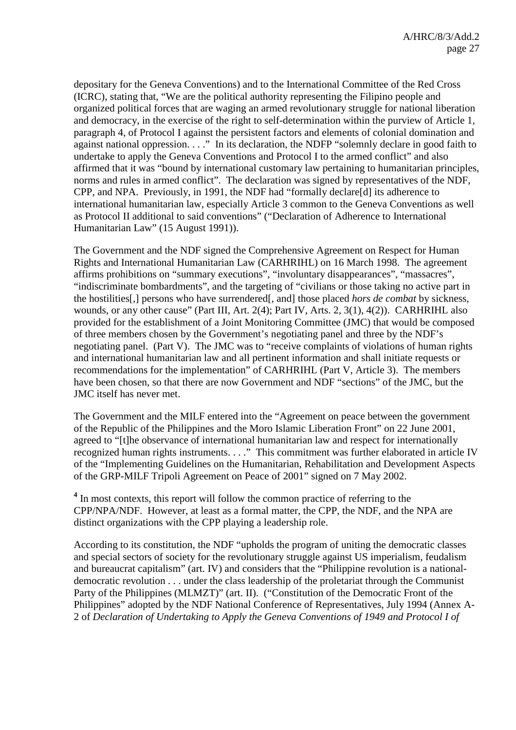depositary for the Geneva Conventions) and to the International Committee of the Red Cross (ICRC), stating that, "We are the political authority representing the Filipino people and organized political forces that are waging an armed revolutionary struggle for national liberation and democracy, in the exercise of the right to self-determination within the purview of Article 1, paragraph 4, of Protocol I against the persistent factors and elements of colonial domination and against national oppression. . . ." In its declaration, the NDFP "solemnly declare in good faith to undertake to apply the Geneva Conventions and Protocol I to the armed conflict" and also affirmed that it was "bound by international customary law pertaining to humanitarian principles, norms and rules in armed conflict". The declaration was signed by representatives of the NDF, CPP, and NPA. Previously, in 1991, the NDF had "formally declare[d] its adherence to international humanitarian law, especially Article 3 common to the Geneva Conventions as well as Protocol II additional to said conventions" ("Declaration of Adherence to International Humanitarian Law" (15 August 1991)).

The Government and the NDF signed the Comprehensive Agreement on Respect for Human Rights and International Humanitarian Law (CARHRIHL) on 16 March 1998. The agreement affirms prohibitions on "summary executions", "involuntary disappearances", "massacres", "indiscriminate bombardments", and the targeting of "civilians or those taking no active part in the hostilities[,] persons who have surrendered[, and] those placed *hors de combat* by sickness, wounds, or any other cause" (Part III, Art. 2(4); Part IV, Arts. 2, 3(1), 4(2)). CARHRIHL also provided for the establishment of a Joint Monitoring Committee (JMC) that would be composed of three members chosen by the Government's negotiating panel and three by the NDF's negotiating panel. (Part V). The JMC was to "receive complaints of violations of human rights and international humanitarian law and all pertinent information and shall initiate requests or recommendations for the implementation" of CARHRIHL (Part V, Article 3). The members have been chosen, so that there are now Government and NDF "sections" of the JMC, but the JMC itself has never met.

The Government and the MILF entered into the "Agreement on peace between the government of the Republic of the Philippines and the Moro Islamic Liberation Front" on 22 June 2001, agreed to "[t]he observance of international humanitarian law and respect for internationally recognized human rights instruments. . . ." This commitment was further elaborated in article IV of the "Implementing Guidelines on the Humanitarian, Rehabilitation and Development Aspects of the GRP-MILF Tripoli Agreement on Peace of 2001" signed on 7 May 2002.

[4] In most contexts, this report will follow the common practice of referring to the CPP/NPA/NDF. However, at least as a formal matter, the CPP, the NDF, and the NPA are distinct organizations with the CPP playing a leadership role.

According to its constitution, the NDF "upholds the program of uniting the democratic classes and special sectors of society for the revolutionary struggle against US imperialism, feudalism and bureaucrat capitalism" (art. IV) and considers that the "Philippine revolution is a national-democratic revolution . . . under the class leadership of the proletariat through the Communist Party of the Philippines (MLMZT)" (art. II). ("Constitution of the Democratic Front of the Philippines" adopted by the NDF National Conference of Representatives, July 1994 (Annex A-2 of *Declaration of Undertaking to Apply the Geneva Conventions of 1949 and Protocol I of*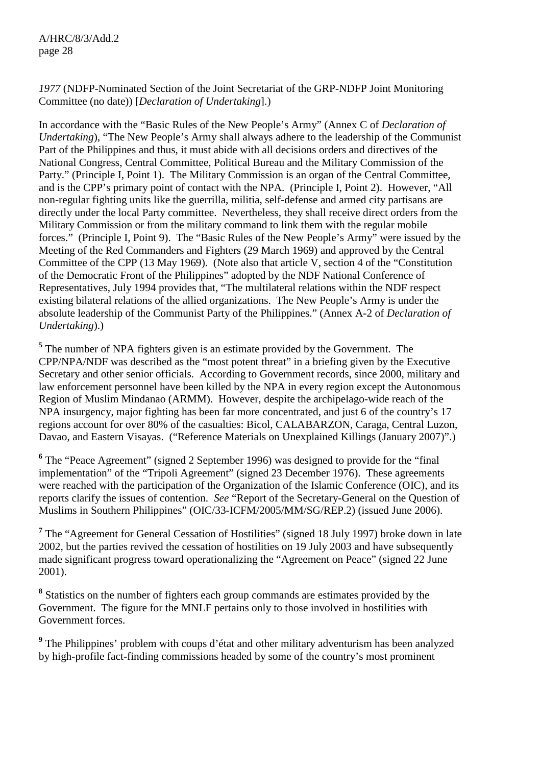*1977* (NDFP-Nominated Section of the Joint Secretariat of the GRP-NDFP Joint Monitoring Committee (no date)) [*Declaration of Undertaking*].)

In accordance with the "Basic Rules of the New People's Army" (Annex C of *Declaration of Undertaking*), "The New People's Army shall always adhere to the leadership of the Communist Part of the Philippines and thus, it must abide with all decisions orders and directives of the National Congress, Central Committee, Political Bureau and the Military Commission of the Party." (Principle I, Point 1). The Military Commission is an organ of the Central Committee, and is the CPP's primary point of contact with the NPA. (Principle I, Point 2). However, "All non-regular fighting units like the guerrilla, militia, self-defense and armed city partisans are directly under the local Party committee. Nevertheless, they shall receive direct orders from the Military Commission or from the military command to link them with the regular mobile forces." (Principle I, Point 9). The "Basic Rules of the New People's Army" were issued by the Meeting of the Red Commanders and Fighters (29 March 1969) and approved by the Central Committee of the CPP (13 May 1969). (Note also that article V, section 4 of the "Constitution of the Democratic Front of the Philippines" adopted by the NDF National Conference of Representatives, July 1994 provides that, "The multilateral relations within the NDF respect existing bilateral relations of the allied organizations. The New People's Army is under the absolute leadership of the Communist Party of the Philippines." (Annex A-2 of *Declaration of Undertaking*).)

[5] The number of NPA fighters given is an estimate provided by the Government. The CPP/NPA/NDF was described as the "most potent threat" in a briefing given by the Executive Secretary and other senior officials. According to Government records, since 2000, military and law enforcement personnel have been killed by the NPA in every region except the Autonomous Region of Muslim Mindanao (ARMM). However, despite the archipelago-wide reach of the NPA insurgency, major fighting has been far more concentrated, and just 6 of the country's 17 regions account for over 80% of the casualties: Bicol, CALABARZON, Caraga, Central Luzon, Davao, and Eastern Visayas. ("Reference Materials on Unexplained Killings (January 2007)".)

[6] The "Peace Agreement" (signed 2 September 1996) was designed to provide for the "final implementation" of the "Tripoli Agreement" (signed 23 December 1976). These agreements were reached with the participation of the Organization of the Islamic Conference (OIC), and its reports clarify the issues of contention. *See* "Report of the Secretary-General on the Question of Muslims in Southern Philippines" (OIC/33-ICFM/2005/MM/SG/REP.2) (issued June 2006).

[7] The "Agreement for General Cessation of Hostilities" (signed 18 July 1997) broke down in late 2002, but the parties revived the cessation of hostilities on 19 July 2003 and have subsequently made significant progress toward operationalizing the "Agreement on Peace" (signed 22 June 2001).

[8] Statistics on the number of fighters each group commands are estimates provided by the Government. The figure for the MNLF pertains only to those involved in hostilities with Government forces.

[9] The Philippines' problem with coups d'état and other military adventurism has been analyzed by high-profile fact-finding commissions headed by some of the country's most prominent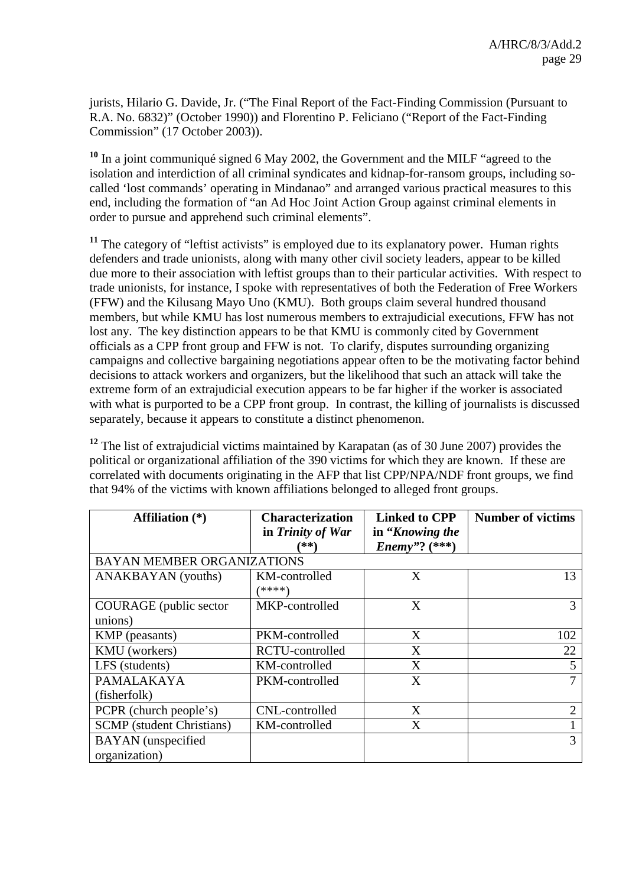jurists, Hilario G. Davide, Jr. ("The Final Report of the Fact-Finding Commission (Pursuant to R.A. No. 6832)" (October 1990)) and Florentino P. Feliciano ("Report of the Fact-Finding Commission" (17 October 2003)).

[10] In a joint communiqué signed 6 May 2002, the Government and the MILF "agreed to the isolation and interdiction of all criminal syndicates and kidnap-for-ransom groups, including so-called 'lost commands' operating in Mindanao" and arranged various practical measures to this end, including the formation of "an Ad Hoc Joint Action Group against criminal elements in order to pursue and apprehend such criminal elements".

[11] The category of "leftist activists" is employed due to its explanatory power. Human rights defenders and trade unionists, along with many other civil society leaders, appear to be killed due more to their association with leftist groups than to their particular activities. With respect to trade unionists, for instance, I spoke with representatives of both the Federation of Free Workers (FFW) and the Kilusang Mayo Uno (KMU). Both groups claim several hundred thousand members, but while KMU has lost numerous members to extrajudicial executions, FFW has not lost any. The key distinction appears to be that KMU is commonly cited by Government officials as a CPP front group and FFW is not. To clarify, disputes surrounding organizing campaigns and collective bargaining negotiations appear often to be the motivating factor behind decisions to attack workers and organizers, but the likelihood that such an attack will take the extreme form of an extrajudicial execution appears to be far higher if the worker is associated with what is purported to be a CPP front group. In contrast, the killing of journalists is discussed separately, because it appears to constitute a distinct phenomenon.

[12] The list of extrajudicial victims maintained by Karapatan (as of 30 June 2007) provides the political or organizational affiliation of the 390 victims for which they are known. If these are correlated with documents originating in the AFP that list CPP/NPA/NDF front groups, we find that 94% of the victims with known affiliations belonged to alleged front groups.

| Affiliation (*) | Characterization in *Trinity of War* (**) | Linked to CPP in "*Knowing the Enemy*"? (***) | Number of victims |
|---|---|---|---|
| BAYAN MEMBER ORGANIZATIONS | | | |
| ANAKBAYAN (youths) | KM-controlled (****) | X | 13 |
| COURAGE (public sector unions) | MKP-controlled | X | 3 |
| KMP (peasants) | PKM-controlled | X | 102 |
| KMU (workers) | RCTU-controlled | X | 22 |
| LFS (students) | KM-controlled | X | 5 |
| PAMALAKAYA (fisherfolk) | PKM-controlled | X | 7 |
| PCPR (church people's) | CNL-controlled | X | 2 |
| SCMP (student Christians) | KM-controlled | X | 1 |
| BAYAN (unspecified organization) | | | 3 |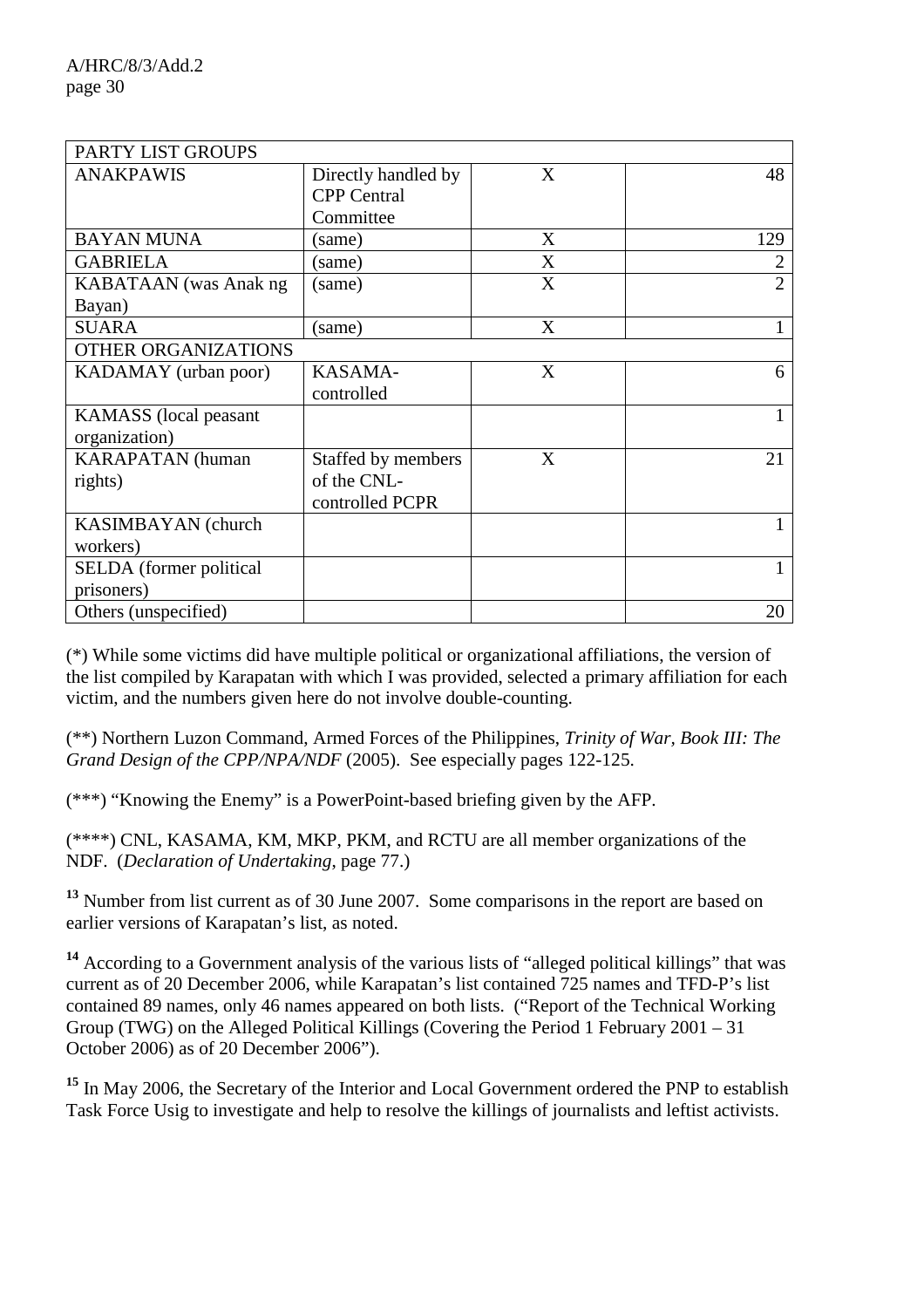| PARTY LIST GROUPS | | | |
|---|---|---|---|
| ANAKPAWIS | Directly handled by CPP Central Committee | X | 48 |
| BAYAN MUNA | (same) | X | 129 |
| GABRIELA | (same) | X | 2 |
| KABATAAN (was Anak ng Bayan) | (same) | X | 2 |
| SUARA | (same) | X | 1 |
| OTHER ORGANIZATIONS | | | |
| KADAMAY (urban poor) | KASAMA-controlled | X | 6 |
| KAMASS (local peasant organization) | | | 1 |
| KARAPATAN (human rights) | Staffed by members of the CNL-controlled PCPR | X | 21 |
| KASIMBAYAN (church workers) | | | 1 |
| SELDA (former political prisoners) | | | 1 |
| Others (unspecified) | | | 20 |

(*) While some victims did have multiple political or organizational affiliations, the version of the list compiled by Karapatan with which I was provided, selected a primary affiliation for each victim, and the numbers given here do not involve double-counting.

(**) Northern Luzon Command, Armed Forces of the Philippines, *Trinity of War, Book III: The Grand Design of the CPP/NPA/NDF* (2005). See especially pages 122-125.

(***) "Knowing the Enemy" is a PowerPoint-based briefing given by the AFP.

(****) CNL, KASAMA, KM, MKP, PKM, and RCTU are all member organizations of the NDF. (*Declaration of Undertaking*, page 77.)

[13] Number from list current as of 30 June 2007. Some comparisons in the report are based on earlier versions of Karapatan's list, as noted.

[14] According to a Government analysis of the various lists of "alleged political killings" that was current as of 20 December 2006, while Karapatan's list contained 725 names and TFD-P's list contained 89 names, only 46 names appeared on both lists. ("Report of the Technical Working Group (TWG) on the Alleged Political Killings (Covering the Period 1 February 2001 – 31 October 2006) as of 20 December 2006").

[15] In May 2006, the Secretary of the Interior and Local Government ordered the PNP to establish Task Force Usig to investigate and help to resolve the killings of journalists and leftist activists.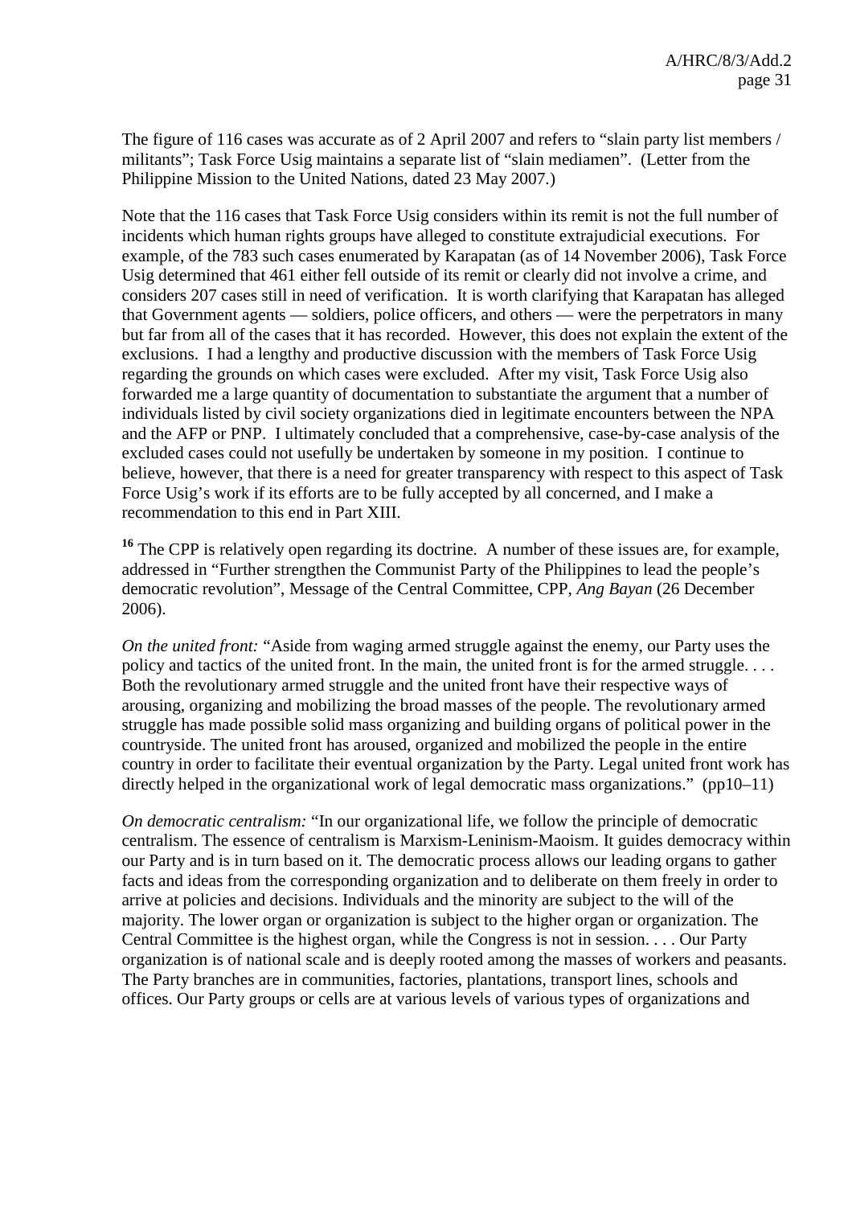The figure of 116 cases was accurate as of 2 April 2007 and refers to "slain party list members / militants"; Task Force Usig maintains a separate list of "slain mediamen". (Letter from the Philippine Mission to the United Nations, dated 23 May 2007.)

Note that the 116 cases that Task Force Usig considers within its remit is not the full number of incidents which human rights groups have alleged to constitute extrajudicial executions. For example, of the 783 such cases enumerated by Karapatan (as of 14 November 2006), Task Force Usig determined that 461 either fell outside of its remit or clearly did not involve a crime, and considers 207 cases still in need of verification. It is worth clarifying that Karapatan has alleged that Government agents — soldiers, police officers, and others — were the perpetrators in many but far from all of the cases that it has recorded. However, this does not explain the extent of the exclusions. I had a lengthy and productive discussion with the members of Task Force Usig regarding the grounds on which cases were excluded. After my visit, Task Force Usig also forwarded me a large quantity of documentation to substantiate the argument that a number of individuals listed by civil society organizations died in legitimate encounters between the NPA and the AFP or PNP. I ultimately concluded that a comprehensive, case-by-case analysis of the excluded cases could not usefully be undertaken by someone in my position. I continue to believe, however, that there is a need for greater transparency with respect to this aspect of Task Force Usig's work if its efforts are to be fully accepted by all concerned, and I make a recommendation to this end in Part XIII.

[16] The CPP is relatively open regarding its doctrine. A number of these issues are, for example, addressed in "Further strengthen the Communist Party of the Philippines to lead the people's democratic revolution", Message of the Central Committee, CPP, *Ang Bayan* (26 December 2006).

*On the united front:* "Aside from waging armed struggle against the enemy, our Party uses the policy and tactics of the united front. In the main, the united front is for the armed struggle. . . . Both the revolutionary armed struggle and the united front have their respective ways of arousing, organizing and mobilizing the broad masses of the people. The revolutionary armed struggle has made possible solid mass organizing and building organs of political power in the countryside. The united front has aroused, organized and mobilized the people in the entire country in order to facilitate their eventual organization by the Party. Legal united front work has directly helped in the organizational work of legal democratic mass organizations." (pp10–11)

*On democratic centralism:* "In our organizational life, we follow the principle of democratic centralism. The essence of centralism is Marxism-Leninism-Maoism. It guides democracy within our Party and is in turn based on it. The democratic process allows our leading organs to gather facts and ideas from the corresponding organization and to deliberate on them freely in order to arrive at policies and decisions. Individuals and the minority are subject to the will of the majority. The lower organ or organization is subject to the higher organ or organization. The Central Committee is the highest organ, while the Congress is not in session. . . . Our Party organization is of national scale and is deeply rooted among the masses of workers and peasants. The Party branches are in communities, factories, plantations, transport lines, schools and offices. Our Party groups or cells are at various levels of various types of organizations and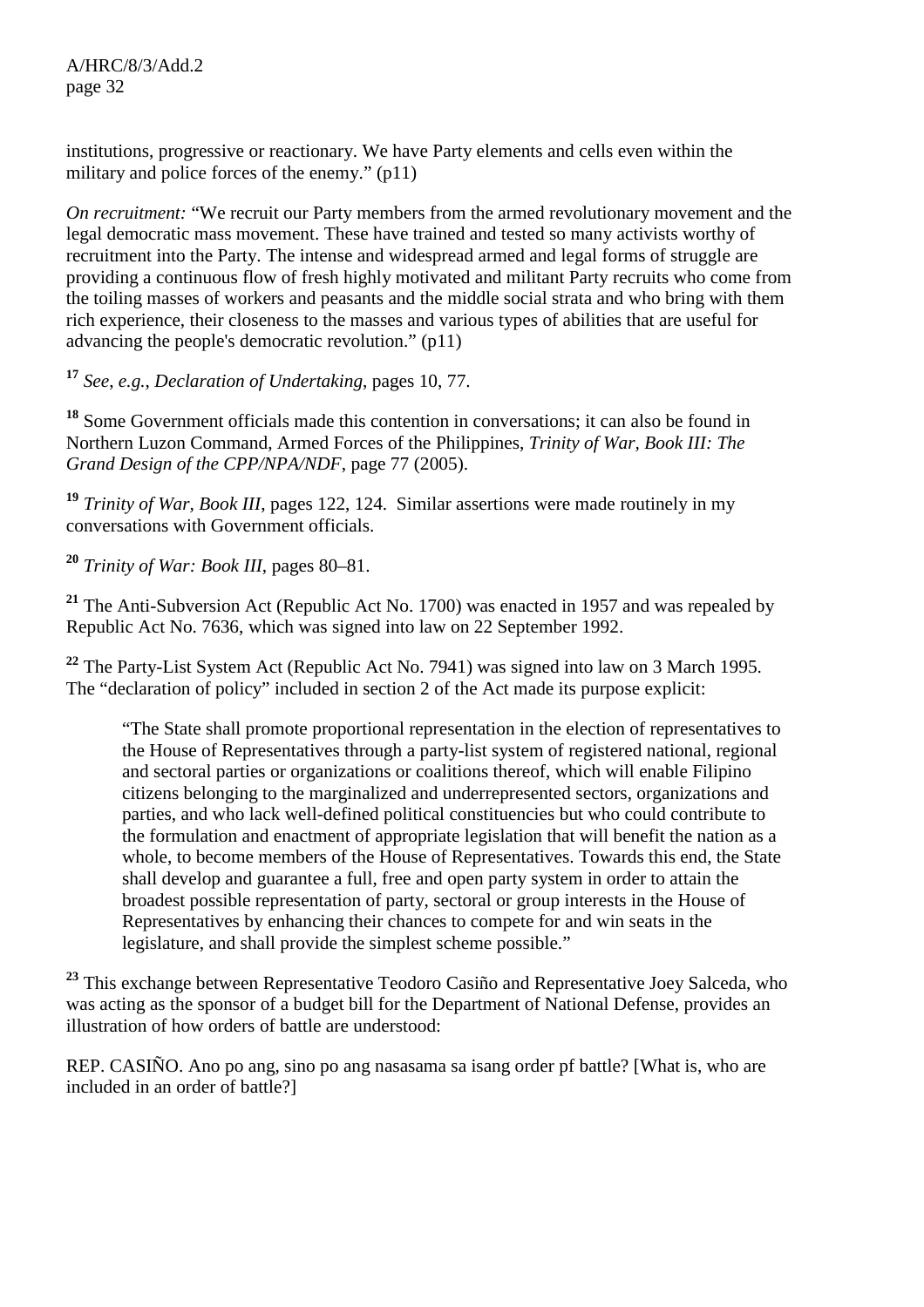institutions, progressive or reactionary. We have Party elements and cells even within the military and police forces of the enemy." (p11)

*On recruitment:* "We recruit our Party members from the armed revolutionary movement and the legal democratic mass movement. These have trained and tested so many activists worthy of recruitment into the Party. The intense and widespread armed and legal forms of struggle are providing a continuous flow of fresh highly motivated and militant Party recruits who come from the toiling masses of workers and peasants and the middle social strata and who bring with them rich experience, their closeness to the masses and various types of abilities that are useful for advancing the people's democratic revolution." (p11)

[17] *See, e.g.*, *Declaration of Undertaking*, pages 10, 77.

[18] Some Government officials made this contention in conversations; it can also be found in Northern Luzon Command, Armed Forces of the Philippines, *Trinity of War, Book III: The Grand Design of the CPP/NPA/NDF*, page 77 (2005).

[19] *Trinity of War, Book III,* pages 122, 124. Similar assertions were made routinely in my conversations with Government officials.

[20] *Trinity of War: Book III*, pages 80–81.

[21] The Anti-Subversion Act (Republic Act No. 1700) was enacted in 1957 and was repealed by Republic Act No. 7636, which was signed into law on 22 September 1992.

[22] The Party-List System Act (Republic Act No. 7941) was signed into law on 3 March 1995. The "declaration of policy" included in section 2 of the Act made its purpose explicit:

> "The State shall promote proportional representation in the election of representatives to the House of Representatives through a party-list system of registered national, regional and sectoral parties or organizations or coalitions thereof, which will enable Filipino citizens belonging to the marginalized and underrepresented sectors, organizations and parties, and who lack well-defined political constituencies but who could contribute to the formulation and enactment of appropriate legislation that will benefit the nation as a whole, to become members of the House of Representatives. Towards this end, the State shall develop and guarantee a full, free and open party system in order to attain the broadest possible representation of party, sectoral or group interests in the House of Representatives by enhancing their chances to compete for and win seats in the legislature, and shall provide the simplest scheme possible."

[23] This exchange between Representative Teodoro Casiño and Representative Joey Salceda, who was acting as the sponsor of a budget bill for the Department of National Defense, provides an illustration of how orders of battle are understood:

REP. CASIÑO. Ano po ang, sino po ang nasasama sa isang order pf battle? [What is, who are included in an order of battle?]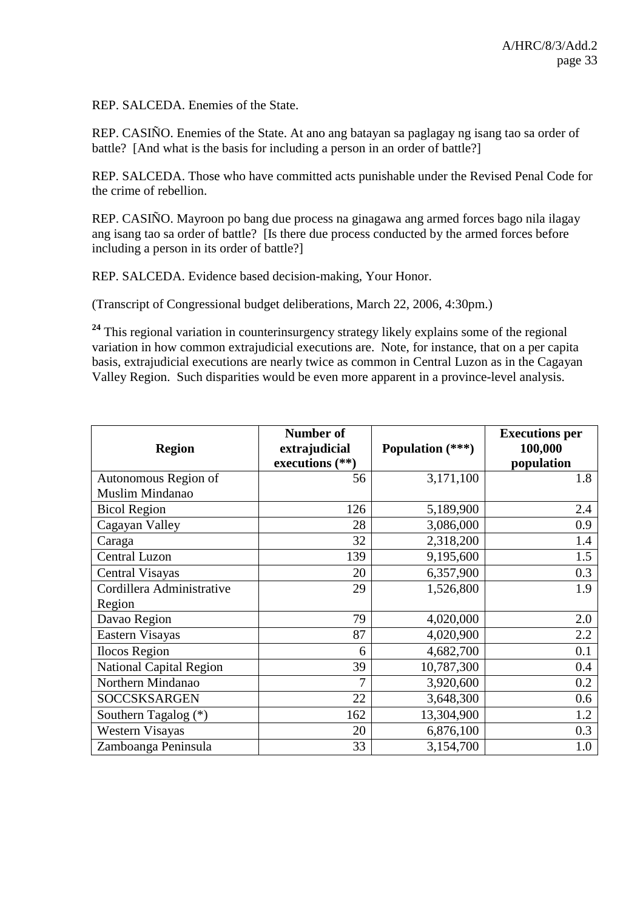REP. SALCEDA. Enemies of the State.

REP. CASIÑO. Enemies of the State. At ano ang batayan sa paglagay ng isang tao sa order of battle? [And what is the basis for including a person in an order of battle?]

REP. SALCEDA. Those who have committed acts punishable under the Revised Penal Code for the crime of rebellion.

REP. CASIÑO. Mayroon po bang due process na ginagawa ang armed forces bago nila ilagay ang isang tao sa order of battle? [Is there due process conducted by the armed forces before including a person in its order of battle?]

REP. SALCEDA. Evidence based decision-making, Your Honor.

(Transcript of Congressional budget deliberations, March 22, 2006, 4:30pm.)

[24] This regional variation in counterinsurgency strategy likely explains some of the regional variation in how common extrajudicial executions are. Note, for instance, that on a per capita basis, extrajudicial executions are nearly twice as common in Central Luzon as in the Cagayan Valley Region. Such disparities would be even more apparent in a province-level analysis.

| Region | Number of extrajudicial executions (**) | Population (***) | Executions per 100,000 population |
|---|---|---|---|
| Autonomous Region of Muslim Mindanao | 56 | 3,171,100 | 1.8 |
| Bicol Region | 126 | 5,189,900 | 2.4 |
| Cagayan Valley | 28 | 3,086,000 | 0.9 |
| Caraga | 32 | 2,318,200 | 1.4 |
| Central Luzon | 139 | 9,195,600 | 1.5 |
| Central Visayas | 20 | 6,357,900 | 0.3 |
| Cordillera Administrative Region | 29 | 1,526,800 | 1.9 |
| Davao Region | 79 | 4,020,000 | 2.0 |
| Eastern Visayas | 87 | 4,020,900 | 2.2 |
| Ilocos Region | 6 | 4,682,700 | 0.1 |
| National Capital Region | 39 | 10,787,300 | 0.4 |
| Northern Mindanao | 7 | 3,920,600 | 0.2 |
| SOCCSKSARGEN | 22 | 3,648,300 | 0.6 |
| Southern Tagalog (*) | 162 | 13,304,900 | 1.2 |
| Western Visayas | 20 | 6,876,100 | 0.3 |
| Zamboanga Peninsula | 33 | 3,154,700 | 1.0 |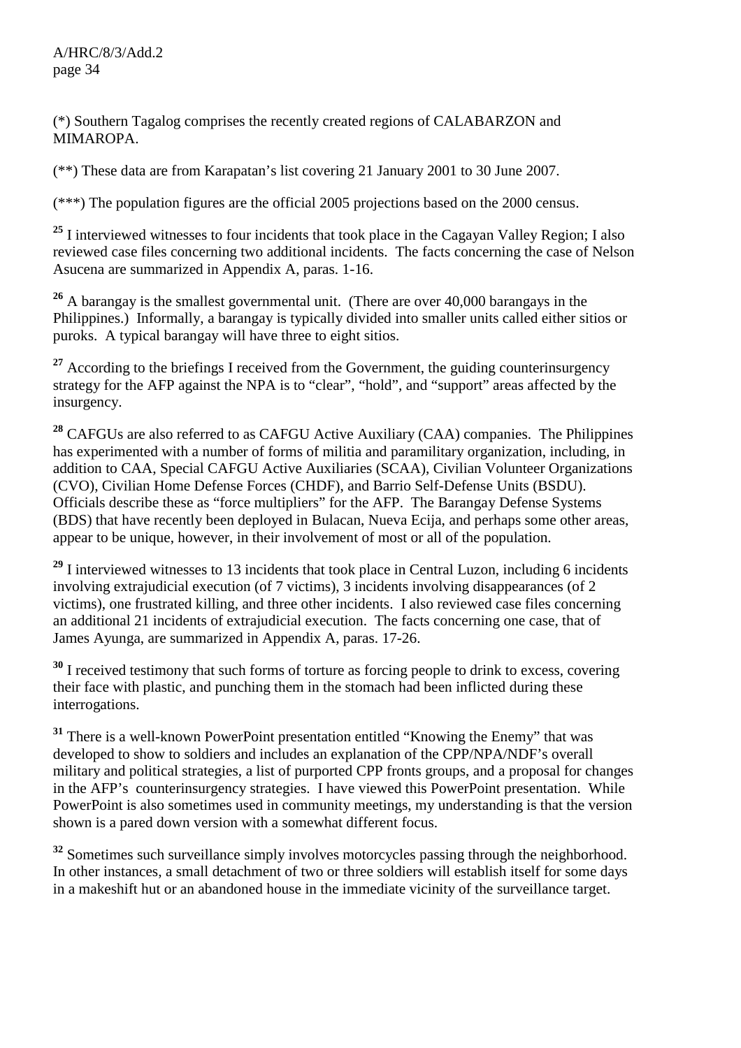(*) Southern Tagalog comprises the recently created regions of CALABARZON and MIMAROPA.

(**) These data are from Karapatan's list covering 21 January 2001 to 30 June 2007.

(***) The population figures are the official 2005 projections based on the 2000 census.

[25] I interviewed witnesses to four incidents that took place in the Cagayan Valley Region; I also reviewed case files concerning two additional incidents. The facts concerning the case of Nelson Asucena are summarized in Appendix A, paras. 1-16.

[26] A barangay is the smallest governmental unit. (There are over 40,000 barangays in the Philippines.) Informally, a barangay is typically divided into smaller units called either sitios or puroks. A typical barangay will have three to eight sitios.

[27] According to the briefings I received from the Government, the guiding counterinsurgency strategy for the AFP against the NPA is to "clear", "hold", and "support" areas affected by the insurgency.

[28] CAFGUs are also referred to as CAFGU Active Auxiliary (CAA) companies. The Philippines has experimented with a number of forms of militia and paramilitary organization, including, in addition to CAA, Special CAFGU Active Auxiliaries (SCAA), Civilian Volunteer Organizations (CVO), Civilian Home Defense Forces (CHDF), and Barrio Self-Defense Units (BSDU). Officials describe these as "force multipliers" for the AFP. The Barangay Defense Systems (BDS) that have recently been deployed in Bulacan, Nueva Ecija, and perhaps some other areas, appear to be unique, however, in their involvement of most or all of the population.

[29] I interviewed witnesses to 13 incidents that took place in Central Luzon, including 6 incidents involving extrajudicial execution (of 7 victims), 3 incidents involving disappearances (of 2 victims), one frustrated killing, and three other incidents. I also reviewed case files concerning an additional 21 incidents of extrajudicial execution. The facts concerning one case, that of James Ayunga, are summarized in Appendix A, paras. 17-26.

[30] I received testimony that such forms of torture as forcing people to drink to excess, covering their face with plastic, and punching them in the stomach had been inflicted during these interrogations.

[31] There is a well-known PowerPoint presentation entitled "Knowing the Enemy" that was developed to show to soldiers and includes an explanation of the CPP/NPA/NDF's overall military and political strategies, a list of purported CPP fronts groups, and a proposal for changes in the AFP's counterinsurgency strategies. I have viewed this PowerPoint presentation. While PowerPoint is also sometimes used in community meetings, my understanding is that the version shown is a pared down version with a somewhat different focus.

[32] Sometimes such surveillance simply involves motorcycles passing through the neighborhood. In other instances, a small detachment of two or three soldiers will establish itself for some days in a makeshift hut or an abandoned house in the immediate vicinity of the surveillance target.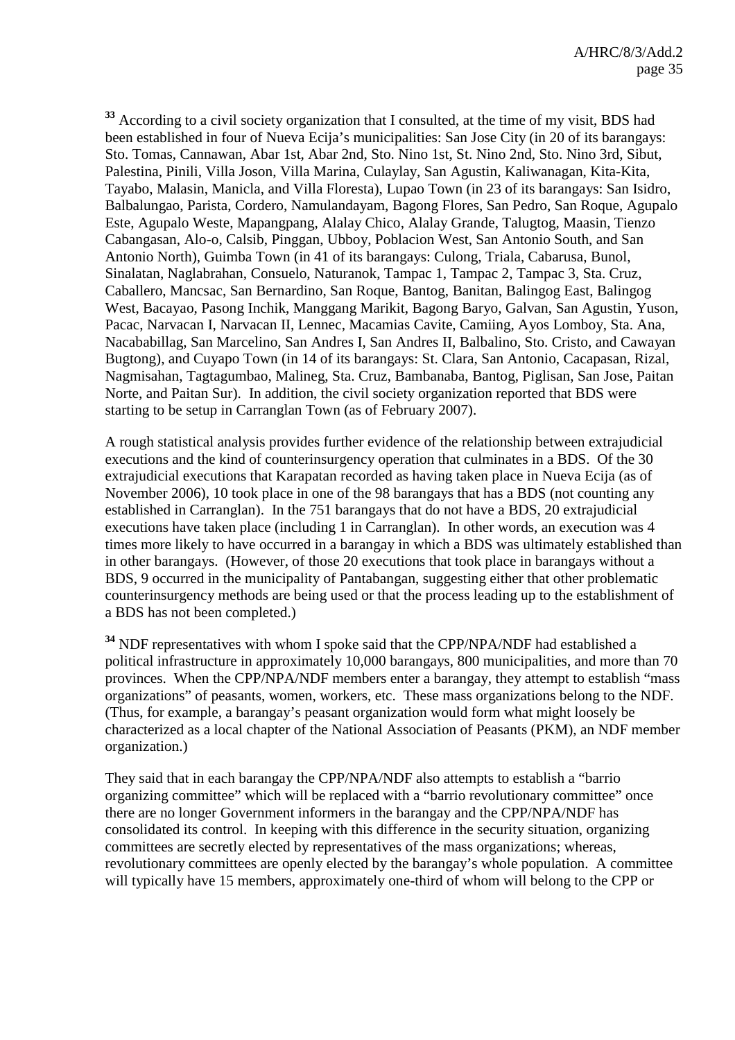[33] According to a civil society organization that I consulted, at the time of my visit, BDS had been established in four of Nueva Ecija's municipalities: San Jose City (in 20 of its barangays: Sto. Tomas, Cannawan, Abar 1st, Abar 2nd, Sto. Nino 1st, St. Nino 2nd, Sto. Nino 3rd, Sibut, Palestina, Pinili, Villa Joson, Villa Marina, Culaylay, San Agustin, Kaliwanagan, Kita-Kita, Tayabo, Malasin, Manicla, and Villa Floresta), Lupao Town (in 23 of its barangays: San Isidro, Balbalungao, Parista, Cordero, Namulandayam, Bagong Flores, San Pedro, San Roque, Agupalo Este, Agupalo Weste, Mapangpang, Alalay Chico, Alalay Grande, Talugtog, Maasin, Tienzo Cabangasan, Alo-o, Calsib, Pinggan, Ubboy, Poblacion West, San Antonio South, and San Antonio North), Guimba Town (in 41 of its barangays: Culong, Triala, Cabarusa, Bunol, Sinalatan, Naglabrahan, Consuelo, Naturanok, Tampac 1, Tampac 2, Tampac 3, Sta. Cruz, Caballero, Mancsac, San Bernardino, San Roque, Bantog, Banitan, Balingog East, Balingog West, Bacayao, Pasong Inchik, Manggang Marikit, Bagong Baryo, Galvan, San Agustin, Yuson, Pacac, Narvacan I, Narvacan II, Lennec, Macamias Cavite, Camiing, Ayos Lomboy, Sta. Ana, Nacababillag, San Marcelino, San Andres I, San Andres II, Balbalino, Sto. Cristo, and Cawayan Bugtong), and Cuyapo Town (in 14 of its barangays: St. Clara, San Antonio, Cacapasan, Rizal, Nagmisahan, Tagtagumbao, Malineg, Sta. Cruz, Bambanaba, Bantog, Piglisan, San Jose, Paitan Norte, and Paitan Sur). In addition, the civil society organization reported that BDS were starting to be setup in Carranglan Town (as of February 2007).

A rough statistical analysis provides further evidence of the relationship between extrajudicial executions and the kind of counterinsurgency operation that culminates in a BDS. Of the 30 extrajudicial executions that Karapatan recorded as having taken place in Nueva Ecija (as of November 2006), 10 took place in one of the 98 barangays that has a BDS (not counting any established in Carranglan). In the 751 barangays that do not have a BDS, 20 extrajudicial executions have taken place (including 1 in Carranglan). In other words, an execution was 4 times more likely to have occurred in a barangay in which a BDS was ultimately established than in other barangays. (However, of those 20 executions that took place in barangays without a BDS, 9 occurred in the municipality of Pantabangan, suggesting either that other problematic counterinsurgency methods are being used or that the process leading up to the establishment of a BDS has not been completed.)

[34] NDF representatives with whom I spoke said that the CPP/NPA/NDF had established a political infrastructure in approximately 10,000 barangays, 800 municipalities, and more than 70 provinces. When the CPP/NPA/NDF members enter a barangay, they attempt to establish "mass organizations" of peasants, women, workers, etc. These mass organizations belong to the NDF. (Thus, for example, a barangay's peasant organization would form what might loosely be characterized as a local chapter of the National Association of Peasants (PKM), an NDF member organization.)

They said that in each barangay the CPP/NPA/NDF also attempts to establish a "barrio organizing committee" which will be replaced with a "barrio revolutionary committee" once there are no longer Government informers in the barangay and the CPP/NPA/NDF has consolidated its control. In keeping with this difference in the security situation, organizing committees are secretly elected by representatives of the mass organizations; whereas, revolutionary committees are openly elected by the barangay's whole population. A committee will typically have 15 members, approximately one-third of whom will belong to the CPP or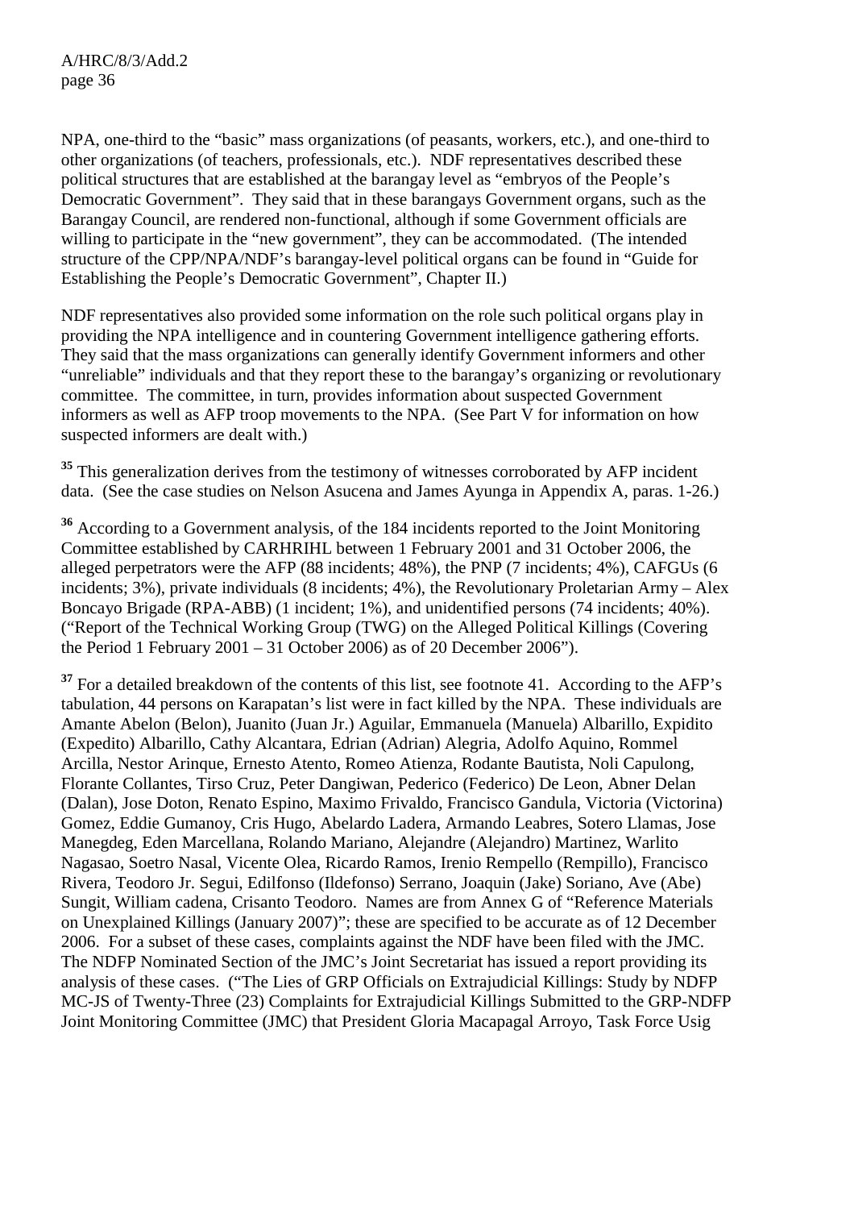NPA, one-third to the "basic" mass organizations (of peasants, workers, etc.), and one-third to other organizations (of teachers, professionals, etc.). NDF representatives described these political structures that are established at the barangay level as "embryos of the People's Democratic Government". They said that in these barangays Government organs, such as the Barangay Council, are rendered non-functional, although if some Government officials are willing to participate in the "new government", they can be accommodated. (The intended structure of the CPP/NPA/NDF's barangay-level political organs can be found in "Guide for Establishing the People's Democratic Government", Chapter II.)

NDF representatives also provided some information on the role such political organs play in providing the NPA intelligence and in countering Government intelligence gathering efforts. They said that the mass organizations can generally identify Government informers and other "unreliable" individuals and that they report these to the barangay's organizing or revolutionary committee. The committee, in turn, provides information about suspected Government informers as well as AFP troop movements to the NPA. (See Part V for information on how suspected informers are dealt with.)

[35] This generalization derives from the testimony of witnesses corroborated by AFP incident data. (See the case studies on Nelson Asucena and James Ayunga in Appendix A, paras. 1-26.)

[36] According to a Government analysis, of the 184 incidents reported to the Joint Monitoring Committee established by CARHRIHL between 1 February 2001 and 31 October 2006, the alleged perpetrators were the AFP (88 incidents; 48%), the PNP (7 incidents; 4%), CAFGUs (6 incidents; 3%), private individuals (8 incidents; 4%), the Revolutionary Proletarian Army – Alex Boncayo Brigade (RPA-ABB) (1 incident; 1%), and unidentified persons (74 incidents; 40%). ("Report of the Technical Working Group (TWG) on the Alleged Political Killings (Covering the Period 1 February 2001 – 31 October 2006) as of 20 December 2006").

[37] For a detailed breakdown of the contents of this list, see footnote 41. According to the AFP's tabulation, 44 persons on Karapatan's list were in fact killed by the NPA. These individuals are Amante Abelon (Belon), Juanito (Juan Jr.) Aguilar, Emmanuela (Manuela) Albarillo, Expidito (Expedito) Albarillo, Cathy Alcantara, Edrian (Adrian) Alegria, Adolfo Aquino, Rommel Arcilla, Nestor Arinque, Ernesto Atento, Romeo Atienza, Rodante Bautista, Noli Capulong, Florante Collantes, Tirso Cruz, Peter Dangiwan, Pederico (Federico) De Leon, Abner Delan (Dalan), Jose Doton, Renato Espino, Maximo Frivaldo, Francisco Gandula, Victoria (Victorina) Gomez, Eddie Gumanoy, Cris Hugo, Abelardo Ladera, Armando Leabres, Sotero Llamas, Jose Manegdeg, Eden Marcellana, Rolando Mariano, Alejandre (Alejandro) Martinez, Warlito Nagasao, Soetro Nasal, Vicente Olea, Ricardo Ramos, Irenio Rempello (Rempillo), Francisco Rivera, Teodoro Jr. Segui, Edilfonso (Ildefonso) Serrano, Joaquin (Jake) Soriano, Ave (Abe) Sungit, William cadena, Crisanto Teodoro. Names are from Annex G of "Reference Materials on Unexplained Killings (January 2007)"; these are specified to be accurate as of 12 December 2006. For a subset of these cases, complaints against the NDF have been filed with the JMC. The NDFP Nominated Section of the JMC's Joint Secretariat has issued a report providing its analysis of these cases. ("The Lies of GRP Officials on Extrajudicial Killings: Study by NDFP MC-JS of Twenty-Three (23) Complaints for Extrajudicial Killings Submitted to the GRP-NDFP Joint Monitoring Committee (JMC) that President Gloria Macapagal Arroyo, Task Force Usig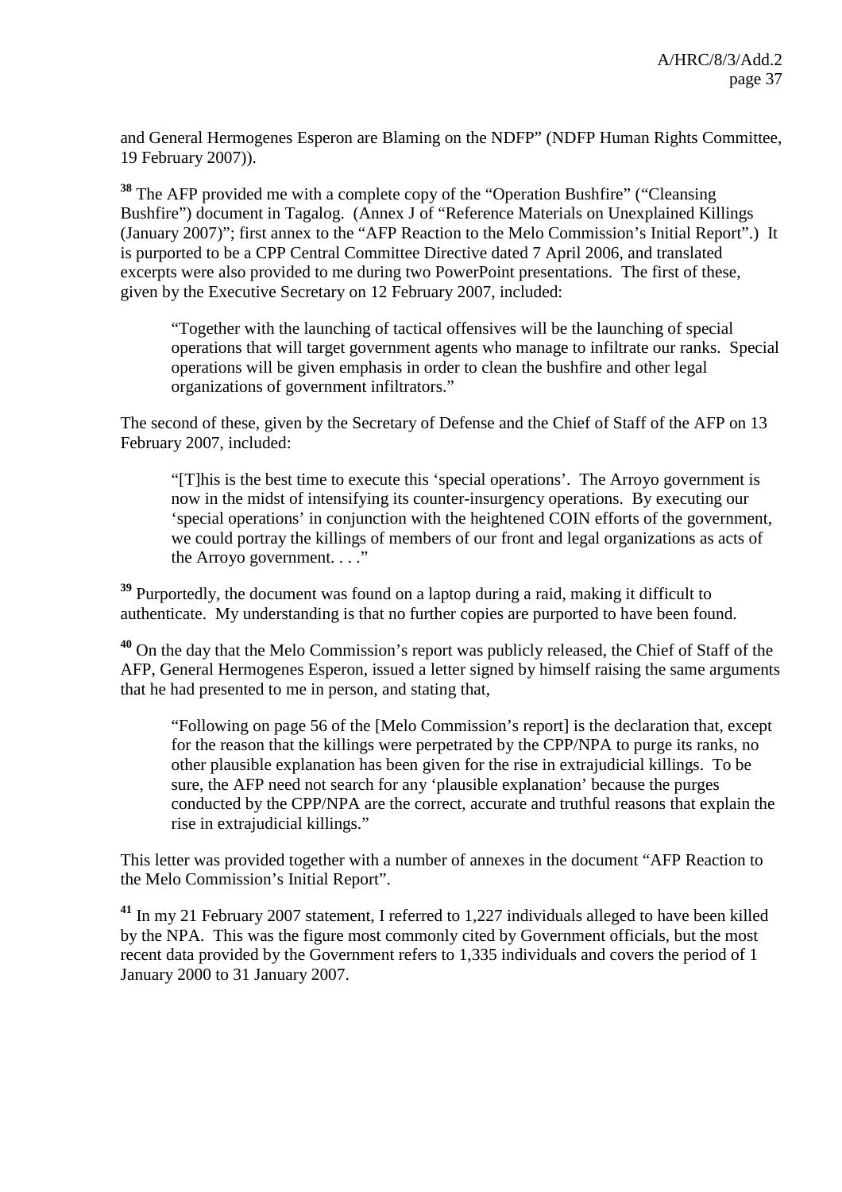and General Hermogenes Esperon are Blaming on the NDFP" (NDFP Human Rights Committee, 19 February 2007)).

[38] The AFP provided me with a complete copy of the "Operation Bushfire" ("Cleansing Bushfire") document in Tagalog. (Annex J of "Reference Materials on Unexplained Killings (January 2007)"; first annex to the "AFP Reaction to the Melo Commission's Initial Report".) It is purported to be a CPP Central Committee Directive dated 7 April 2006, and translated excerpts were also provided to me during two PowerPoint presentations. The first of these, given by the Executive Secretary on 12 February 2007, included:

> "Together with the launching of tactical offensives will be the launching of special operations that will target government agents who manage to infiltrate our ranks. Special operations will be given emphasis in order to clean the bushfire and other legal organizations of government infiltrators."

The second of these, given by the Secretary of Defense and the Chief of Staff of the AFP on 13 February 2007, included:

> "[T]his is the best time to execute this 'special operations'. The Arroyo government is now in the midst of intensifying its counter-insurgency operations. By executing our 'special operations' in conjunction with the heightened COIN efforts of the government, we could portray the killings of members of our front and legal organizations as acts of the Arroyo government. . . ."

[39] Purportedly, the document was found on a laptop during a raid, making it difficult to authenticate. My understanding is that no further copies are purported to have been found.

[40] On the day that the Melo Commission's report was publicly released, the Chief of Staff of the AFP, General Hermogenes Esperon, issued a letter signed by himself raising the same arguments that he had presented to me in person, and stating that,

> "Following on page 56 of the [Melo Commission's report] is the declaration that, except for the reason that the killings were perpetrated by the CPP/NPA to purge its ranks, no other plausible explanation has been given for the rise in extrajudicial killings. To be sure, the AFP need not search for any 'plausible explanation' because the purges conducted by the CPP/NPA are the correct, accurate and truthful reasons that explain the rise in extrajudicial killings."

This letter was provided together with a number of annexes in the document "AFP Reaction to the Melo Commission's Initial Report".

[41] In my 21 February 2007 statement, I referred to 1,227 individuals alleged to have been killed by the NPA. This was the figure most commonly cited by Government officials, but the most recent data provided by the Government refers to 1,335 individuals and covers the period of 1 January 2000 to 31 January 2007.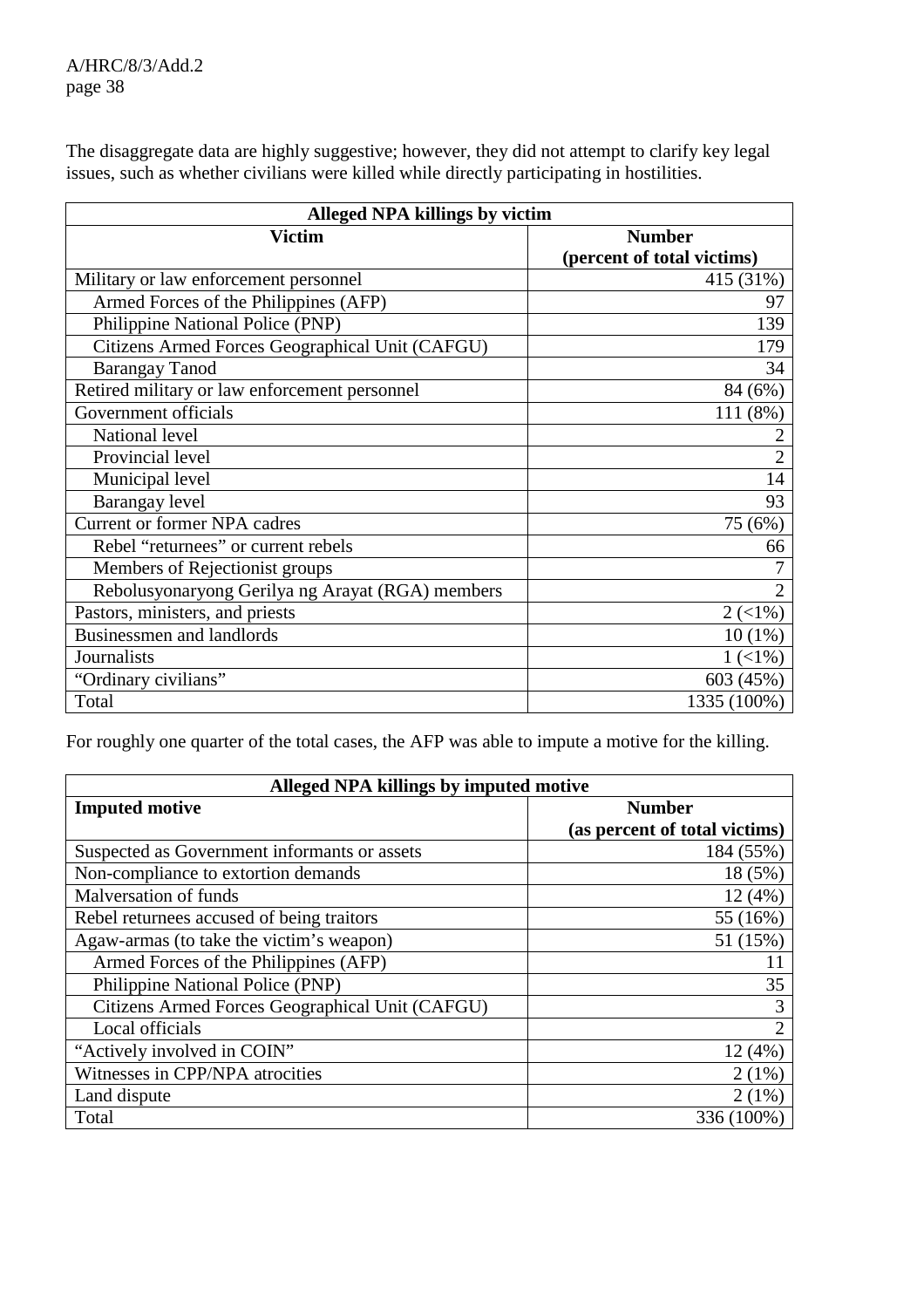The disaggregate data are highly suggestive; however, they did not attempt to clarify key legal issues, such as whether civilians were killed while directly participating in hostilities.

| Alleged NPA killings by victim | |
|---|---|
| **Victim** | **Number (percent of total victims)** |
| Military or law enforcement personnel | 415 (31%) |
| Armed Forces of the Philippines (AFP) | 97 |
| Philippine National Police (PNP) | 139 |
| Citizens Armed Forces Geographical Unit (CAFGU) | 179 |
| Barangay Tanod | 34 |
| Retired military or law enforcement personnel | 84 (6%) |
| Government officials | 111 (8%) |
| National level | 2 |
| Provincial level | 2 |
| Municipal level | 14 |
| Barangay level | 93 |
| Current or former NPA cadres | 75 (6%) |
| Rebel "returnees" or current rebels | 66 |
| Members of Rejectionist groups | 7 |
| Rebolusyonaryong Gerilya ng Arayat (RGA) members | 2 |
| Pastors, ministers, and priests | 2 (<1%) |
| Businessmen and landlords | 10 (1%) |
| Journalists | 1 (<1%) |
| "Ordinary civilians" | 603 (45%) |
| Total | 1335 (100%) |

For roughly one quarter of the total cases, the AFP was able to impute a motive for the killing.

| Alleged NPA killings by imputed motive | |
|---|---|
| **Imputed motive** | **Number (as percent of total victims)** |
| Suspected as Government informants or assets | 184 (55%) |
| Non-compliance to extortion demands | 18 (5%) |
| Malversation of funds | 12 (4%) |
| Rebel returnees accused of being traitors | 55 (16%) |
| Agaw-armas (to take the victim's weapon) | 51 (15%) |
| Armed Forces of the Philippines (AFP) | 11 |
| Philippine National Police (PNP) | 35 |
| Citizens Armed Forces Geographical Unit (CAFGU) | 3 |
| Local officials | 2 |
| "Actively involved in COIN" | 12 (4%) |
| Witnesses in CPP/NPA atrocities | 2 (1%) |
| Land dispute | 2 (1%) |
| Total | 336 (100%) |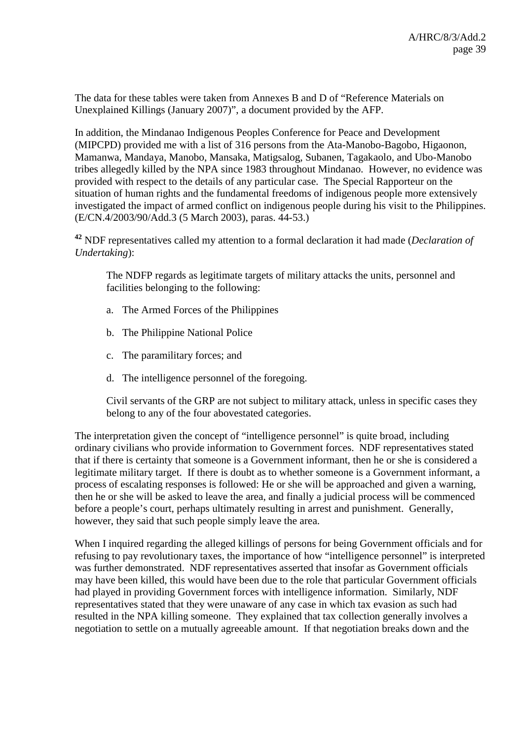The data for these tables were taken from Annexes B and D of "Reference Materials on Unexplained Killings (January 2007)", a document provided by the AFP.

In addition, the Mindanao Indigenous Peoples Conference for Peace and Development (MIPCPD) provided me with a list of 316 persons from the Ata-Manobo-Bagobo, Higaonon, Mamanwa, Mandaya, Manobo, Mansaka, Matigsalog, Subanen, Tagakaolo, and Ubo-Manobo tribes allegedly killed by the NPA since 1983 throughout Mindanao. However, no evidence was provided with respect to the details of any particular case. The Special Rapporteur on the situation of human rights and the fundamental freedoms of indigenous people more extensively investigated the impact of armed conflict on indigenous people during his visit to the Philippines. (E/CN.4/2003/90/Add.3 (5 March 2003), paras. 44-53.)

[42] NDF representatives called my attention to a formal declaration it had made (*Declaration of Undertaking*):

> The NDFP regards as legitimate targets of military attacks the units, personnel and facilities belonging to the following:
>
> a. The Armed Forces of the Philippines
>
> b. The Philippine National Police
>
> c. The paramilitary forces; and
>
> d. The intelligence personnel of the foregoing.
>
> Civil servants of the GRP are not subject to military attack, unless in specific cases they belong to any of the four abovestated categories.

The interpretation given the concept of "intelligence personnel" is quite broad, including ordinary civilians who provide information to Government forces. NDF representatives stated that if there is certainty that someone is a Government informant, then he or she is considered a legitimate military target. If there is doubt as to whether someone is a Government informant, a process of escalating responses is followed: He or she will be approached and given a warning, then he or she will be asked to leave the area, and finally a judicial process will be commenced before a people's court, perhaps ultimately resulting in arrest and punishment. Generally, however, they said that such people simply leave the area.

When I inquired regarding the alleged killings of persons for being Government officials and for refusing to pay revolutionary taxes, the importance of how "intelligence personnel" is interpreted was further demonstrated. NDF representatives asserted that insofar as Government officials may have been killed, this would have been due to the role that particular Government officials had played in providing Government forces with intelligence information. Similarly, NDF representatives stated that they were unaware of any case in which tax evasion as such had resulted in the NPA killing someone. They explained that tax collection generally involves a negotiation to settle on a mutually agreeable amount. If that negotiation breaks down and the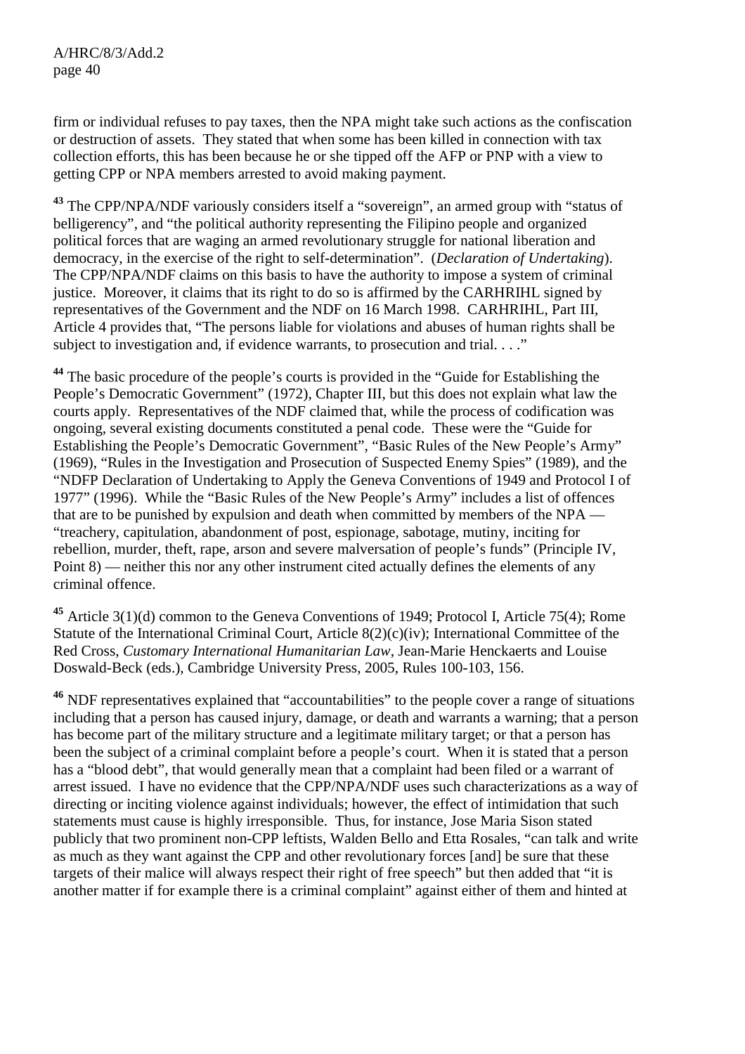firm or individual refuses to pay taxes, then the NPA might take such actions as the confiscation or destruction of assets. They stated that when some has been killed in connection with tax collection efforts, this has been because he or she tipped off the AFP or PNP with a view to getting CPP or NPA members arrested to avoid making payment.

[43] The CPP/NPA/NDF variously considers itself a "sovereign", an armed group with "status of belligerency", and "the political authority representing the Filipino people and organized political forces that are waging an armed revolutionary struggle for national liberation and democracy, in the exercise of the right to self-determination". (*Declaration of Undertaking*). The CPP/NPA/NDF claims on this basis to have the authority to impose a system of criminal justice. Moreover, it claims that its right to do so is affirmed by the CARHRIHL signed by representatives of the Government and the NDF on 16 March 1998. CARHRIHL, Part III, Article 4 provides that, "The persons liable for violations and abuses of human rights shall be subject to investigation and, if evidence warrants, to prosecution and trial. . . ."

[44] The basic procedure of the people's courts is provided in the "Guide for Establishing the People's Democratic Government" (1972), Chapter III, but this does not explain what law the courts apply. Representatives of the NDF claimed that, while the process of codification was ongoing, several existing documents constituted a penal code. These were the "Guide for Establishing the People's Democratic Government", "Basic Rules of the New People's Army" (1969), "Rules in the Investigation and Prosecution of Suspected Enemy Spies" (1989), and the "NDFP Declaration of Undertaking to Apply the Geneva Conventions of 1949 and Protocol I of 1977" (1996). While the "Basic Rules of the New People's Army" includes a list of offences that are to be punished by expulsion and death when committed by members of the NPA — "treachery, capitulation, abandonment of post, espionage, sabotage, mutiny, inciting for rebellion, murder, theft, rape, arson and severe malversation of people's funds" (Principle IV, Point 8) — neither this nor any other instrument cited actually defines the elements of any criminal offence.

[45] Article 3(1)(d) common to the Geneva Conventions of 1949; Protocol I, Article 75(4); Rome Statute of the International Criminal Court, Article 8(2)(c)(iv); International Committee of the Red Cross, *Customary International Humanitarian Law*, Jean-Marie Henckaerts and Louise Doswald-Beck (eds.), Cambridge University Press, 2005, Rules 100-103, 156.

[46] NDF representatives explained that "accountabilities" to the people cover a range of situations including that a person has caused injury, damage, or death and warrants a warning; that a person has become part of the military structure and a legitimate military target; or that a person has been the subject of a criminal complaint before a people's court. When it is stated that a person has a "blood debt", that would generally mean that a complaint had been filed or a warrant of arrest issued. I have no evidence that the CPP/NPA/NDF uses such characterizations as a way of directing or inciting violence against individuals; however, the effect of intimidation that such statements must cause is highly irresponsible. Thus, for instance, Jose Maria Sison stated publicly that two prominent non-CPP leftists, Walden Bello and Etta Rosales, "can talk and write as much as they want against the CPP and other revolutionary forces [and] be sure that these targets of their malice will always respect their right of free speech" but then added that "it is another matter if for example there is a criminal complaint" against either of them and hinted at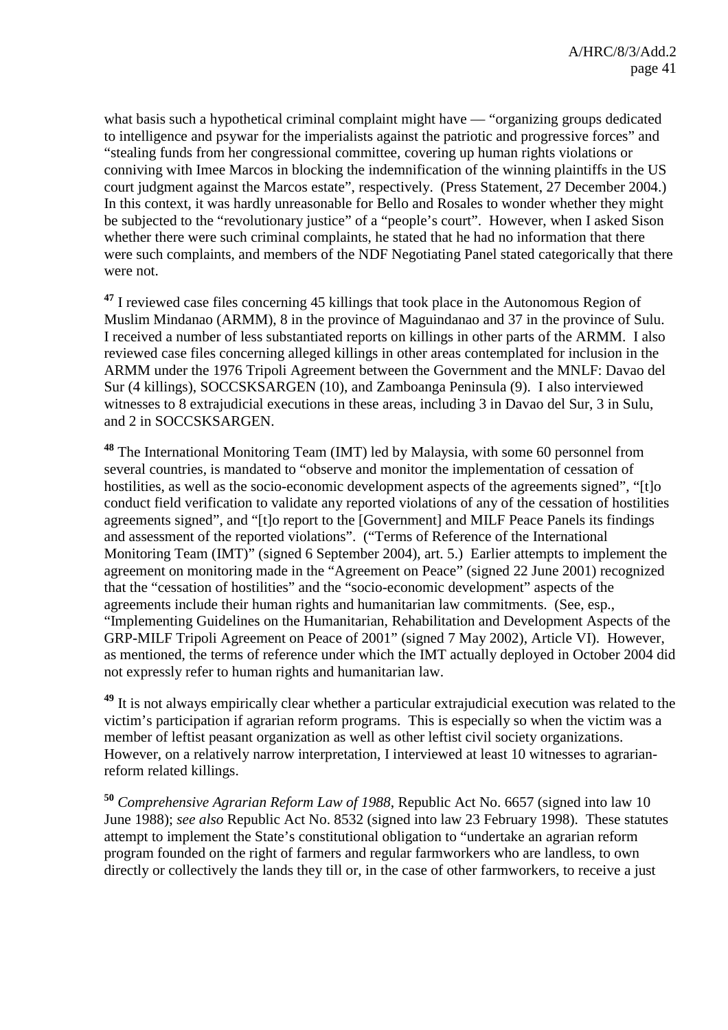what basis such a hypothetical criminal complaint might have — "organizing groups dedicated to intelligence and psywar for the imperialists against the patriotic and progressive forces" and "stealing funds from her congressional committee, covering up human rights violations or conniving with Imee Marcos in blocking the indemnification of the winning plaintiffs in the US court judgment against the Marcos estate", respectively. (Press Statement, 27 December 2004.) In this context, it was hardly unreasonable for Bello and Rosales to wonder whether they might be subjected to the "revolutionary justice" of a "people's court". However, when I asked Sison whether there were such criminal complaints, he stated that he had no information that there were such complaints, and members of the NDF Negotiating Panel stated categorically that there were not.

[47] I reviewed case files concerning 45 killings that took place in the Autonomous Region of Muslim Mindanao (ARMM), 8 in the province of Maguindanao and 37 in the province of Sulu. I received a number of less substantiated reports on killings in other parts of the ARMM. I also reviewed case files concerning alleged killings in other areas contemplated for inclusion in the ARMM under the 1976 Tripoli Agreement between the Government and the MNLF: Davao del Sur (4 killings), SOCCSKSARGEN (10), and Zamboanga Peninsula (9). I also interviewed witnesses to 8 extrajudicial executions in these areas, including 3 in Davao del Sur, 3 in Sulu, and 2 in SOCCSKSARGEN.

[48] The International Monitoring Team (IMT) led by Malaysia, with some 60 personnel from several countries, is mandated to "observe and monitor the implementation of cessation of hostilities, as well as the socio-economic development aspects of the agreements signed", "[t]o conduct field verification to validate any reported violations of any of the cessation of hostilities agreements signed", and "[t]o report to the [Government] and MILF Peace Panels its findings and assessment of the reported violations". ("Terms of Reference of the International Monitoring Team (IMT)" (signed 6 September 2004), art. 5.) Earlier attempts to implement the agreement on monitoring made in the "Agreement on Peace" (signed 22 June 2001) recognized that the "cessation of hostilities" and the "socio-economic development" aspects of the agreements include their human rights and humanitarian law commitments. (See, esp., "Implementing Guidelines on the Humanitarian, Rehabilitation and Development Aspects of the GRP-MILF Tripoli Agreement on Peace of 2001" (signed 7 May 2002), Article VI). However, as mentioned, the terms of reference under which the IMT actually deployed in October 2004 did not expressly refer to human rights and humanitarian law.

[49] It is not always empirically clear whether a particular extrajudicial execution was related to the victim's participation if agrarian reform programs. This is especially so when the victim was a member of leftist peasant organization as well as other leftist civil society organizations. However, on a relatively narrow interpretation, I interviewed at least 10 witnesses to agrarian-reform related killings.

[50] *Comprehensive Agrarian Reform Law of 1988*, Republic Act No. 6657 (signed into law 10 June 1988); *see also* Republic Act No. 8532 (signed into law 23 February 1998). These statutes attempt to implement the State's constitutional obligation to "undertake an agrarian reform program founded on the right of farmers and regular farmworkers who are landless, to own directly or collectively the lands they till or, in the case of other farmworkers, to receive a just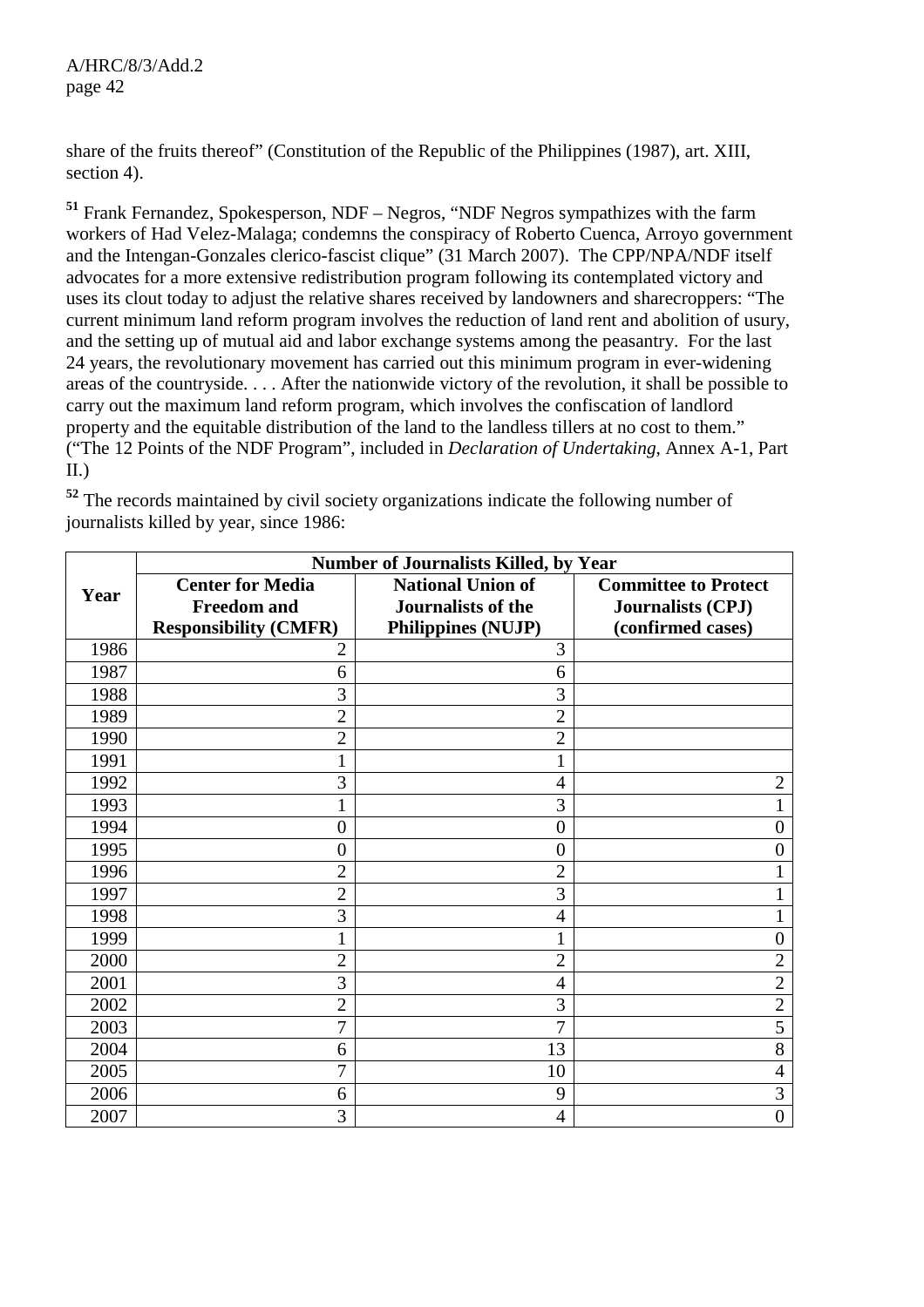share of the fruits thereof" (Constitution of the Republic of the Philippines (1987), art. XIII, section 4).

[51] Frank Fernandez, Spokesperson, NDF – Negros, "NDF Negros sympathizes with the farm workers of Had Velez-Malaga; condemns the conspiracy of Roberto Cuenca, Arroyo government and the Intengan-Gonzales clerico-fascist clique" (31 March 2007). The CPP/NPA/NDF itself advocates for a more extensive redistribution program following its contemplated victory and uses its clout today to adjust the relative shares received by landowners and sharecroppers: "The current minimum land reform program involves the reduction of land rent and abolition of usury, and the setting up of mutual aid and labor exchange systems among the peasantry. For the last 24 years, the revolutionary movement has carried out this minimum program in ever-widening areas of the countryside. . . . After the nationwide victory of the revolution, it shall be possible to carry out the maximum land reform program, which involves the confiscation of landlord property and the equitable distribution of the land to the landless tillers at no cost to them." ("The 12 Points of the NDF Program", included in *Declaration of Undertaking*, Annex A-1, Part II.)

[52] The records maintained by civil society organizations indicate the following number of journalists killed by year, since 1986:

| Year | Number of Journalists Killed, by Year | | |
|---|---|---|---|
| | **Center for Media Freedom and Responsibility (CMFR)** | **National Union of Journalists of the Philippines (NUJP)** | **Committee to Protect Journalists (CPJ) (confirmed cases)** |
| 1986 | 2 | 3 | |
| 1987 | 6 | 6 | |
| 1988 | 3 | 3 | |
| 1989 | 2 | 2 | |
| 1990 | 2 | 2 | |
| 1991 | 1 | 1 | |
| 1992 | 3 | 4 | 2 |
| 1993 | 1 | 3 | 1 |
| 1994 | 0 | 0 | 0 |
| 1995 | 0 | 0 | 0 |
| 1996 | 2 | 2 | 1 |
| 1997 | 2 | 3 | 1 |
| 1998 | 3 | 4 | 1 |
| 1999 | 1 | 1 | 0 |
| 2000 | 2 | 2 | 2 |
| 2001 | 3 | 4 | 2 |
| 2002 | 2 | 3 | 2 |
| 2003 | 7 | 7 | 5 |
| 2004 | 6 | 13 | 8 |
| 2005 | 7 | 10 | 4 |
| 2006 | 6 | 9 | 3 |
| 2007 | 3 | 4 | 0 |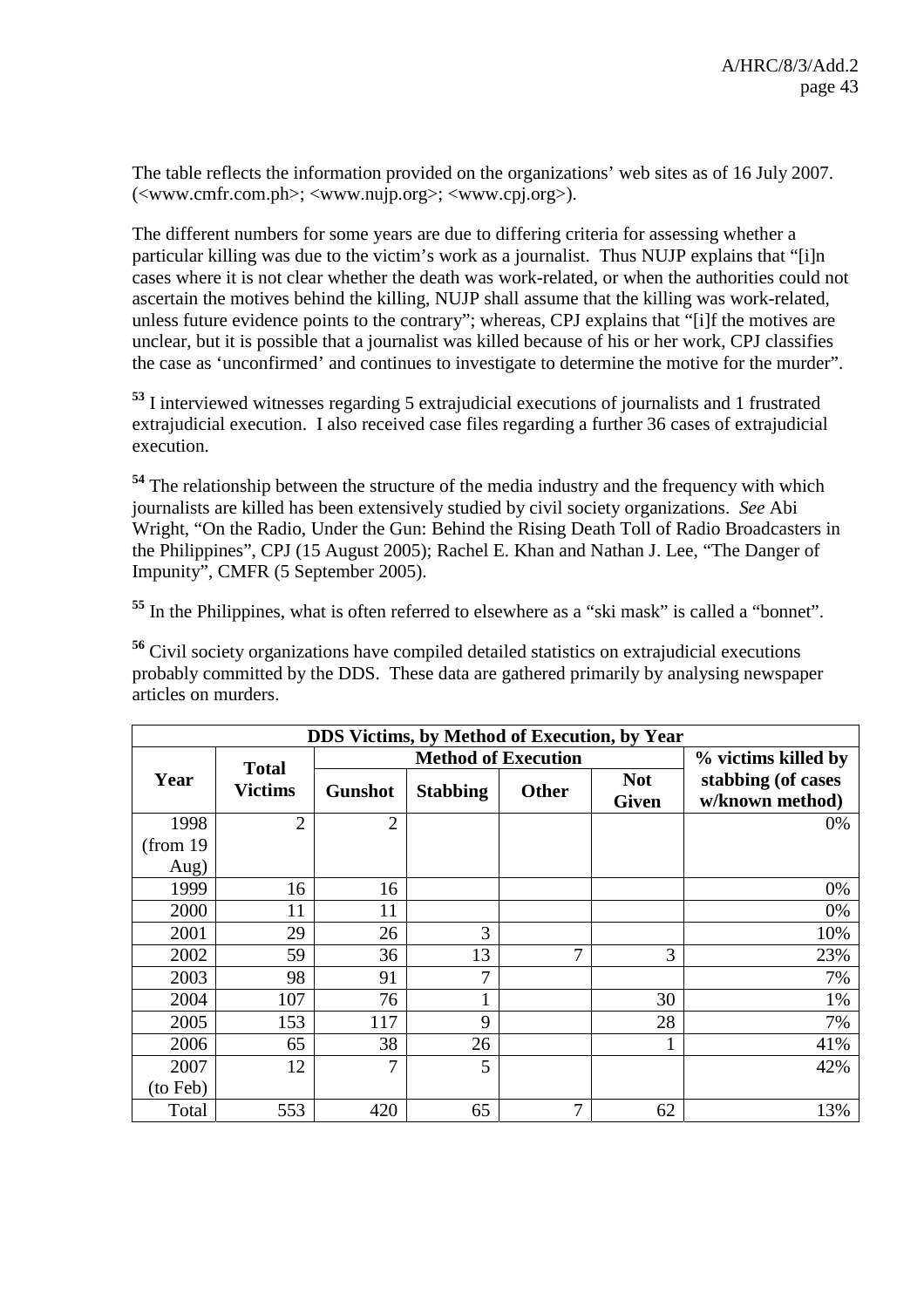The table reflects the information provided on the organizations' web sites as of 16 July 2007. (<www.cmfr.com.ph>; <www.nujp.org>; <www.cpj.org>).

The different numbers for some years are due to differing criteria for assessing whether a particular killing was due to the victim's work as a journalist. Thus NUJP explains that "[i]n cases where it is not clear whether the death was work-related, or when the authorities could not ascertain the motives behind the killing, NUJP shall assume that the killing was work-related, unless future evidence points to the contrary"; whereas, CPJ explains that "[i]f the motives are unclear, but it is possible that a journalist was killed because of his or her work, CPJ classifies the case as 'unconfirmed' and continues to investigate to determine the motive for the murder".

[53] I interviewed witnesses regarding 5 extrajudicial executions of journalists and 1 frustrated extrajudicial execution. I also received case files regarding a further 36 cases of extrajudicial execution.

[54] The relationship between the structure of the media industry and the frequency with which journalists are killed has been extensively studied by civil society organizations. *See* Abi Wright, "On the Radio, Under the Gun: Behind the Rising Death Toll of Radio Broadcasters in the Philippines", CPJ (15 August 2005); Rachel E. Khan and Nathan J. Lee, "The Danger of Impunity", CMFR (5 September 2005).

[55] In the Philippines, what is often referred to elsewhere as a "ski mask" is called a "bonnet".

[56] Civil society organizations have compiled detailed statistics on extrajudicial executions probably committed by the DDS. These data are gathered primarily by analysing newspaper articles on murders.

| DDS Victims, by Method of Execution, by Year | | | | | | |
|---|---|---|---|---|---|---|
| Year | Total Victims | Method of Execution | | | | % victims killed by stabbing (of cases w/known method) |
| | | Gunshot | Stabbing | Other | Not Given | |
| 1998 (from 19 Aug) | 2 | 2 | | | | 0% |
| 1999 | 16 | 16 | | | | 0% |
| 2000 | 11 | 11 | | | | 0% |
| 2001 | 29 | 26 | 3 | | | 10% |
| 2002 | 59 | 36 | 13 | 7 | 3 | 23% |
| 2003 | 98 | 91 | 7 | | | 7% |
| 2004 | 107 | 76 | 1 | | 30 | 1% |
| 2005 | 153 | 117 | 9 | | 28 | 7% |
| 2006 | 65 | 38 | 26 | | 1 | 41% |
| 2007 (to Feb) | 12 | 7 | 5 | | | 42% |
| Total | 553 | 420 | 65 | 7 | 62 | 13% |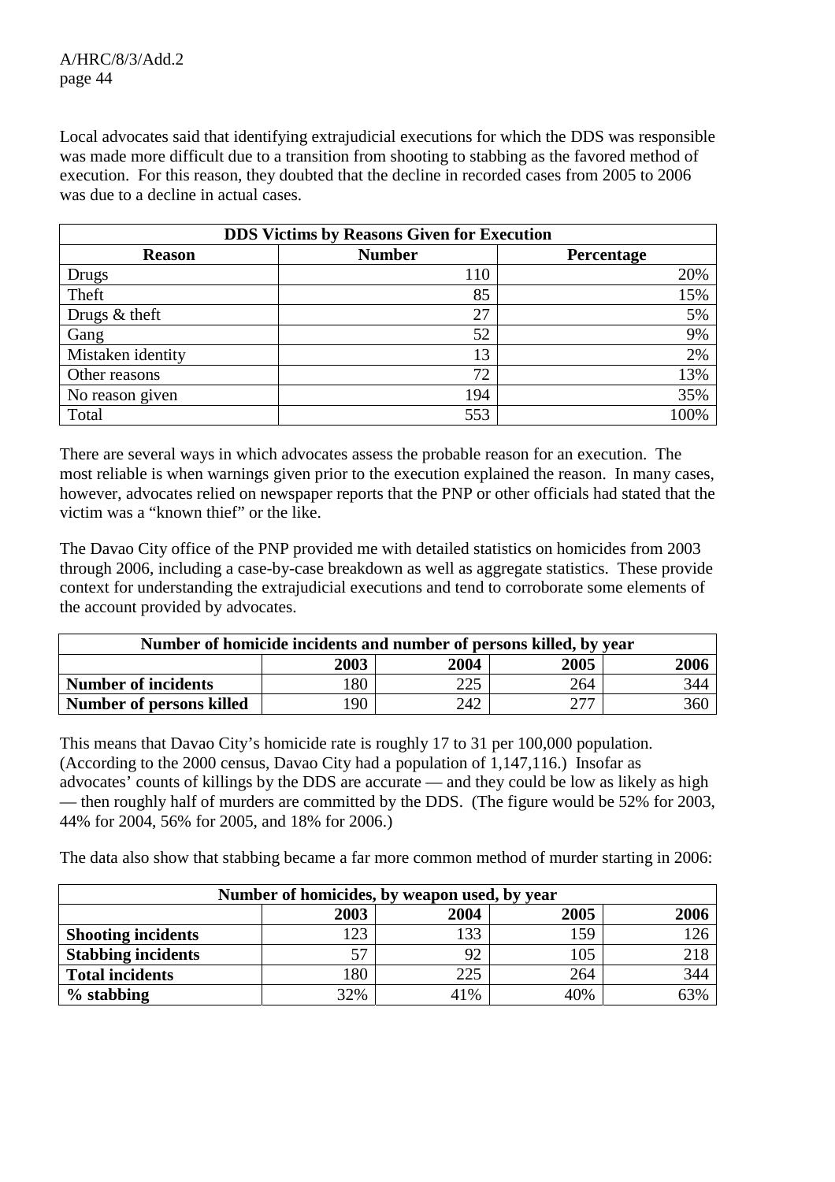Local advocates said that identifying extrajudicial executions for which the DDS was responsible was made more difficult due to a transition from shooting to stabbing as the favored method of execution. For this reason, they doubted that the decline in recorded cases from 2005 to 2006 was due to a decline in actual cases.

| DDS Victims by Reasons Given for Execution | | |
|---|---|---|
| **Reason** | **Number** | **Percentage** |
| Drugs | 110 | 20% |
| Theft | 85 | 15% |
| Drugs & theft | 27 | 5% |
| Gang | 52 | 9% |
| Mistaken identity | 13 | 2% |
| Other reasons | 72 | 13% |
| No reason given | 194 | 35% |
| Total | 553 | 100% |

There are several ways in which advocates assess the probable reason for an execution. The most reliable is when warnings given prior to the execution explained the reason. In many cases, however, advocates relied on newspaper reports that the PNP or other officials had stated that the victim was a "known thief" or the like.

The Davao City office of the PNP provided me with detailed statistics on homicides from 2003 through 2006, including a case-by-case breakdown as well as aggregate statistics. These provide context for understanding the extrajudicial executions and tend to corroborate some elements of the account provided by advocates.

| Number of homicide incidents and number of persons killed, by year | | | | |
|---|---|---|---|---|
| | **2003** | **2004** | **2005** | **2006** |
| **Number of incidents** | 180 | 225 | 264 | 344 |
| **Number of persons killed** | 190 | 242 | 277 | 360 |

This means that Davao City's homicide rate is roughly 17 to 31 per 100,000 population. (According to the 2000 census, Davao City had a population of 1,147,116.) Insofar as advocates' counts of killings by the DDS are accurate — and they could be low as likely as high — then roughly half of murders are committed by the DDS. (The figure would be 52% for 2003, 44% for 2004, 56% for 2005, and 18% for 2006.)

The data also show that stabbing became a far more common method of murder starting in 2006:

| Number of homicides, by weapon used, by year | | | | |
|---|---|---|---|---|
| | **2003** | **2004** | **2005** | **2006** |
| **Shooting incidents** | 123 | 133 | 159 | 126 |
| **Stabbing incidents** | 57 | 92 | 105 | 218 |
| **Total incidents** | 180 | 225 | 264 | 344 |
| **% stabbing** | 32% | 41% | 40% | 63% |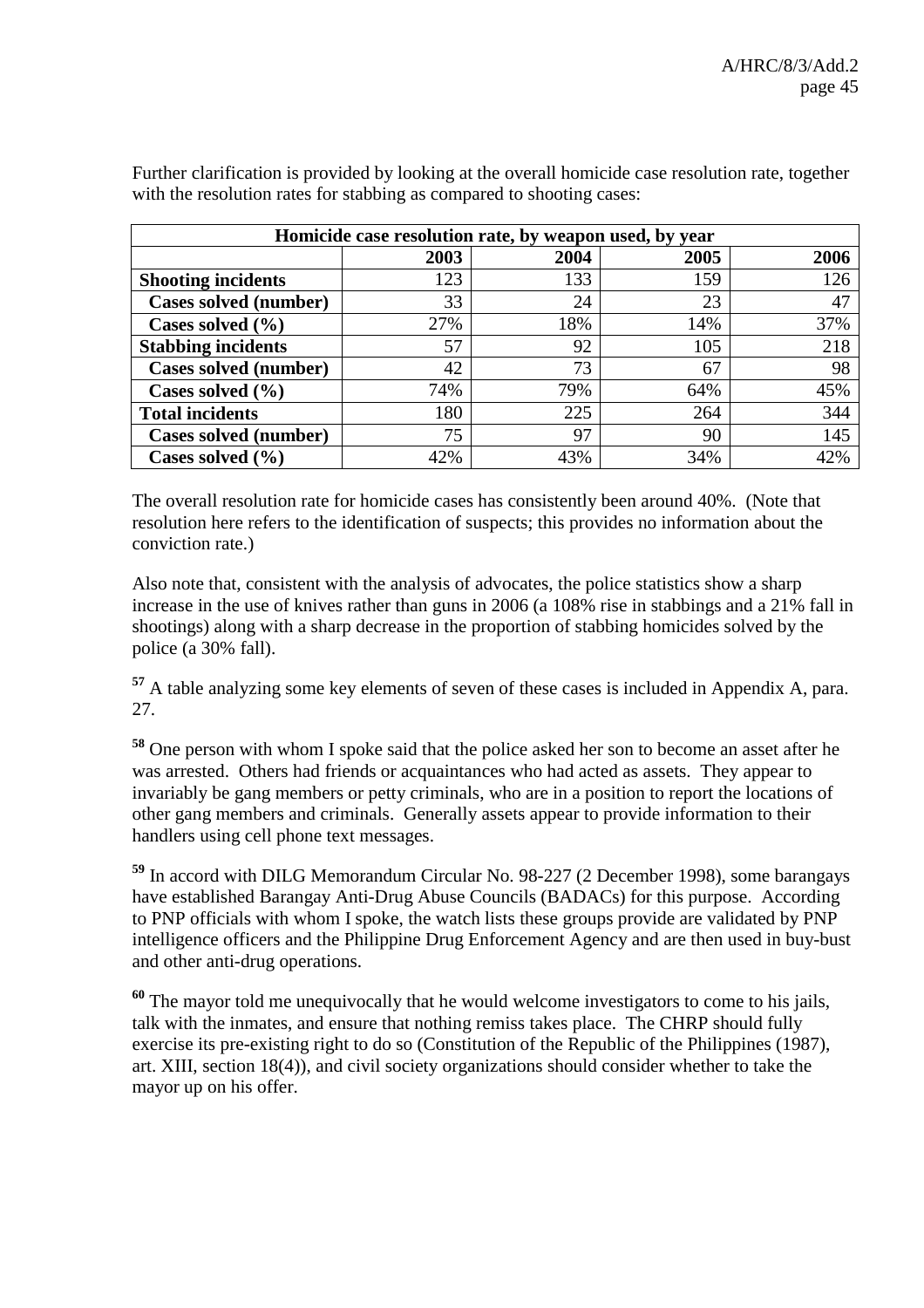Further clarification is provided by looking at the overall homicide case resolution rate, together with the resolution rates for stabbing as compared to shooting cases:

| Homicide case resolution rate, by weapon used, by year | | | | |
|---|---|---|---|---|
| | 2003 | 2004 | 2005 | 2006 |
| **Shooting incidents** | 123 | 133 | 159 | 126 |
| **Cases solved (number)** | 33 | 24 | 23 | 47 |
| **Cases solved (%)** | 27% | 18% | 14% | 37% |
| **Stabbing incidents** | 57 | 92 | 105 | 218 |
| **Cases solved (number)** | 42 | 73 | 67 | 98 |
| **Cases solved (%)** | 74% | 79% | 64% | 45% |
| **Total incidents** | 180 | 225 | 264 | 344 |
| **Cases solved (number)** | 75 | 97 | 90 | 145 |
| **Cases solved (%)** | 42% | 43% | 34% | 42% |

The overall resolution rate for homicide cases has consistently been around 40%. (Note that resolution here refers to the identification of suspects; this provides no information about the conviction rate.)

Also note that, consistent with the analysis of advocates, the police statistics show a sharp increase in the use of knives rather than guns in 2006 (a 108% rise in stabbings and a 21% fall in shootings) along with a sharp decrease in the proportion of stabbing homicides solved by the police (a 30% fall).

[57] A table analyzing some key elements of seven of these cases is included in Appendix A, para. 27.

[58] One person with whom I spoke said that the police asked her son to become an asset after he was arrested. Others had friends or acquaintances who had acted as assets. They appear to invariably be gang members or petty criminals, who are in a position to report the locations of other gang members and criminals. Generally assets appear to provide information to their handlers using cell phone text messages.

[59] In accord with DILG Memorandum Circular No. 98-227 (2 December 1998), some barangays have established Barangay Anti-Drug Abuse Councils (BADACs) for this purpose. According to PNP officials with whom I spoke, the watch lists these groups provide are validated by PNP intelligence officers and the Philippine Drug Enforcement Agency and are then used in buy-bust and other anti-drug operations.

[60] The mayor told me unequivocally that he would welcome investigators to come to his jails, talk with the inmates, and ensure that nothing remiss takes place. The CHRP should fully exercise its pre-existing right to do so (Constitution of the Republic of the Philippines (1987), art. XIII, section 18(4)), and civil society organizations should consider whether to take the mayor up on his offer.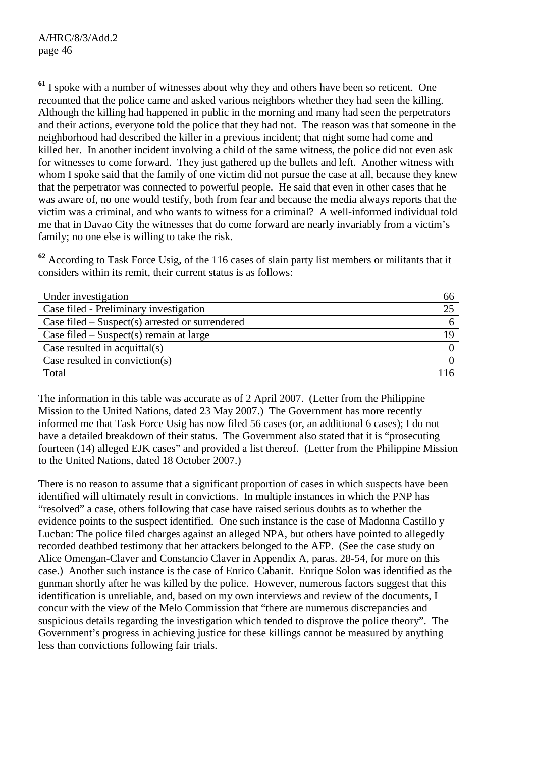[61] I spoke with a number of witnesses about why they and others have been so reticent. One recounted that the police came and asked various neighbors whether they had seen the killing. Although the killing had happened in public in the morning and many had seen the perpetrators and their actions, everyone told the police that they had not. The reason was that someone in the neighborhood had described the killer in a previous incident; that night some had come and killed her. In another incident involving a child of the same witness, the police did not even ask for witnesses to come forward. They just gathered up the bullets and left. Another witness with whom I spoke said that the family of one victim did not pursue the case at all, because they knew that the perpetrator was connected to powerful people. He said that even in other cases that he was aware of, no one would testify, both from fear and because the media always reports that the victim was a criminal, and who wants to witness for a criminal? A well-informed individual told me that in Davao City the witnesses that do come forward are nearly invariably from a victim's family; no one else is willing to take the risk.

[62] According to Task Force Usig, of the 116 cases of slain party list members or militants that it considers within its remit, their current status is as follows:

| Status | Number |
|---|---|
| Under investigation | 66 |
| Case filed - Preliminary investigation | 25 |
| Case filed – Suspect(s) arrested or surrendered | 6 |
| Case filed – Suspect(s) remain at large | 19 |
| Case resulted in acquittal(s) | 0 |
| Case resulted in conviction(s) | 0 |
| Total | 116 |

The information in this table was accurate as of 2 April 2007. (Letter from the Philippine Mission to the United Nations, dated 23 May 2007.) The Government has more recently informed me that Task Force Usig has now filed 56 cases (or, an additional 6 cases); I do not have a detailed breakdown of their status. The Government also stated that it is "prosecuting fourteen (14) alleged EJK cases" and provided a list thereof. (Letter from the Philippine Mission to the United Nations, dated 18 October 2007.)

There is no reason to assume that a significant proportion of cases in which suspects have been identified will ultimately result in convictions. In multiple instances in which the PNP has "resolved" a case, others following that case have raised serious doubts as to whether the evidence points to the suspect identified. One such instance is the case of Madonna Castillo y Lucban: The police filed charges against an alleged NPA, but others have pointed to allegedly recorded deathbed testimony that her attackers belonged to the AFP. (See the case study on Alice Omengan-Claver and Constancio Claver in Appendix A, paras. 28-54, for more on this case.) Another such instance is the case of Enrico Cabanit. Enrique Solon was identified as the gunman shortly after he was killed by the police. However, numerous factors suggest that this identification is unreliable, and, based on my own interviews and review of the documents, I concur with the view of the Melo Commission that "there are numerous discrepancies and suspicious details regarding the investigation which tended to disprove the police theory". The Government's progress in achieving justice for these killings cannot be measured by anything less than convictions following fair trials.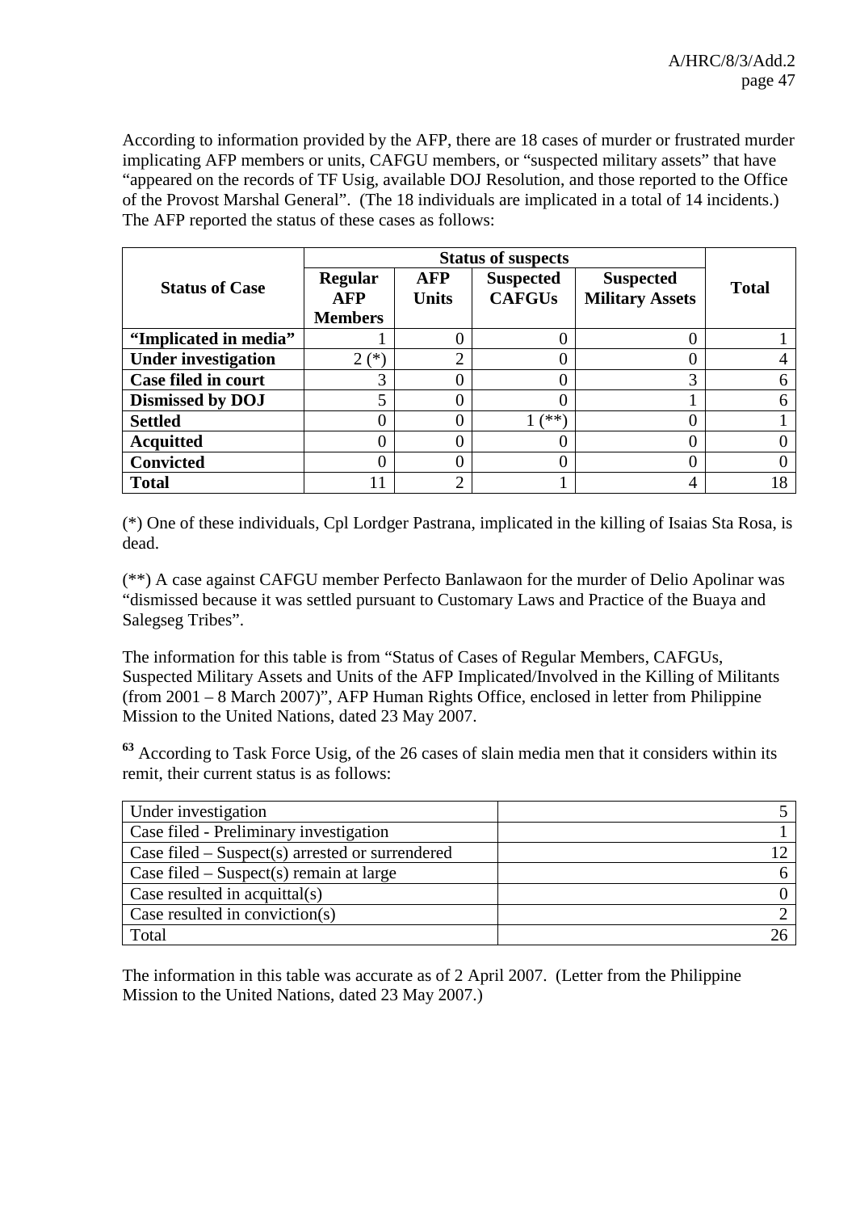According to information provided by the AFP, there are 18 cases of murder or frustrated murder implicating AFP members or units, CAFGU members, or "suspected military assets" that have "appeared on the records of TF Usig, available DOJ Resolution, and those reported to the Office of the Provost Marshal General". (The 18 individuals are implicated in a total of 14 incidents.) The AFP reported the status of these cases as follows:

| Status of Case | Status of suspects | | | | Total |
|---|---|---|---|---|---|
| | Regular AFP Members | AFP Units | Suspected CAFGUs | Suspected Military Assets | |
| **"Implicated in media"** | 1 | 0 | 0 | 0 | 1 |
| **Under investigation** | 2 (*) | 2 | 0 | 0 | 4 |
| **Case filed in court** | 3 | 0 | 0 | 3 | 6 |
| **Dismissed by DOJ** | 5 | 0 | 0 | 1 | 6 |
| **Settled** | 0 | 0 | 1 (**) | 0 | 1 |
| **Acquitted** | 0 | 0 | 0 | 0 | 0 |
| **Convicted** | 0 | 0 | 0 | 0 | 0 |
| **Total** | 11 | 2 | 1 | 4 | 18 |

(*) One of these individuals, Cpl Lordger Pastrana, implicated in the killing of Isaias Sta Rosa, is dead.

(**) A case against CAFGU member Perfecto Banlawaon for the murder of Delio Apolinar was "dismissed because it was settled pursuant to Customary Laws and Practice of the Buaya and Salegseg Tribes".

The information for this table is from "Status of Cases of Regular Members, CAFGUs, Suspected Military Assets and Units of the AFP Implicated/Involved in the Killing of Militants (from 2001 – 8 March 2007)", AFP Human Rights Office, enclosed in letter from Philippine Mission to the United Nations, dated 23 May 2007.

[63] According to Task Force Usig, of the 26 cases of slain media men that it considers within its remit, their current status is as follows:

| Status | Number |
|---|---|
| Under investigation | 5 |
| Case filed - Preliminary investigation | 1 |
| Case filed – Suspect(s) arrested or surrendered | 12 |
| Case filed – Suspect(s) remain at large | 6 |
| Case resulted in acquittal(s) | 0 |
| Case resulted in conviction(s) | 2 |
| Total | 26 |

The information in this table was accurate as of 2 April 2007. (Letter from the Philippine Mission to the United Nations, dated 23 May 2007.)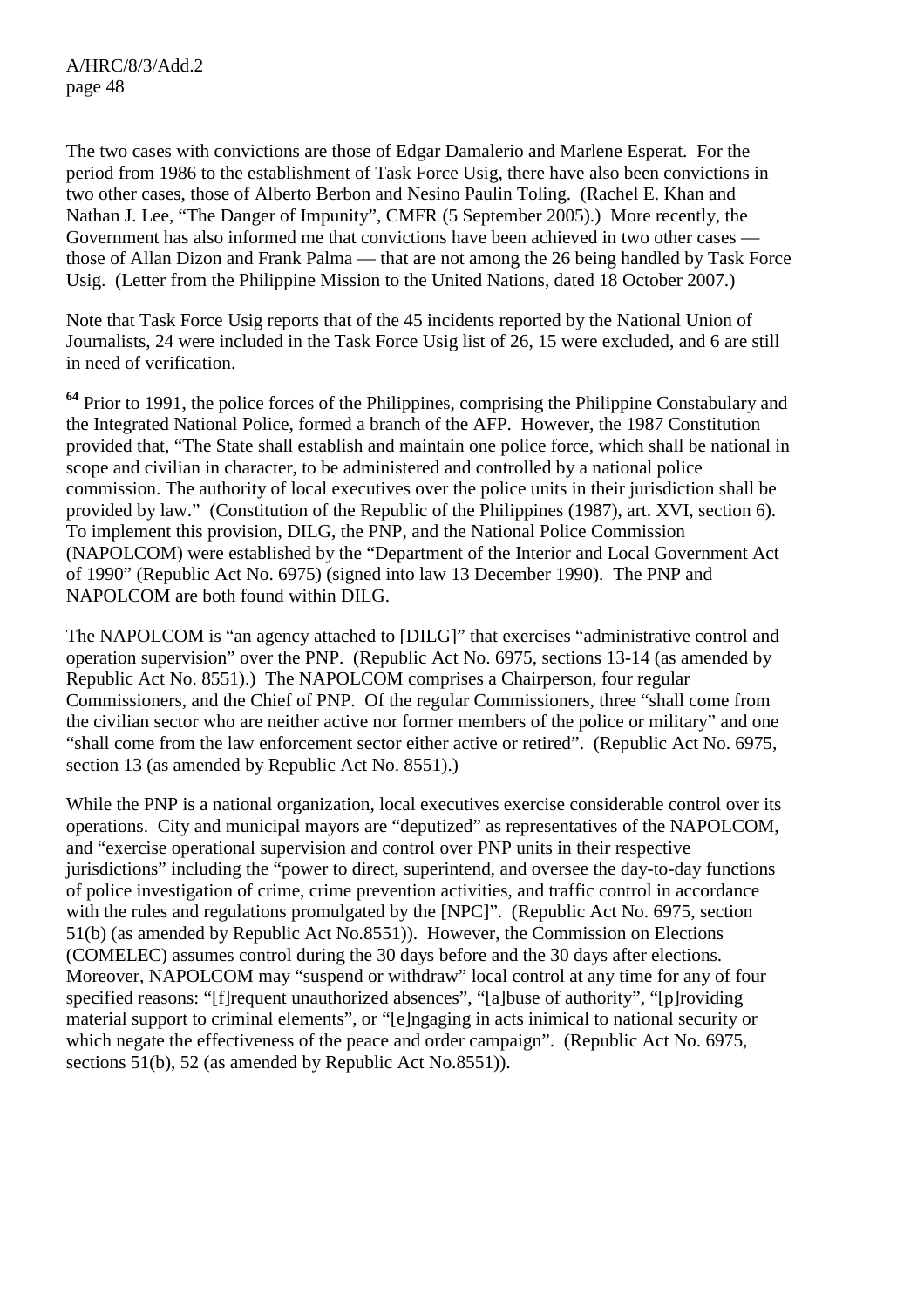The two cases with convictions are those of Edgar Damalerio and Marlene Esperat. For the period from 1986 to the establishment of Task Force Usig, there have also been convictions in two other cases, those of Alberto Berbon and Nesino Paulin Toling. (Rachel E. Khan and Nathan J. Lee, "The Danger of Impunity", CMFR (5 September 2005).) More recently, the Government has also informed me that convictions have been achieved in two other cases — those of Allan Dizon and Frank Palma — that are not among the 26 being handled by Task Force Usig. (Letter from the Philippine Mission to the United Nations, dated 18 October 2007.)

Note that Task Force Usig reports that of the 45 incidents reported by the National Union of Journalists, 24 were included in the Task Force Usig list of 26, 15 were excluded, and 6 are still in need of verification.

**64** Prior to 1991, the police forces of the Philippines, comprising the Philippine Constabulary and the Integrated National Police, formed a branch of the AFP. However, the 1987 Constitution provided that, "The State shall establish and maintain one police force, which shall be national in scope and civilian in character, to be administered and controlled by a national police commission. The authority of local executives over the police units in their jurisdiction shall be provided by law." (Constitution of the Republic of the Philippines (1987), art. XVI, section 6). To implement this provision, DILG, the PNP, and the National Police Commission (NAPOLCOM) were established by the "Department of the Interior and Local Government Act of 1990" (Republic Act No. 6975) (signed into law 13 December 1990). The PNP and NAPOLCOM are both found within DILG.

The NAPOLCOM is "an agency attached to [DILG]" that exercises "administrative control and operation supervision" over the PNP. (Republic Act No. 6975, sections 13-14 (as amended by Republic Act No. 8551).) The NAPOLCOM comprises a Chairperson, four regular Commissioners, and the Chief of PNP. Of the regular Commissioners, three "shall come from the civilian sector who are neither active nor former members of the police or military" and one "shall come from the law enforcement sector either active or retired". (Republic Act No. 6975, section 13 (as amended by Republic Act No. 8551).)

While the PNP is a national organization, local executives exercise considerable control over its operations. City and municipal mayors are "deputized" as representatives of the NAPOLCOM, and "exercise operational supervision and control over PNP units in their respective jurisdictions" including the "power to direct, superintend, and oversee the day-to-day functions of police investigation of crime, crime prevention activities, and traffic control in accordance with the rules and regulations promulgated by the [NPC]". (Republic Act No. 6975, section 51(b) (as amended by Republic Act No.8551)). However, the Commission on Elections (COMELEC) assumes control during the 30 days before and the 30 days after elections. Moreover, NAPOLCOM may "suspend or withdraw" local control at any time for any of four specified reasons: "[f]requent unauthorized absences", "[a]buse of authority", "[p]roviding material support to criminal elements", or "[e]ngaging in acts inimical to national security or which negate the effectiveness of the peace and order campaign". (Republic Act No. 6975, sections 51(b), 52 (as amended by Republic Act No.8551)).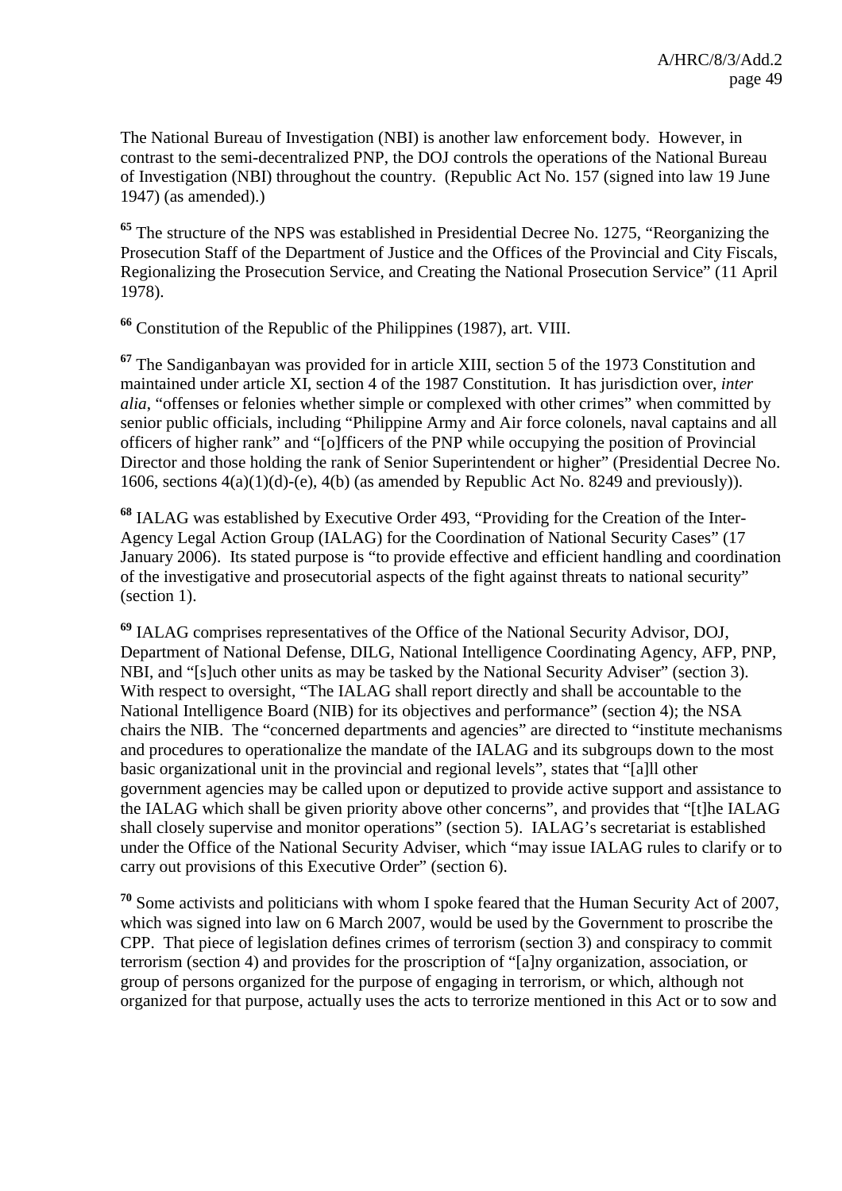The National Bureau of Investigation (NBI) is another law enforcement body. However, in contrast to the semi-decentralized PNP, the DOJ controls the operations of the National Bureau of Investigation (NBI) throughout the country. (Republic Act No. 157 (signed into law 19 June 1947) (as amended).)

[65] The structure of the NPS was established in Presidential Decree No. 1275, "Reorganizing the Prosecution Staff of the Department of Justice and the Offices of the Provincial and City Fiscals, Regionalizing the Prosecution Service, and Creating the National Prosecution Service" (11 April 1978).

[66] Constitution of the Republic of the Philippines (1987), art. VIII.

[67] The Sandiganbayan was provided for in article XIII, section 5 of the 1973 Constitution and maintained under article XI, section 4 of the 1987 Constitution. It has jurisdiction over, *inter alia*, "offenses or felonies whether simple or complexed with other crimes" when committed by senior public officials, including "Philippine Army and Air force colonels, naval captains and all officers of higher rank" and "[o]fficers of the PNP while occupying the position of Provincial Director and those holding the rank of Senior Superintendent or higher" (Presidential Decree No. 1606, sections 4(a)(1)(d)-(e), 4(b) (as amended by Republic Act No. 8249 and previously)).

[68] IALAG was established by Executive Order 493, "Providing for the Creation of the Inter-Agency Legal Action Group (IALAG) for the Coordination of National Security Cases" (17 January 2006). Its stated purpose is "to provide effective and efficient handling and coordination of the investigative and prosecutorial aspects of the fight against threats to national security" (section 1).

[69] IALAG comprises representatives of the Office of the National Security Advisor, DOJ, Department of National Defense, DILG, National Intelligence Coordinating Agency, AFP, PNP, NBI, and "[s]uch other units as may be tasked by the National Security Adviser" (section 3). With respect to oversight, "The IALAG shall report directly and shall be accountable to the National Intelligence Board (NIB) for its objectives and performance" (section 4); the NSA chairs the NIB. The "concerned departments and agencies" are directed to "institute mechanisms and procedures to operationalize the mandate of the IALAG and its subgroups down to the most basic organizational unit in the provincial and regional levels", states that "[a]ll other government agencies may be called upon or deputized to provide active support and assistance to the IALAG which shall be given priority above other concerns", and provides that "[t]he IALAG shall closely supervise and monitor operations" (section 5). IALAG's secretariat is established under the Office of the National Security Adviser, which "may issue IALAG rules to clarify or to carry out provisions of this Executive Order" (section 6).

[70] Some activists and politicians with whom I spoke feared that the Human Security Act of 2007, which was signed into law on 6 March 2007, would be used by the Government to proscribe the CPP. That piece of legislation defines crimes of terrorism (section 3) and conspiracy to commit terrorism (section 4) and provides for the proscription of "[a]ny organization, association, or group of persons organized for the purpose of engaging in terrorism, or which, although not organized for that purpose, actually uses the acts to terrorize mentioned in this Act or to sow and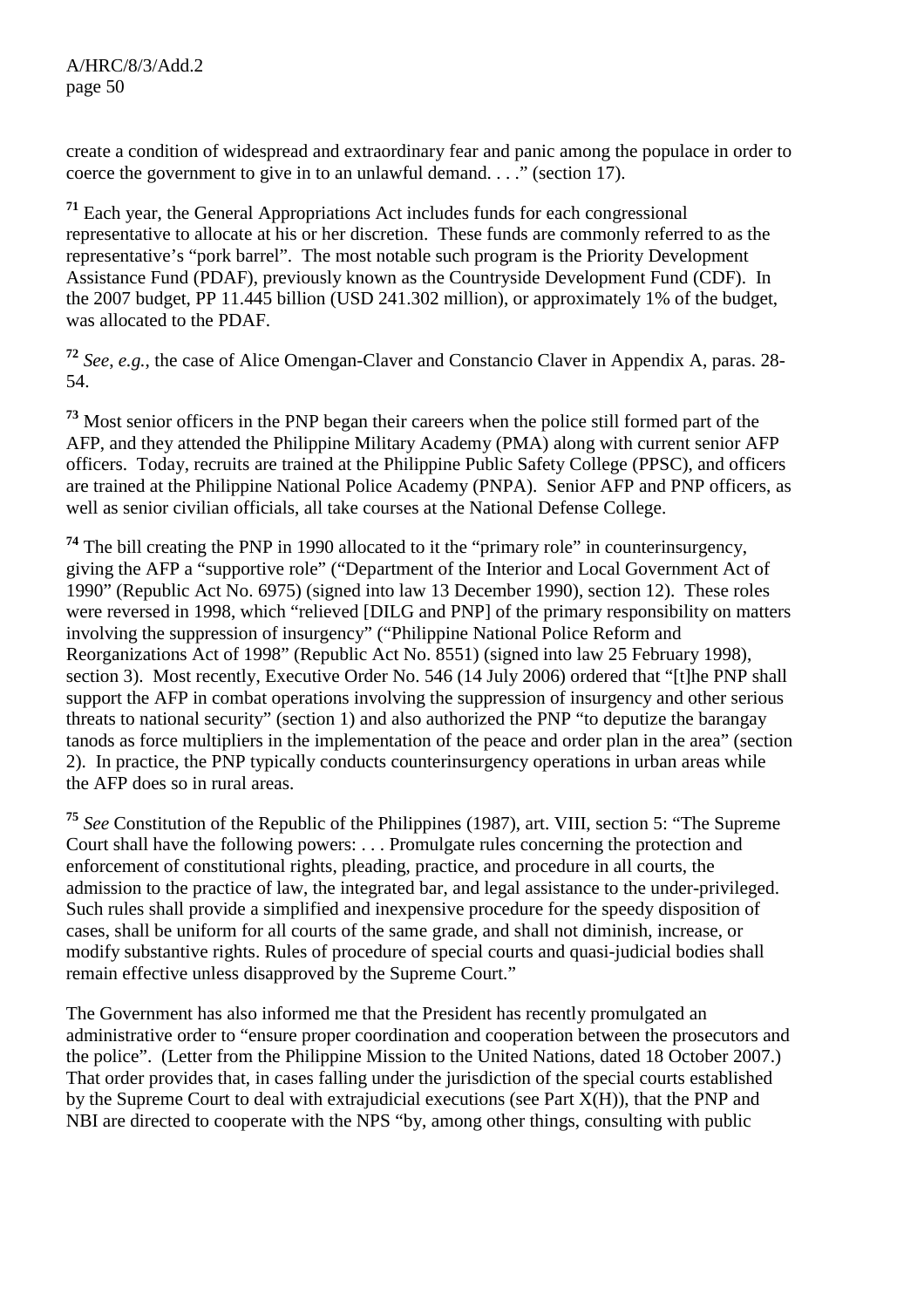create a condition of widespread and extraordinary fear and panic among the populace in order to coerce the government to give in to an unlawful demand. . . .” (section 17).

**[71]** Each year, the General Appropriations Act includes funds for each congressional representative to allocate at his or her discretion. These funds are commonly referred to as the representative’s “pork barrel”. The most notable such program is the Priority Development Assistance Fund (PDAF), previously known as the Countryside Development Fund (CDF). In the 2007 budget, PP 11.445 billion (USD 241.302 million), or approximately 1% of the budget, was allocated to the PDAF.

**[72]** *See*, *e.g.*, the case of Alice Omengan-Claver and Constancio Claver in Appendix A, paras. 28-54.

**[73]** Most senior officers in the PNP began their careers when the police still formed part of the AFP, and they attended the Philippine Military Academy (PMA) along with current senior AFP officers. Today, recruits are trained at the Philippine Public Safety College (PPSC), and officers are trained at the Philippine National Police Academy (PNPA). Senior AFP and PNP officers, as well as senior civilian officials, all take courses at the National Defense College.

**[74]** The bill creating the PNP in 1990 allocated to it the “primary role” in counterinsurgency, giving the AFP a “supportive role” (“Department of the Interior and Local Government Act of 1990” (Republic Act No. 6975) (signed into law 13 December 1990), section 12). These roles were reversed in 1998, which “relieved [DILG and PNP] of the primary responsibility on matters involving the suppression of insurgency” (“Philippine National Police Reform and Reorganizations Act of 1998” (Republic Act No. 8551) (signed into law 25 February 1998), section 3). Most recently, Executive Order No. 546 (14 July 2006) ordered that “[t]he PNP shall support the AFP in combat operations involving the suppression of insurgency and other serious threats to national security” (section 1) and also authorized the PNP “to deputize the barangay tanods as force multipliers in the implementation of the peace and order plan in the area” (section 2). In practice, the PNP typically conducts counterinsurgency operations in urban areas while the AFP does so in rural areas.

**[75]** *See* Constitution of the Republic of the Philippines (1987), art. VIII, section 5: “The Supreme Court shall have the following powers: . . . Promulgate rules concerning the protection and enforcement of constitutional rights, pleading, practice, and procedure in all courts, the admission to the practice of law, the integrated bar, and legal assistance to the under-privileged. Such rules shall provide a simplified and inexpensive procedure for the speedy disposition of cases, shall be uniform for all courts of the same grade, and shall not diminish, increase, or modify substantive rights. Rules of procedure of special courts and quasi-judicial bodies shall remain effective unless disapproved by the Supreme Court.”

The Government has also informed me that the President has recently promulgated an administrative order to “ensure proper coordination and cooperation between the prosecutors and the police”. (Letter from the Philippine Mission to the United Nations, dated 18 October 2007.) That order provides that, in cases falling under the jurisdiction of the special courts established by the Supreme Court to deal with extrajudicial executions (see Part X(H)), that the PNP and NBI are directed to cooperate with the NPS “by, among other things, consulting with public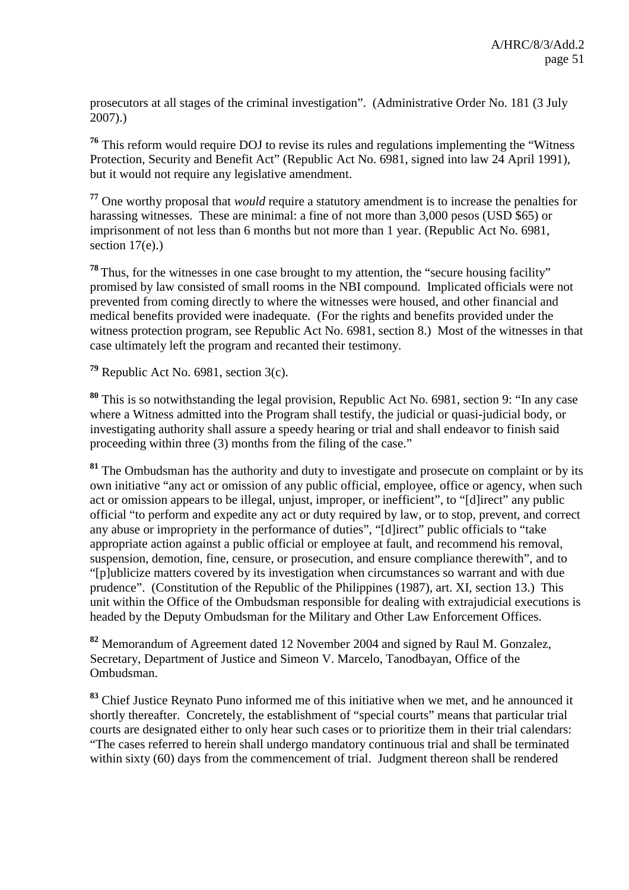prosecutors at all stages of the criminal investigation". (Administrative Order No. 181 (3 July 2007).)

[76] This reform would require DOJ to revise its rules and regulations implementing the "Witness Protection, Security and Benefit Act" (Republic Act No. 6981, signed into law 24 April 1991), but it would not require any legislative amendment.

[77] One worthy proposal that *would* require a statutory amendment is to increase the penalties for harassing witnesses. These are minimal: a fine of not more than 3,000 pesos (USD $65) or imprisonment of not less than 6 months but not more than 1 year. (Republic Act No. 6981, section 17(e).)

[78] Thus, for the witnesses in one case brought to my attention, the "secure housing facility" promised by law consisted of small rooms in the NBI compound. Implicated officials were not prevented from coming directly to where the witnesses were housed, and other financial and medical benefits provided were inadequate. (For the rights and benefits provided under the witness protection program, see Republic Act No. 6981, section 8.) Most of the witnesses in that case ultimately left the program and recanted their testimony.

[79] Republic Act No. 6981, section 3(c).

[80] This is so notwithstanding the legal provision, Republic Act No. 6981, section 9: "In any case where a Witness admitted into the Program shall testify, the judicial or quasi-judicial body, or investigating authority shall assure a speedy hearing or trial and shall endeavor to finish said proceeding within three (3) months from the filing of the case."

[81] The Ombudsman has the authority and duty to investigate and prosecute on complaint or by its own initiative "any act or omission of any public official, employee, office or agency, when such act or omission appears to be illegal, unjust, improper, or inefficient", to "[d]irect" any public official "to perform and expedite any act or duty required by law, or to stop, prevent, and correct any abuse or impropriety in the performance of duties", "[d]irect" public officials to "take appropriate action against a public official or employee at fault, and recommend his removal, suspension, demotion, fine, censure, or prosecution, and ensure compliance therewith", and to "[p]ublicize matters covered by its investigation when circumstances so warrant and with due prudence". (Constitution of the Republic of the Philippines (1987), art. XI, section 13.) This unit within the Office of the Ombudsman responsible for dealing with extrajudicial executions is headed by the Deputy Ombudsman for the Military and Other Law Enforcement Offices.

[82] Memorandum of Agreement dated 12 November 2004 and signed by Raul M. Gonzalez, Secretary, Department of Justice and Simeon V. Marcelo, Tanodbayan, Office of the Ombudsman.

[83] Chief Justice Reynato Puno informed me of this initiative when we met, and he announced it shortly thereafter. Concretely, the establishment of "special courts" means that particular trial courts are designated either to only hear such cases or to prioritize them in their trial calendars: "The cases referred to herein shall undergo mandatory continuous trial and shall be terminated within sixty (60) days from the commencement of trial. Judgment thereon shall be rendered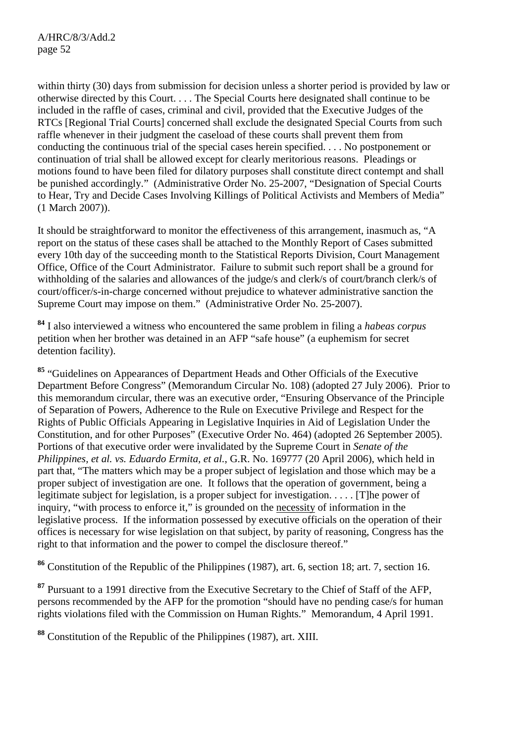within thirty (30) days from submission for decision unless a shorter period is provided by law or otherwise directed by this Court. . . . The Special Courts here designated shall continue to be included in the raffle of cases, criminal and civil, provided that the Executive Judges of the RTCs [Regional Trial Courts] concerned shall exclude the designated Special Courts from such raffle whenever in their judgment the caseload of these courts shall prevent them from conducting the continuous trial of the special cases herein specified. . . . No postponement or continuation of trial shall be allowed except for clearly meritorious reasons. Pleadings or motions found to have been filed for dilatory purposes shall constitute direct contempt and shall be punished accordingly." (Administrative Order No. 25-2007, "Designation of Special Courts to Hear, Try and Decide Cases Involving Killings of Political Activists and Members of Media" (1 March 2007)).

It should be straightforward to monitor the effectiveness of this arrangement, inasmuch as, "A report on the status of these cases shall be attached to the Monthly Report of Cases submitted every 10th day of the succeeding month to the Statistical Reports Division, Court Management Office, Office of the Court Administrator. Failure to submit such report shall be a ground for withholding of the salaries and allowances of the judge/s and clerk/s of court/branch clerk/s of court/officer/s-in-charge concerned without prejudice to whatever administrative sanction the Supreme Court may impose on them." (Administrative Order No. 25-2007).

**84** I also interviewed a witness who encountered the same problem in filing a *habeas corpus* petition when her brother was detained in an AFP "safe house" (a euphemism for secret detention facility).

**85** "Guidelines on Appearances of Department Heads and Other Officials of the Executive Department Before Congress" (Memorandum Circular No. 108) (adopted 27 July 2006). Prior to this memorandum circular, there was an executive order, "Ensuring Observance of the Principle of Separation of Powers, Adherence to the Rule on Executive Privilege and Respect for the Rights of Public Officials Appearing in Legislative Inquiries in Aid of Legislation Under the Constitution, and for other Purposes" (Executive Order No. 464) (adopted 26 September 2005). Portions of that executive order were invalidated by the Supreme Court in *Senate of the Philippines, et al. vs. Eduardo Ermita, et al.*, G.R. No. 169777 (20 April 2006), which held in part that, "The matters which may be a proper subject of legislation and those which may be a proper subject of investigation are one. It follows that the operation of government, being a legitimate subject for legislation, is a proper subject for investigation. . . . . [T]he power of inquiry, "with process to enforce it," is grounded on the <u>necessity</u> of information in the legislative process. If the information possessed by executive officials on the operation of their offices is necessary for wise legislation on that subject, by parity of reasoning, Congress has the right to that information and the power to compel the disclosure thereof."

**86** Constitution of the Republic of the Philippines (1987), art. 6, section 18; art. 7, section 16.

**87** Pursuant to a 1991 directive from the Executive Secretary to the Chief of Staff of the AFP, persons recommended by the AFP for the promotion "should have no pending case/s for human rights violations filed with the Commission on Human Rights." Memorandum, 4 April 1991.

**88** Constitution of the Republic of the Philippines (1987), art. XIII.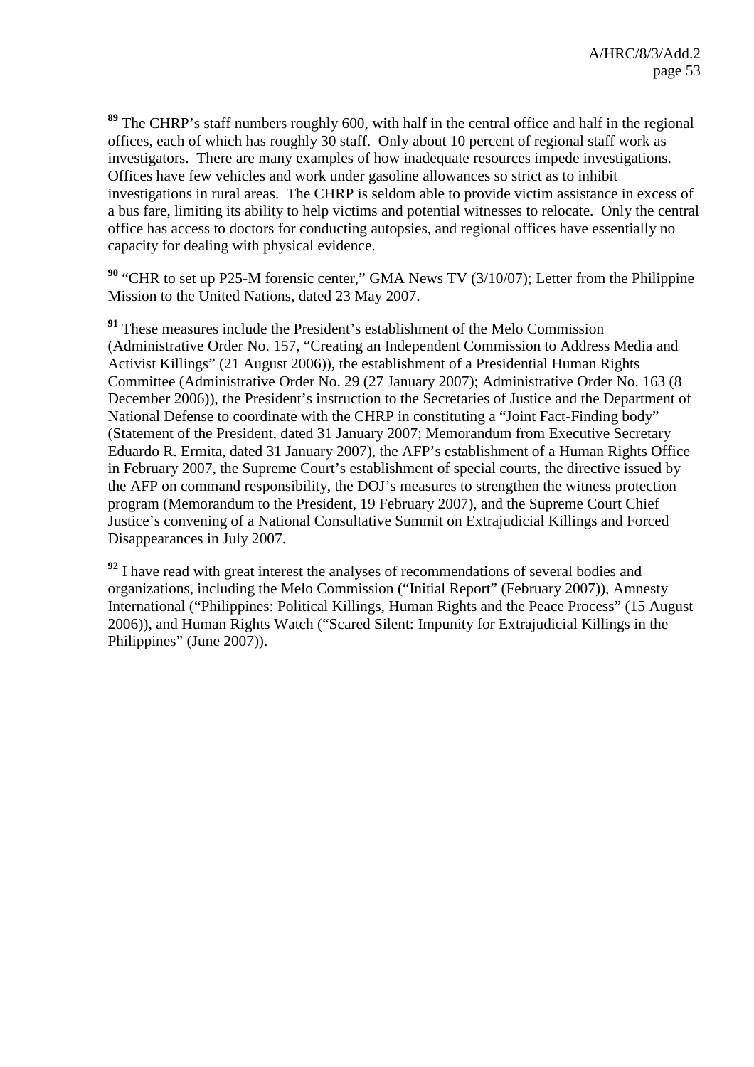[89] The CHRP's staff numbers roughly 600, with half in the central office and half in the regional offices, each of which has roughly 30 staff. Only about 10 percent of regional staff work as investigators. There are many examples of how inadequate resources impede investigations. Offices have few vehicles and work under gasoline allowances so strict as to inhibit investigations in rural areas. The CHRP is seldom able to provide victim assistance in excess of a bus fare, limiting its ability to help victims and potential witnesses to relocate. Only the central office has access to doctors for conducting autopsies, and regional offices have essentially no capacity for dealing with physical evidence.

[90] "CHR to set up P25-M forensic center," GMA News TV (3/10/07); Letter from the Philippine Mission to the United Nations, dated 23 May 2007.

[91] These measures include the President's establishment of the Melo Commission (Administrative Order No. 157, "Creating an Independent Commission to Address Media and Activist Killings" (21 August 2006)), the establishment of a Presidential Human Rights Committee (Administrative Order No. 29 (27 January 2007); Administrative Order No. 163 (8 December 2006)), the President's instruction to the Secretaries of Justice and the Department of National Defense to coordinate with the CHRP in constituting a "Joint Fact-Finding body" (Statement of the President, dated 31 January 2007; Memorandum from Executive Secretary Eduardo R. Ermita, dated 31 January 2007), the AFP's establishment of a Human Rights Office in February 2007, the Supreme Court's establishment of special courts, the directive issued by the AFP on command responsibility, the DOJ's measures to strengthen the witness protection program (Memorandum to the President, 19 February 2007), and the Supreme Court Chief Justice's convening of a National Consultative Summit on Extrajudicial Killings and Forced Disappearances in July 2007.

[92] I have read with great interest the analyses of recommendations of several bodies and organizations, including the Melo Commission ("Initial Report" (February 2007)), Amnesty International ("Philippines: Political Killings, Human Rights and the Peace Process" (15 August 2006)), and Human Rights Watch ("Scared Silent: Impunity for Extrajudicial Killings in the Philippines" (June 2007)).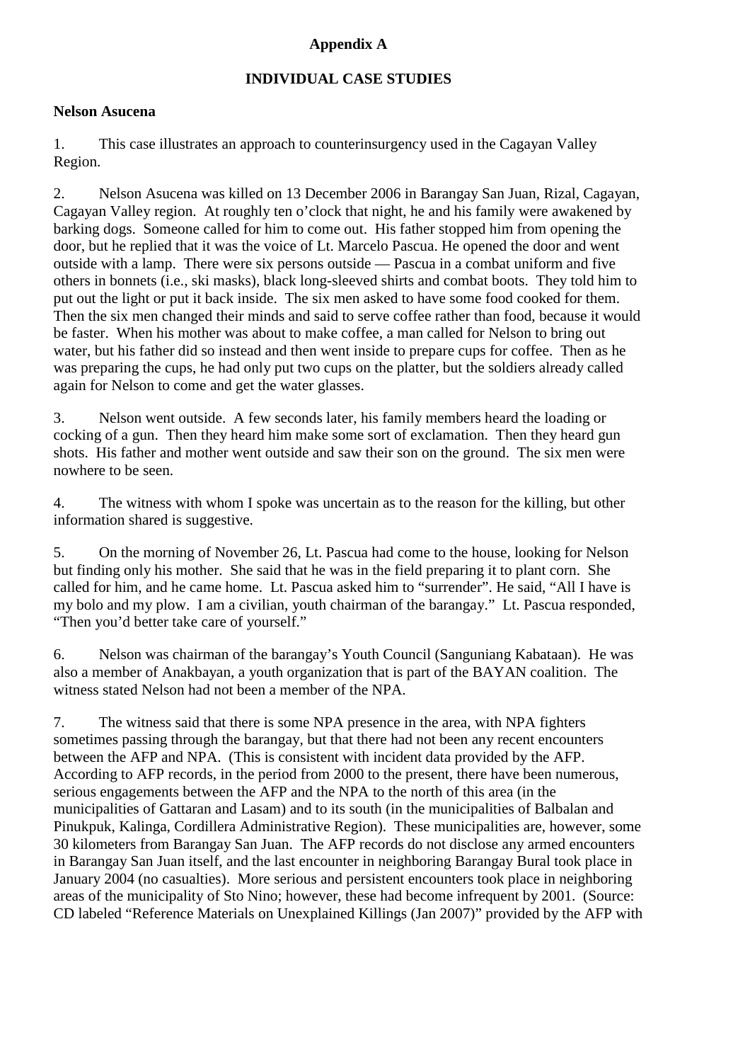# Appendix A

## INDIVIDUAL CASE STUDIES

**Nelson Asucena**

1. This case illustrates an approach to counterinsurgency used in the Cagayan Valley Region.

2. Nelson Asucena was killed on 13 December 2006 in Barangay San Juan, Rizal, Cagayan, Cagayan Valley region. At roughly ten o'clock that night, he and his family were awakened by barking dogs. Someone called for him to come out. His father stopped him from opening the door, but he replied that it was the voice of Lt. Marcelo Pascua. He opened the door and went outside with a lamp. There were six persons outside — Pascua in a combat uniform and five others in bonnets (i.e., ski masks), black long-sleeved shirts and combat boots. They told him to put out the light or put it back inside. The six men asked to have some food cooked for them. Then the six men changed their minds and said to serve coffee rather than food, because it would be faster. When his mother was about to make coffee, a man called for Nelson to bring out water, but his father did so instead and then went inside to prepare cups for coffee. Then as he was preparing the cups, he had only put two cups on the platter, but the soldiers already called again for Nelson to come and get the water glasses.

3. Nelson went outside. A few seconds later, his family members heard the loading or cocking of a gun. Then they heard him make some sort of exclamation. Then they heard gun shots. His father and mother went outside and saw their son on the ground. The six men were nowhere to be seen.

4. The witness with whom I spoke was uncertain as to the reason for the killing, but other information shared is suggestive.

5. On the morning of November 26, Lt. Pascua had come to the house, looking for Nelson but finding only his mother. She said that he was in the field preparing it to plant corn. She called for him, and he came home. Lt. Pascua asked him to "surrender". He said, "All I have is my bolo and my plow. I am a civilian, youth chairman of the barangay." Lt. Pascua responded, "Then you'd better take care of yourself."

6. Nelson was chairman of the barangay's Youth Council (Sanguniang Kabataan). He was also a member of Anakbayan, a youth organization that is part of the BAYAN coalition. The witness stated Nelson had not been a member of the NPA.

7. The witness said that there is some NPA presence in the area, with NPA fighters sometimes passing through the barangay, but that there had not been any recent encounters between the AFP and NPA. (This is consistent with incident data provided by the AFP. According to AFP records, in the period from 2000 to the present, there have been numerous, serious engagements between the AFP and the NPA to the north of this area (in the municipalities of Gattaran and Lasam) and to its south (in the municipalities of Balbalan and Pinukpuk, Kalinga, Cordillera Administrative Region). These municipalities are, however, some 30 kilometers from Barangay San Juan. The AFP records do not disclose any armed encounters in Barangay San Juan itself, and the last encounter in neighboring Barangay Bural took place in January 2004 (no casualties). More serious and persistent encounters took place in neighboring areas of the municipality of Sto Nino; however, these had become infrequent by 2001. (Source: CD labeled "Reference Materials on Unexplained Killings (Jan 2007)" provided by the AFP with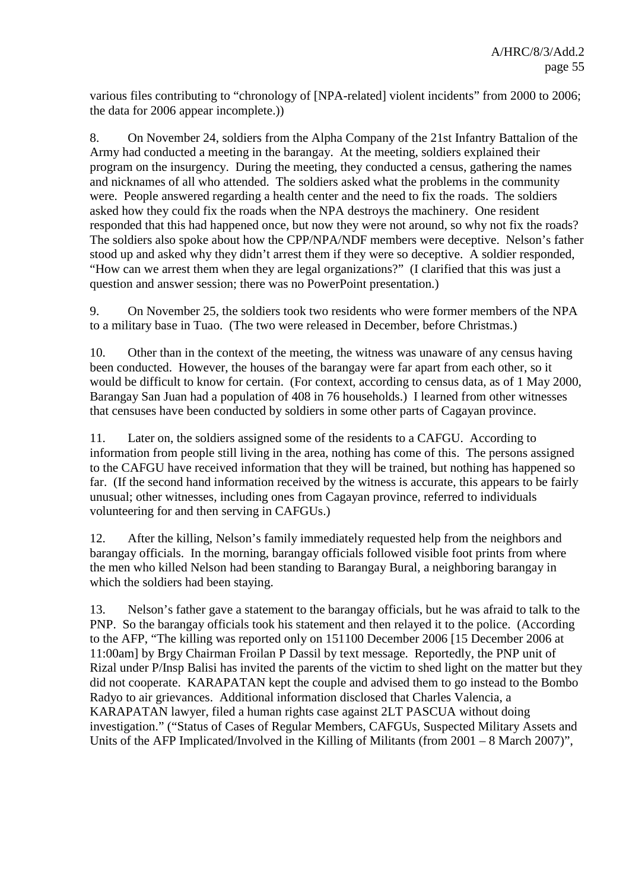various files contributing to "chronology of [NPA-related] violent incidents" from 2000 to 2006; the data for 2006 appear incomplete.))

8. On November 24, soldiers from the Alpha Company of the 21st Infantry Battalion of the Army had conducted a meeting in the barangay. At the meeting, soldiers explained their program on the insurgency. During the meeting, they conducted a census, gathering the names and nicknames of all who attended. The soldiers asked what the problems in the community were. People answered regarding a health center and the need to fix the roads. The soldiers asked how they could fix the roads when the NPA destroys the machinery. One resident responded that this had happened once, but now they were not around, so why not fix the roads? The soldiers also spoke about how the CPP/NPA/NDF members were deceptive. Nelson's father stood up and asked why they didn't arrest them if they were so deceptive. A soldier responded, "How can we arrest them when they are legal organizations?" (I clarified that this was just a question and answer session; there was no PowerPoint presentation.)

9. On November 25, the soldiers took two residents who were former members of the NPA to a military base in Tuao. (The two were released in December, before Christmas.)

10. Other than in the context of the meeting, the witness was unaware of any census having been conducted. However, the houses of the barangay were far apart from each other, so it would be difficult to know for certain. (For context, according to census data, as of 1 May 2000, Barangay San Juan had a population of 408 in 76 households.) I learned from other witnesses that censuses have been conducted by soldiers in some other parts of Cagayan province.

11. Later on, the soldiers assigned some of the residents to a CAFGU. According to information from people still living in the area, nothing has come of this. The persons assigned to the CAFGU have received information that they will be trained, but nothing has happened so far. (If the second hand information received by the witness is accurate, this appears to be fairly unusual; other witnesses, including ones from Cagayan province, referred to individuals volunteering for and then serving in CAFGUs.)

12. After the killing, Nelson's family immediately requested help from the neighbors and barangay officials. In the morning, barangay officials followed visible foot prints from where the men who killed Nelson had been standing to Barangay Bural, a neighboring barangay in which the soldiers had been staying.

13. Nelson's father gave a statement to the barangay officials, but he was afraid to talk to the PNP. So the barangay officials took his statement and then relayed it to the police. (According to the AFP, "The killing was reported only on 151100 December 2006 [15 December 2006 at 11:00am] by Brgy Chairman Froilan P Dassil by text message. Reportedly, the PNP unit of Rizal under P/Insp Balisi has invited the parents of the victim to shed light on the matter but they did not cooperate. KARAPATAN kept the couple and advised them to go instead to the Bombo Radyo to air grievances. Additional information disclosed that Charles Valencia, a KARAPATAN lawyer, filed a human rights case against 2LT PASCUA without doing investigation." ("Status of Cases of Regular Members, CAFGUs, Suspected Military Assets and Units of the AFP Implicated/Involved in the Killing of Militants (from 2001 – 8 March 2007)",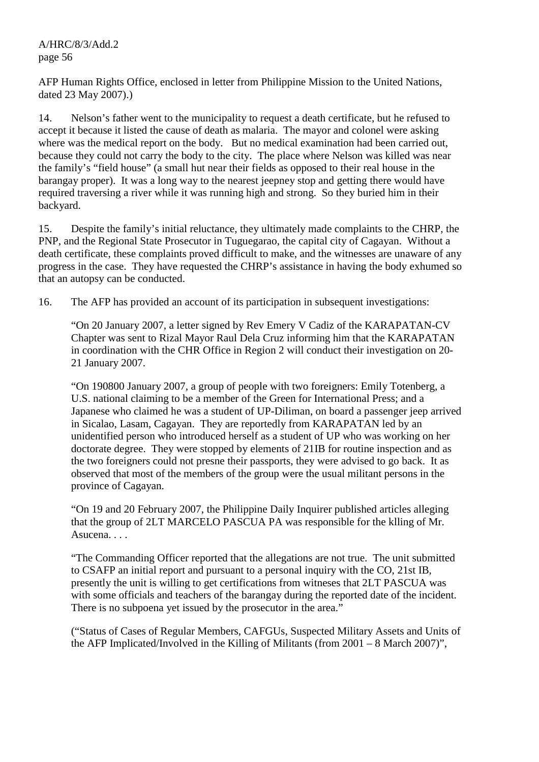AFP Human Rights Office, enclosed in letter from Philippine Mission to the United Nations, dated 23 May 2007).)

14. Nelson's father went to the municipality to request a death certificate, but he refused to accept it because it listed the cause of death as malaria. The mayor and colonel were asking where was the medical report on the body. But no medical examination had been carried out, because they could not carry the body to the city. The place where Nelson was killed was near the family's "field house" (a small hut near their fields as opposed to their real house in the barangay proper). It was a long way to the nearest jeepney stop and getting there would have required traversing a river while it was running high and strong. So they buried him in their backyard.

15. Despite the family's initial reluctance, they ultimately made complaints to the CHRP, the PNP, and the Regional State Prosecutor in Tuguegarao, the capital city of Cagayan. Without a death certificate, these complaints proved difficult to make, and the witnesses are unaware of any progress in the case. They have requested the CHRP's assistance in having the body exhumed so that an autopsy can be conducted.

16. The AFP has provided an account of its participation in subsequent investigations:

> "On 20 January 2007, a letter signed by Rev Emery V Cadiz of the KARAPATAN-CV Chapter was sent to Rizal Mayor Raul Dela Cruz informing him that the KARAPATAN in coordination with the CHR Office in Region 2 will conduct their investigation on 20-21 January 2007.
>
> "On 190800 January 2007, a group of people with two foreigners: Emily Totenberg, a U.S. national claiming to be a member of the Green for International Press; and a Japanese who claimed he was a student of UP-Diliman, on board a passenger jeep arrived in Sicalao, Lasam, Cagayan. They are reportedly from KARAPATAN led by an unidentified person who introduced herself as a student of UP who was working on her doctorate degree. They were stopped by elements of 21IB for routine inspection and as the two foreigners could not presne their passports, they were advised to go back. It as observed that most of the members of the group were the usual militant persons in the province of Cagayan.
>
> "On 19 and 20 February 2007, the Philippine Daily Inquirer published articles alleging that the group of 2LT MARCELO PASCUA PA was responsible for the klling of Mr. Asucena. . . .
>
> "The Commanding Officer reported that the allegations are not true. The unit submitted to CSAFP an initial report and pursuant to a personal inquiry with the CO, 21st IB, presently the unit is willing to get certifications from witneses that 2LT PASCUA was with some officials and teachers of the barangay during the reported date of the incident. There is no subpoena yet issued by the prosecutor in the area."
>
> ("Status of Cases of Regular Members, CAFGUs, Suspected Military Assets and Units of the AFP Implicated/Involved in the Killing of Militants (from 2001 – 8 March 2007)",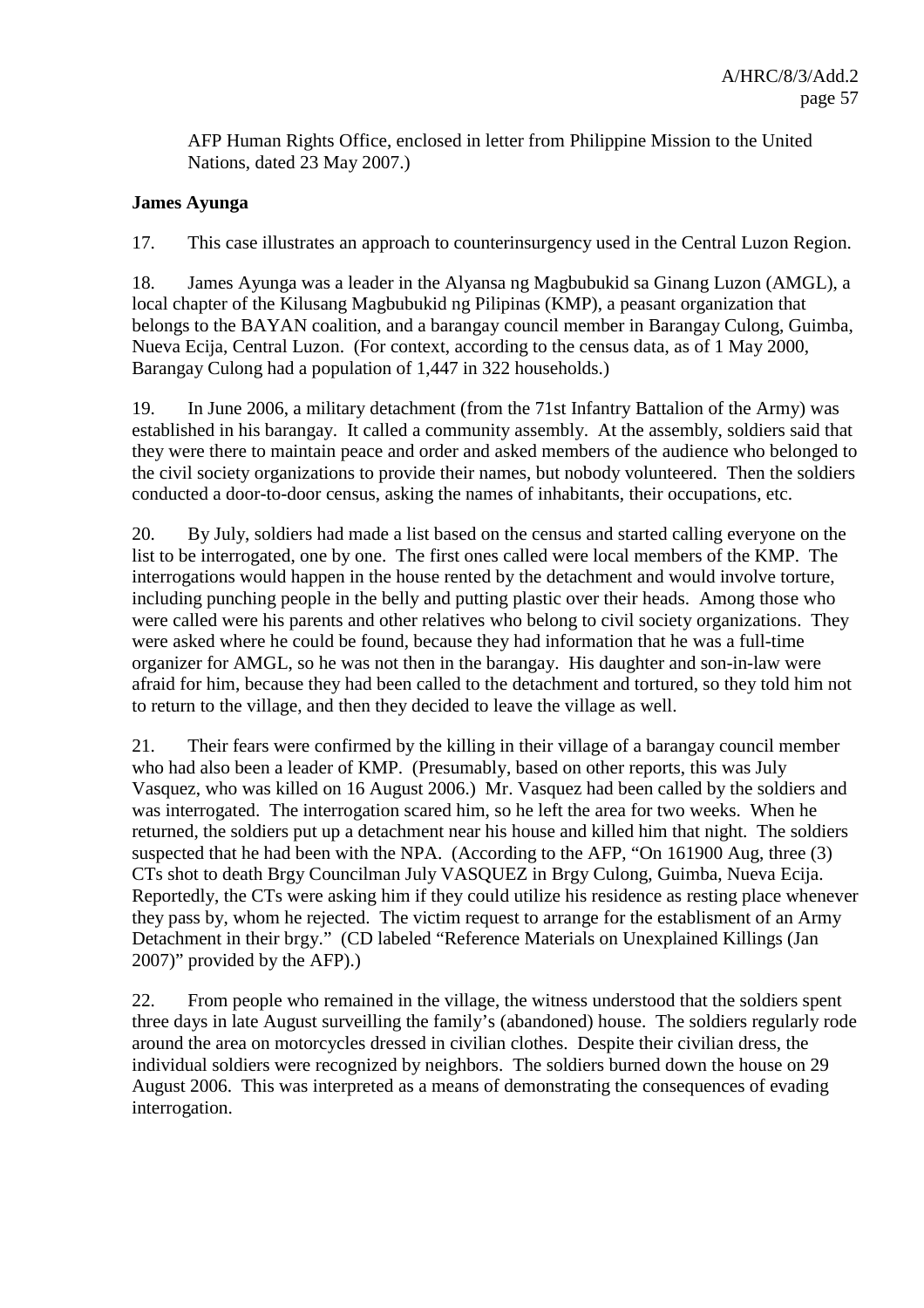AFP Human Rights Office, enclosed in letter from Philippine Mission to the United Nations, dated 23 May 2007.)

**James Ayunga**

17. This case illustrates an approach to counterinsurgency used in the Central Luzon Region.

18. James Ayunga was a leader in the Alyansa ng Magbubukid sa Ginang Luzon (AMGL), a local chapter of the Kilusang Magbubukid ng Pilipinas (KMP), a peasant organization that belongs to the BAYAN coalition, and a barangay council member in Barangay Culong, Guimba, Nueva Ecija, Central Luzon. (For context, according to the census data, as of 1 May 2000, Barangay Culong had a population of 1,447 in 322 households.)

19. In June 2006, a military detachment (from the 71st Infantry Battalion of the Army) was established in his barangay. It called a community assembly. At the assembly, soldiers said that they were there to maintain peace and order and asked members of the audience who belonged to the civil society organizations to provide their names, but nobody volunteered. Then the soldiers conducted a door-to-door census, asking the names of inhabitants, their occupations, etc.

20. By July, soldiers had made a list based on the census and started calling everyone on the list to be interrogated, one by one. The first ones called were local members of the KMP. The interrogations would happen in the house rented by the detachment and would involve torture, including punching people in the belly and putting plastic over their heads. Among those who were called were his parents and other relatives who belong to civil society organizations. They were asked where he could be found, because they had information that he was a full-time organizer for AMGL, so he was not then in the barangay. His daughter and son-in-law were afraid for him, because they had been called to the detachment and tortured, so they told him not to return to the village, and then they decided to leave the village as well.

21. Their fears were confirmed by the killing in their village of a barangay council member who had also been a leader of KMP. (Presumably, based on other reports, this was July Vasquez, who was killed on 16 August 2006.) Mr. Vasquez had been called by the soldiers and was interrogated. The interrogation scared him, so he left the area for two weeks. When he returned, the soldiers put up a detachment near his house and killed him that night. The soldiers suspected that he had been with the NPA. (According to the AFP, "On 161900 Aug, three (3) CTs shot to death Brgy Councilman July VASQUEZ in Brgy Culong, Guimba, Nueva Ecija. Reportedly, the CTs were asking him if they could utilize his residence as resting place whenever they pass by, whom he rejected. The victim request to arrange for the establisment of an Army Detachment in their brgy." (CD labeled "Reference Materials on Unexplained Killings (Jan 2007)" provided by the AFP).)

22. From people who remained in the village, the witness understood that the soldiers spent three days in late August surveilling the family's (abandoned) house. The soldiers regularly rode around the area on motorcycles dressed in civilian clothes. Despite their civilian dress, the individual soldiers were recognized by neighbors. The soldiers burned down the house on 29 August 2006. This was interpreted as a means of demonstrating the consequences of evading interrogation.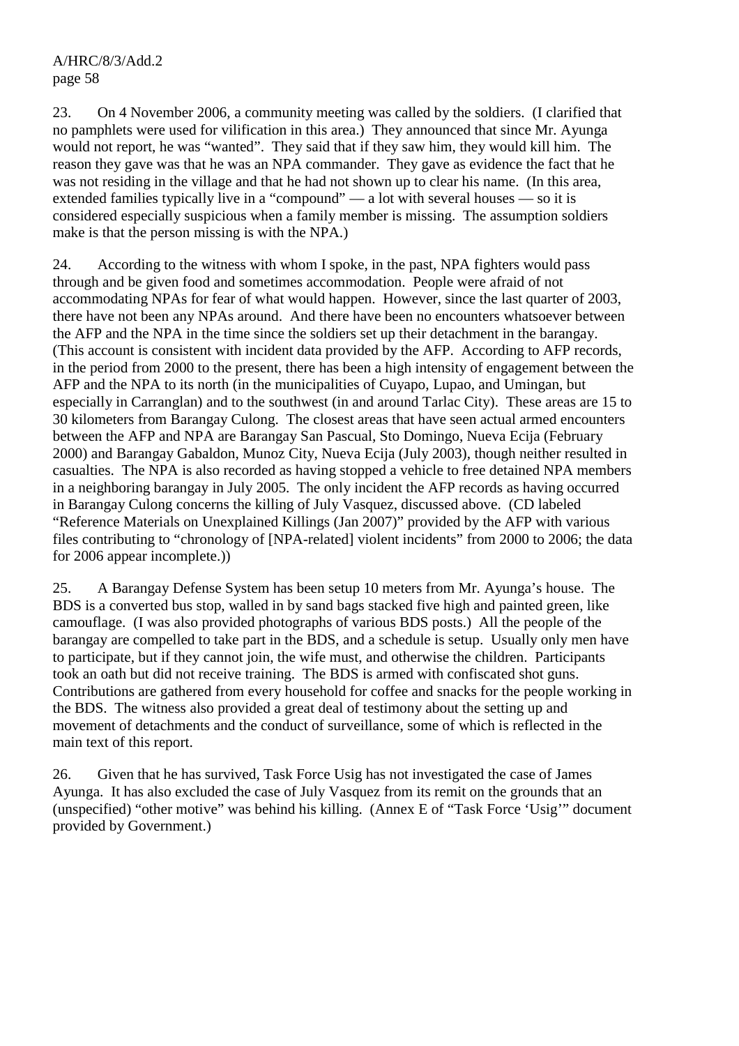23. On 4 November 2006, a community meeting was called by the soldiers. (I clarified that no pamphlets were used for vilification in this area.) They announced that since Mr. Ayunga would not report, he was "wanted". They said that if they saw him, they would kill him. The reason they gave was that he was an NPA commander. They gave as evidence the fact that he was not residing in the village and that he had not shown up to clear his name. (In this area, extended families typically live in a "compound" — a lot with several houses — so it is considered especially suspicious when a family member is missing. The assumption soldiers make is that the person missing is with the NPA.)

24. According to the witness with whom I spoke, in the past, NPA fighters would pass through and be given food and sometimes accommodation. People were afraid of not accommodating NPAs for fear of what would happen. However, since the last quarter of 2003, there have not been any NPAs around. And there have been no encounters whatsoever between the AFP and the NPA in the time since the soldiers set up their detachment in the barangay. (This account is consistent with incident data provided by the AFP. According to AFP records, in the period from 2000 to the present, there has been a high intensity of engagement between the AFP and the NPA to its north (in the municipalities of Cuyapo, Lupao, and Umingan, but especially in Carranglan) and to the southwest (in and around Tarlac City). These areas are 15 to 30 kilometers from Barangay Culong. The closest areas that have seen actual armed encounters between the AFP and NPA are Barangay San Pascual, Sto Domingo, Nueva Ecija (February 2000) and Barangay Gabaldon, Munoz City, Nueva Ecija (July 2003), though neither resulted in casualties. The NPA is also recorded as having stopped a vehicle to free detained NPA members in a neighboring barangay in July 2005. The only incident the AFP records as having occurred in Barangay Culong concerns the killing of July Vasquez, discussed above. (CD labeled "Reference Materials on Unexplained Killings (Jan 2007)" provided by the AFP with various files contributing to "chronology of [NPA-related] violent incidents" from 2000 to 2006; the data for 2006 appear incomplete.))

25. A Barangay Defense System has been setup 10 meters from Mr. Ayunga's house. The BDS is a converted bus stop, walled in by sand bags stacked five high and painted green, like camouflage. (I was also provided photographs of various BDS posts.) All the people of the barangay are compelled to take part in the BDS, and a schedule is setup. Usually only men have to participate, but if they cannot join, the wife must, and otherwise the children. Participants took an oath but did not receive training. The BDS is armed with confiscated shot guns. Contributions are gathered from every household for coffee and snacks for the people working in the BDS. The witness also provided a great deal of testimony about the setting up and movement of detachments and the conduct of surveillance, some of which is reflected in the main text of this report.

26. Given that he has survived, Task Force Usig has not investigated the case of James Ayunga. It has also excluded the case of July Vasquez from its remit on the grounds that an (unspecified) "other motive" was behind his killing. (Annex E of "Task Force 'Usig'" document provided by Government.)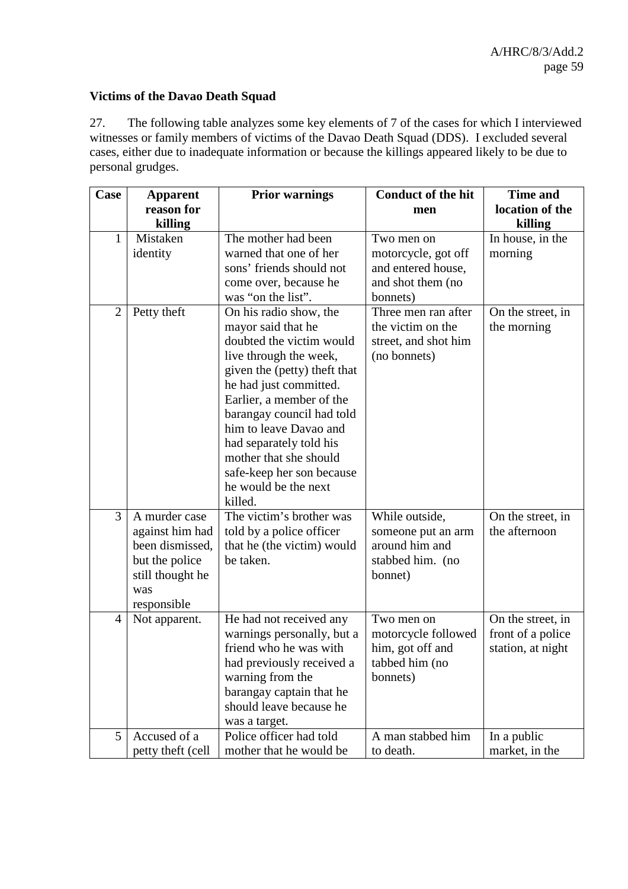### Victims of the Davao Death Squad

27. The following table analyzes some key elements of 7 of the cases for which I interviewed witnesses or family members of victims of the Davao Death Squad (DDS). I excluded several cases, either due to inadequate information or because the killings appeared likely to be due to personal grudges.

| Case | Apparent reason for killing | Prior warnings | Conduct of the hit men | Time and location of the killing |
|---|---|---|---|---|
| 1 | Mistaken identity | The mother had been warned that one of her sons' friends should not come over, because he was "on the list". | Two men on motorcycle, got off and entered house, and shot them (no bonnets) | In house, in the morning |
| 2 | Petty theft | On his radio show, the mayor said that he doubted the victim would live through the week, given the (petty) theft that he had just committed. Earlier, a member of the barangay council had told him to leave Davao and had separately told his mother that she should safe-keep her son because he would be the next killed. | Three men ran after the victim on the street, and shot him (no bonnets) | On the street, in the morning |
| 3 | A murder case against him had been dismissed, but the police still thought he was responsible | The victim's brother was told by a police officer that he (the victim) would be taken. | While outside, someone put an arm around him and stabbed him. (no bonnet) | On the street, in the afternoon |
| 4 | Not apparent. | He had not received any warnings personally, but a friend who he was with had previously received a warning from the barangay captain that he should leave because he was a target. | Two men on motorcycle followed him, got off and tabbed him (no bonnets) | On the street, in front of a police station, at night |
| 5 | Accused of a petty theft (cell | Police officer had told mother that he would be | A man stabbed him to death. | In a public market, in the |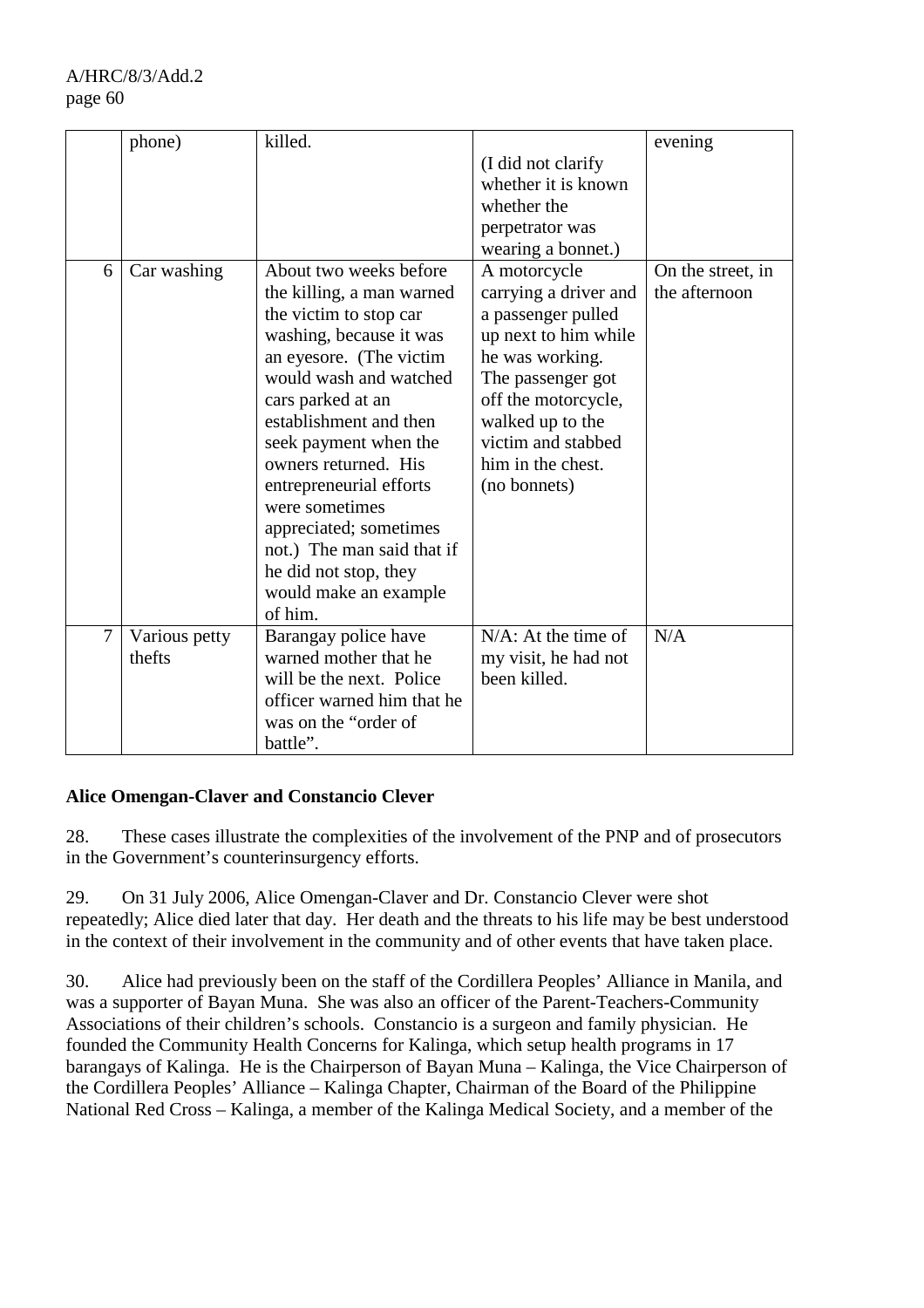| | | | | |
|---|---|---|---|---|
| | phone) | killed. | (I did not clarify whether it is known whether the perpetrator was wearing a bonnet.) | evening |
| 6 | Car washing | About two weeks before the killing, a man warned the victim to stop car washing, because it was an eyesore. (The victim would wash and watched cars parked at an establishment and then seek payment when the owners returned. His entrepreneurial efforts were sometimes appreciated; sometimes not.) The man said that if he did not stop, they would make an example of him. | A motorcycle carrying a driver and a passenger pulled up next to him while he was working. The passenger got off the motorcycle, walked up to the victim and stabbed him in the chest. (no bonnets) | On the street, in the afternoon |
| 7 | Various petty thefts | Barangay police have warned mother that he will be the next. Police officer warned him that he was on the "order of battle". | N/A: At the time of my visit, he had not been killed. | N/A |

**Alice Omengan-Claver and Constancio Clever**

28. These cases illustrate the complexities of the involvement of the PNP and of prosecutors in the Government's counterinsurgency efforts.

29. On 31 July 2006, Alice Omengan-Claver and Dr. Constancio Clever were shot repeatedly; Alice died later that day. Her death and the threats to his life may be best understood in the context of their involvement in the community and of other events that have taken place.

30. Alice had previously been on the staff of the Cordillera Peoples' Alliance in Manila, and was a supporter of Bayan Muna. She was also an officer of the Parent-Teachers-Community Associations of their children's schools. Constancio is a surgeon and family physician. He founded the Community Health Concerns for Kalinga, which setup health programs in 17 barangays of Kalinga. He is the Chairperson of Bayan Muna – Kalinga, the Vice Chairperson of the Cordillera Peoples' Alliance – Kalinga Chapter, Chairman of the Board of the Philippine National Red Cross – Kalinga, a member of the Kalinga Medical Society, and a member of the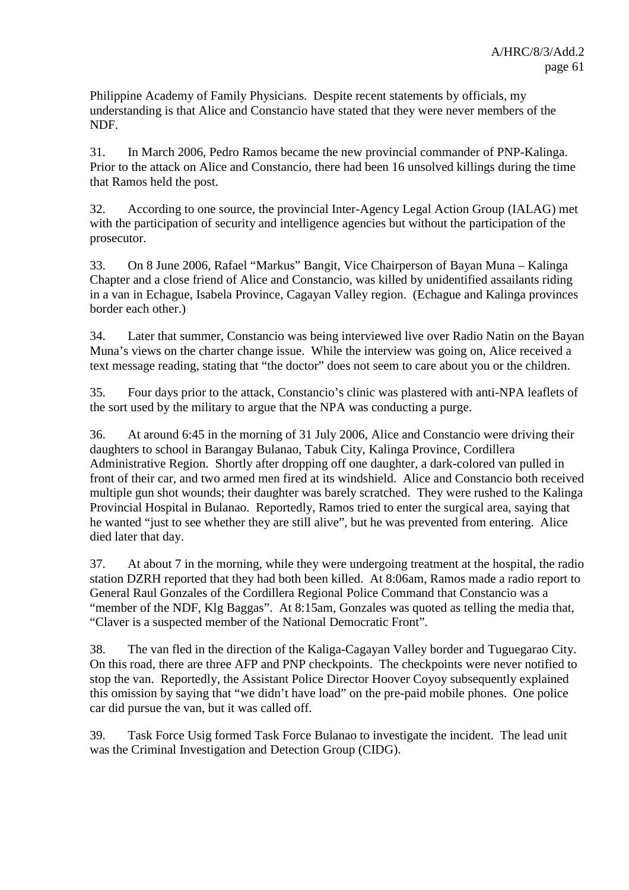Philippine Academy of Family Physicians. Despite recent statements by officials, my understanding is that Alice and Constancio have stated that they were never members of the NDF.

31. In March 2006, Pedro Ramos became the new provincial commander of PNP-Kalinga. Prior to the attack on Alice and Constancio, there had been 16 unsolved killings during the time that Ramos held the post.

32. According to one source, the provincial Inter-Agency Legal Action Group (IALAG) met with the participation of security and intelligence agencies but without the participation of the prosecutor.

33. On 8 June 2006, Rafael "Markus" Bangit, Vice Chairperson of Bayan Muna – Kalinga Chapter and a close friend of Alice and Constancio, was killed by unidentified assailants riding in a van in Echague, Isabela Province, Cagayan Valley region. (Echague and Kalinga provinces border each other.)

34. Later that summer, Constancio was being interviewed live over Radio Natin on the Bayan Muna's views on the charter change issue. While the interview was going on, Alice received a text message reading, stating that "the doctor" does not seem to care about you or the children.

35. Four days prior to the attack, Constancio's clinic was plastered with anti-NPA leaflets of the sort used by the military to argue that the NPA was conducting a purge.

36. At around 6:45 in the morning of 31 July 2006, Alice and Constancio were driving their daughters to school in Barangay Bulanao, Tabuk City, Kalinga Province, Cordillera Administrative Region. Shortly after dropping off one daughter, a dark-colored van pulled in front of their car, and two armed men fired at its windshield. Alice and Constancio both received multiple gun shot wounds; their daughter was barely scratched. They were rushed to the Kalinga Provincial Hospital in Bulanao. Reportedly, Ramos tried to enter the surgical area, saying that he wanted "just to see whether they are still alive", but he was prevented from entering. Alice died later that day.

37. At about 7 in the morning, while they were undergoing treatment at the hospital, the radio station DZRH reported that they had both been killed. At 8:06am, Ramos made a radio report to General Raul Gonzales of the Cordillera Regional Police Command that Constancio was a "member of the NDF, Klg Baggas". At 8:15am, Gonzales was quoted as telling the media that, "Claver is a suspected member of the National Democratic Front".

38. The van fled in the direction of the Kaliga-Cagayan Valley border and Tuguegarao City. On this road, there are three AFP and PNP checkpoints. The checkpoints were never notified to stop the van. Reportedly, the Assistant Police Director Hoover Coyoy subsequently explained this omission by saying that "we didn't have load" on the pre-paid mobile phones. One police car did pursue the van, but it was called off.

39. Task Force Usig formed Task Force Bulanao to investigate the incident. The lead unit was the Criminal Investigation and Detection Group (CIDG).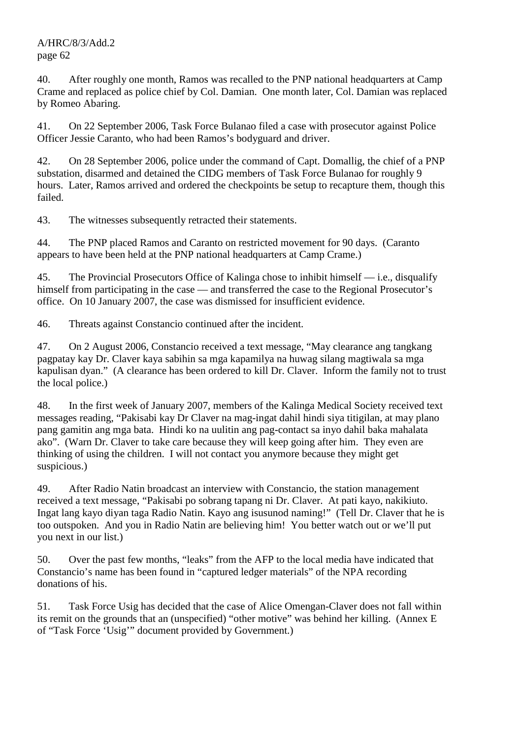40. After roughly one month, Ramos was recalled to the PNP national headquarters at Camp Crame and replaced as police chief by Col. Damian. One month later, Col. Damian was replaced by Romeo Abaring.

41. On 22 September 2006, Task Force Bulanao filed a case with prosecutor against Police Officer Jessie Caranto, who had been Ramos's bodyguard and driver.

42. On 28 September 2006, police under the command of Capt. Domallig, the chief of a PNP substation, disarmed and detained the CIDG members of Task Force Bulanao for roughly 9 hours. Later, Ramos arrived and ordered the checkpoints be setup to recapture them, though this failed.

43. The witnesses subsequently retracted their statements.

44. The PNP placed Ramos and Caranto on restricted movement for 90 days. (Caranto appears to have been held at the PNP national headquarters at Camp Crame.)

45. The Provincial Prosecutors Office of Kalinga chose to inhibit himself — i.e., disqualify himself from participating in the case — and transferred the case to the Regional Prosecutor's office. On 10 January 2007, the case was dismissed for insufficient evidence.

46. Threats against Constancio continued after the incident.

47. On 2 August 2006, Constancio received a text message, "May clearance ang tangkang pagpatay kay Dr. Claver kaya sabihin sa mga kapamilya na huwag silang magtiwala sa mga kapulisan dyan." (A clearance has been ordered to kill Dr. Claver. Inform the family not to trust the local police.)

48. In the first week of January 2007, members of the Kalinga Medical Society received text messages reading, "Pakisabi kay Dr Claver na mag-ingat dahil hindi siya titigilan, at may plano pang gamitin ang mga bata. Hindi ko na uulitin ang pag-contact sa inyo dahil baka mahalata ako". (Warn Dr. Claver to take care because they will keep going after him. They even are thinking of using the children. I will not contact you anymore because they might get suspicious.)

49. After Radio Natin broadcast an interview with Constancio, the station management received a text message, "Pakisabi po sobrang tapang ni Dr. Claver. At pati kayo, nakikiuto. Ingat lang kayo diyan taga Radio Natin. Kayo ang isusunod naming!" (Tell Dr. Claver that he is too outspoken. And you in Radio Natin are believing him! You better watch out or we'll put you next in our list.)

50. Over the past few months, "leaks" from the AFP to the local media have indicated that Constancio's name has been found in "captured ledger materials" of the NPA recording donations of his.

51. Task Force Usig has decided that the case of Alice Omengan-Claver does not fall within its remit on the grounds that an (unspecified) "other motive" was behind her killing. (Annex E of "Task Force 'Usig'" document provided by Government.)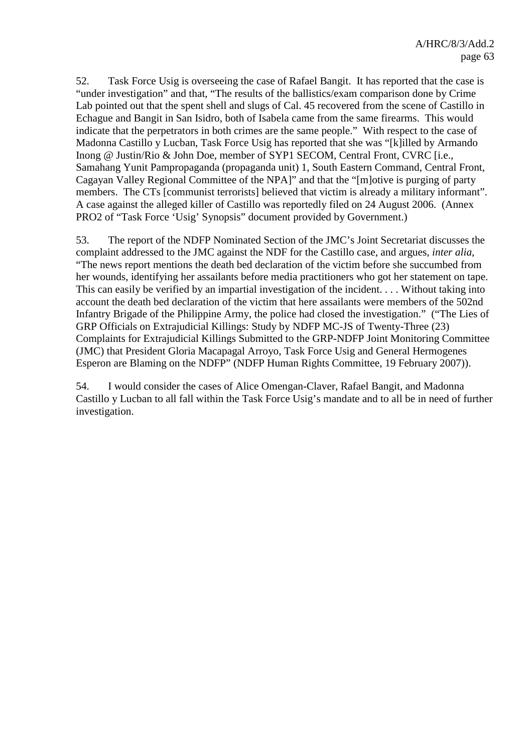52. Task Force Usig is overseeing the case of Rafael Bangit. It has reported that the case is "under investigation" and that, "The results of the ballistics/exam comparison done by Crime Lab pointed out that the spent shell and slugs of Cal. 45 recovered from the scene of Castillo in Echague and Bangit in San Isidro, both of Isabela came from the same firearms. This would indicate that the perpetrators in both crimes are the same people." With respect to the case of Madonna Castillo y Lucban, Task Force Usig has reported that she was "[k]illed by Armando Inong @ Justin/Rio & John Doe, member of SYP1 SECOM, Central Front, CVRC [i.e., Samahang Yunit Pampropaganda (propaganda unit) 1, South Eastern Command, Central Front, Cagayan Valley Regional Committee of the NPA]" and that the "[m]otive is purging of party members. The CTs [communist terrorists] believed that victim is already a military informant". A case against the alleged killer of Castillo was reportedly filed on 24 August 2006. (Annex PRO2 of "Task Force 'Usig' Synopsis" document provided by Government.)

53. The report of the NDFP Nominated Section of the JMC's Joint Secretariat discusses the complaint addressed to the JMC against the NDF for the Castillo case, and argues, *inter alia*, "The news report mentions the death bed declaration of the victim before she succumbed from her wounds, identifying her assailants before media practitioners who got her statement on tape. This can easily be verified by an impartial investigation of the incident. . . . Without taking into account the death bed declaration of the victim that here assailants were members of the 502nd Infantry Brigade of the Philippine Army, the police had closed the investigation." ("The Lies of GRP Officials on Extrajudicial Killings: Study by NDFP MC-JS of Twenty-Three (23) Complaints for Extrajudicial Killings Submitted to the GRP-NDFP Joint Monitoring Committee (JMC) that President Gloria Macapagal Arroyo, Task Force Usig and General Hermogenes Esperon are Blaming on the NDFP" (NDFP Human Rights Committee, 19 February 2007)).

54. I would consider the cases of Alice Omengan-Claver, Rafael Bangit, and Madonna Castillo y Lucban to all fall within the Task Force Usig's mandate and to all be in need of further investigation.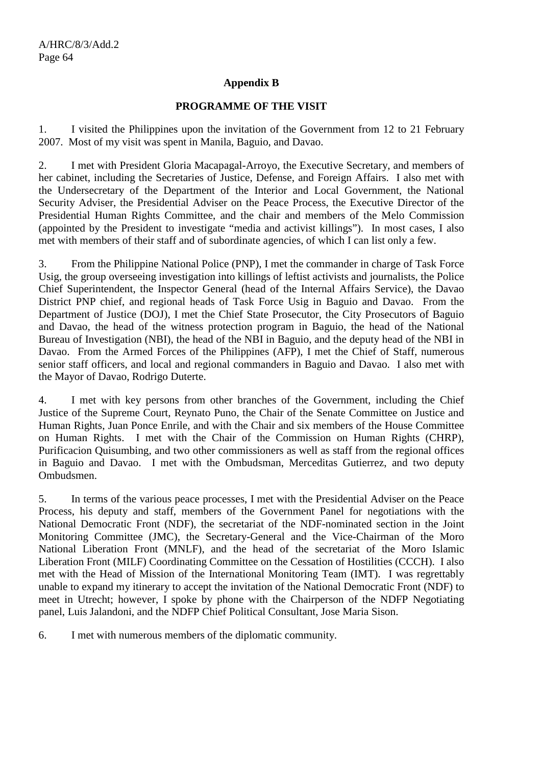## Appendix B

## PROGRAMME OF THE VISIT

1. I visited the Philippines upon the invitation of the Government from 12 to 21 February 2007. Most of my visit was spent in Manila, Baguio, and Davao.

2. I met with President Gloria Macapagal-Arroyo, the Executive Secretary, and members of her cabinet, including the Secretaries of Justice, Defense, and Foreign Affairs. I also met with the Undersecretary of the Department of the Interior and Local Government, the National Security Adviser, the Presidential Adviser on the Peace Process, the Executive Director of the Presidential Human Rights Committee, and the chair and members of the Melo Commission (appointed by the President to investigate "media and activist killings"). In most cases, I also met with members of their staff and of subordinate agencies, of which I can list only a few.

3. From the Philippine National Police (PNP), I met the commander in charge of Task Force Usig, the group overseeing investigation into killings of leftist activists and journalists, the Police Chief Superintendent, the Inspector General (head of the Internal Affairs Service), the Davao District PNP chief, and regional heads of Task Force Usig in Baguio and Davao. From the Department of Justice (DOJ), I met the Chief State Prosecutor, the City Prosecutors of Baguio and Davao, the head of the witness protection program in Baguio, the head of the National Bureau of Investigation (NBI), the head of the NBI in Baguio, and the deputy head of the NBI in Davao. From the Armed Forces of the Philippines (AFP), I met the Chief of Staff, numerous senior staff officers, and local and regional commanders in Baguio and Davao. I also met with the Mayor of Davao, Rodrigo Duterte.

4. I met with key persons from other branches of the Government, including the Chief Justice of the Supreme Court, Reynato Puno, the Chair of the Senate Committee on Justice and Human Rights, Juan Ponce Enrile, and with the Chair and six members of the House Committee on Human Rights. I met with the Chair of the Commission on Human Rights (CHRP), Purificacion Quisumbing, and two other commissioners as well as staff from the regional offices in Baguio and Davao. I met with the Ombudsman, Merceditas Gutierrez, and two deputy Ombudsmen.

5. In terms of the various peace processes, I met with the Presidential Adviser on the Peace Process, his deputy and staff, members of the Government Panel for negotiations with the National Democratic Front (NDF), the secretariat of the NDF-nominated section in the Joint Monitoring Committee (JMC), the Secretary-General and the Vice-Chairman of the Moro National Liberation Front (MNLF), and the head of the secretariat of the Moro Islamic Liberation Front (MILF) Coordinating Committee on the Cessation of Hostilities (CCCH). I also met with the Head of Mission of the International Monitoring Team (IMT). I was regrettably unable to expand my itinerary to accept the invitation of the National Democratic Front (NDF) to meet in Utrecht; however, I spoke by phone with the Chairperson of the NDFP Negotiating panel, Luis Jalandoni, and the NDFP Chief Political Consultant, Jose Maria Sison.

6. I met with numerous members of the diplomatic community.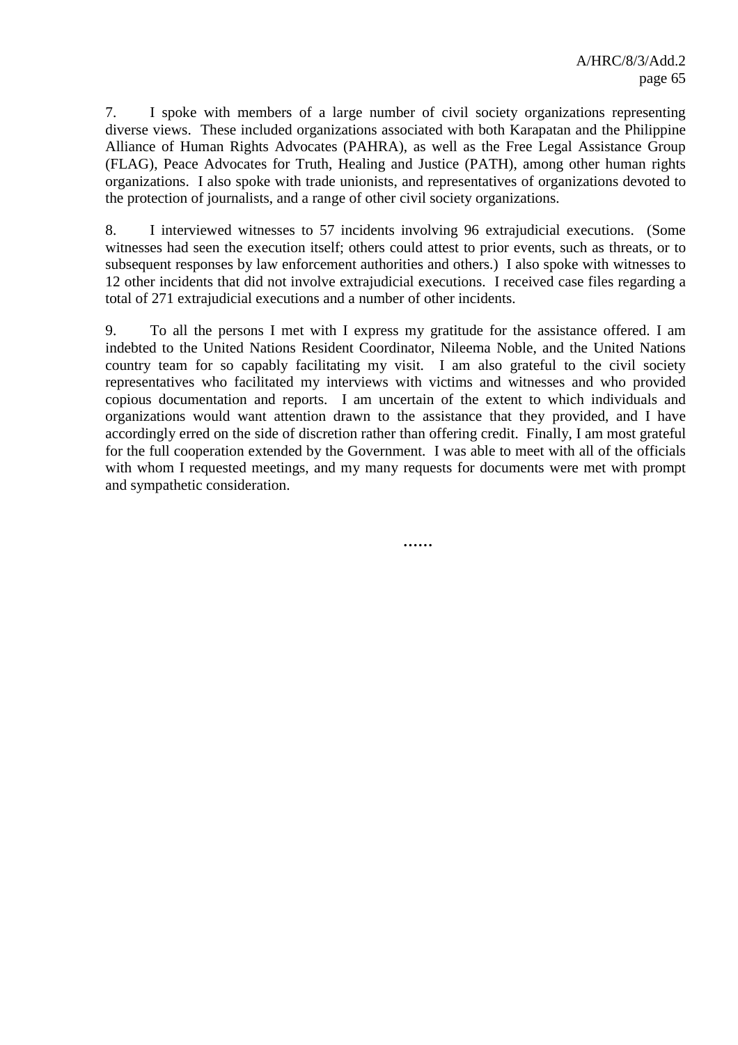7. I spoke with members of a large number of civil society organizations representing diverse views. These included organizations associated with both Karapatan and the Philippine Alliance of Human Rights Advocates (PAHRA), as well as the Free Legal Assistance Group (FLAG), Peace Advocates for Truth, Healing and Justice (PATH), among other human rights organizations. I also spoke with trade unionists, and representatives of organizations devoted to the protection of journalists, and a range of other civil society organizations.

8. I interviewed witnesses to 57 incidents involving 96 extrajudicial executions. (Some witnesses had seen the execution itself; others could attest to prior events, such as threats, or to subsequent responses by law enforcement authorities and others.) I also spoke with witnesses to 12 other incidents that did not involve extrajudicial executions. I received case files regarding a total of 271 extrajudicial executions and a number of other incidents.

9. To all the persons I met with I express my gratitude for the assistance offered. I am indebted to the United Nations Resident Coordinator, Nileema Noble, and the United Nations country team for so capably facilitating my visit. I am also grateful to the civil society representatives who facilitated my interviews with victims and witnesses and who provided copious documentation and reports. I am uncertain of the extent to which individuals and organizations would want attention drawn to the assistance that they provided, and I have accordingly erred on the side of discretion rather than offering credit. Finally, I am most grateful for the full cooperation extended by the Government. I was able to meet with all of the officials with whom I requested meetings, and my many requests for documents were met with prompt and sympathetic consideration.

......